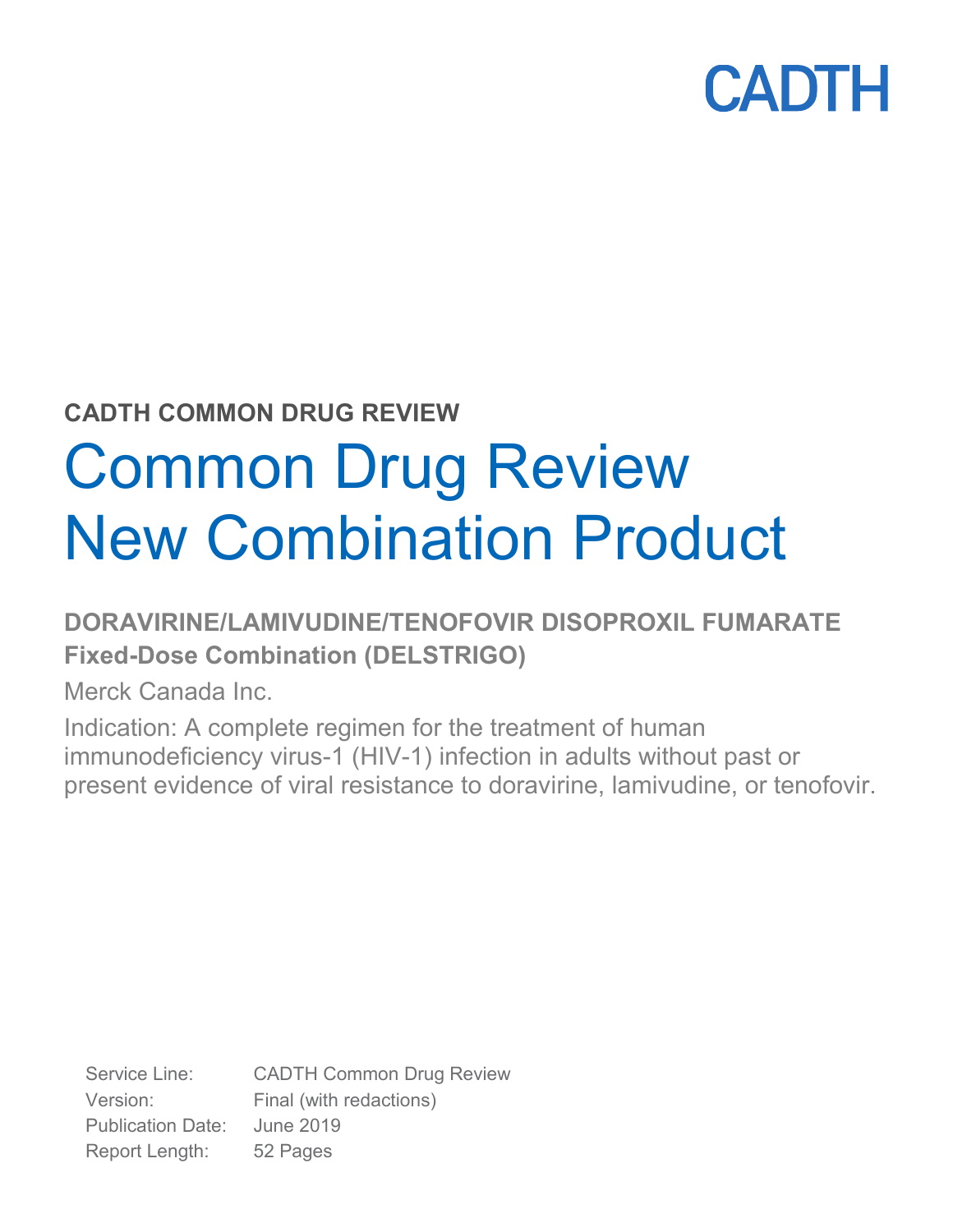CADTH

**CADTH COMMON DRUG REVIEW**

# Common Drug Review New Combination Product

## DORAVIRINE/LAMIVUDINE/TENOFOVIR DISOPROXIL FUMARATE Fixed-Dose Combination (DELSTRIGO)

Merck Canada Inc.

Indication: A complete regimen for the treatment of human immunodeficiency virus-1 (HIV-1) infection in adults without past or present evidence of viral resistance to doravirine, lamivudine, or tenofovir.

| | |
|---|---|
| Service Line: | CADTH Common Drug Review |
| Version: | Final (with redactions) |
| Publication Date: | June 2019 |
| Report Length: | 52 Pages |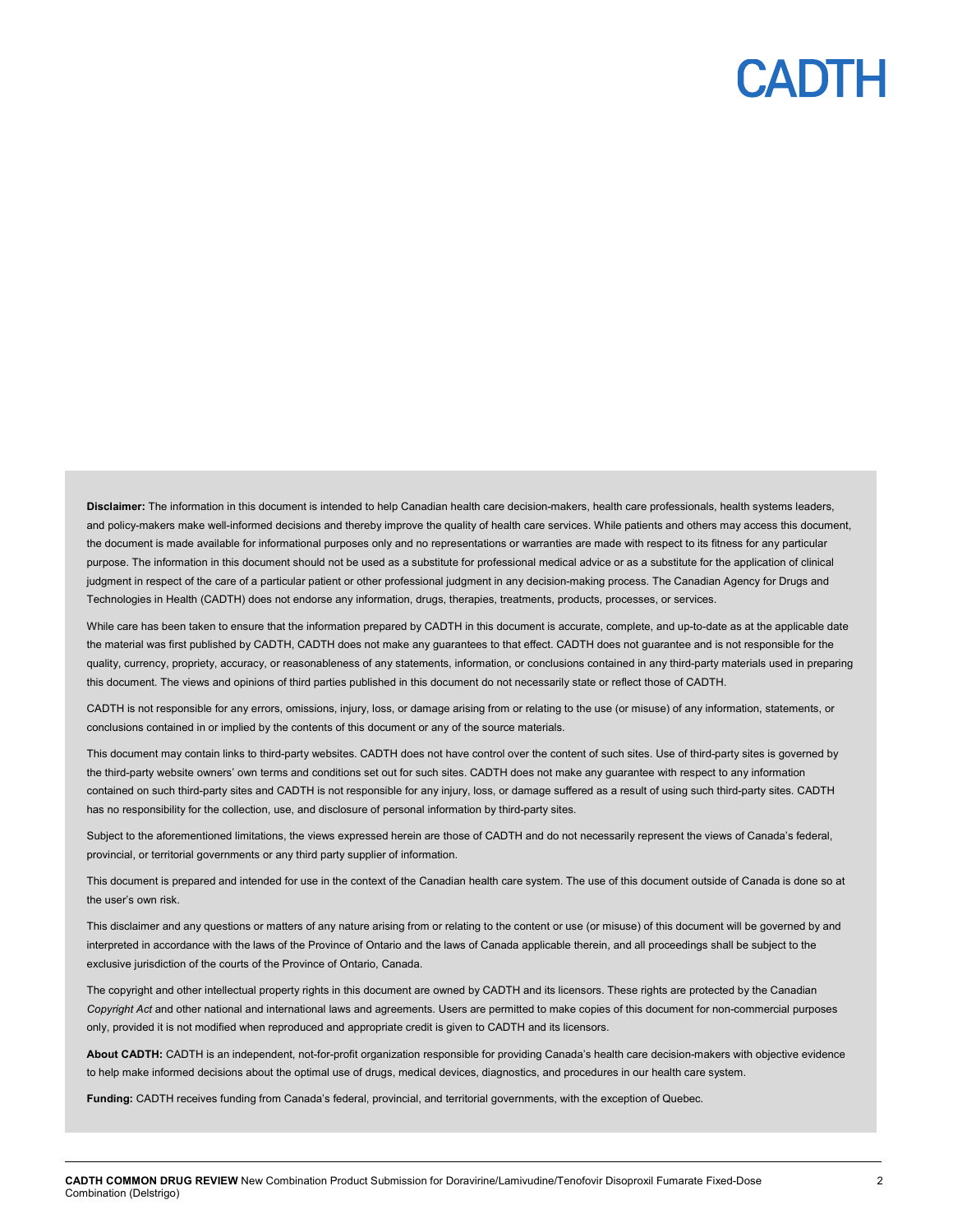**Disclaimer:** The information in this document is intended to help Canadian health care decision-makers, health care professionals, health systems leaders, and policy-makers make well-informed decisions and thereby improve the quality of health care services. While patients and others may access this document, the document is made available for informational purposes only and no representations or warranties are made with respect to its fitness for any particular purpose. The information in this document should not be used as a substitute for professional medical advice or as a substitute for the application of clinical judgment in respect of the care of a particular patient or other professional judgment in any decision-making process. The Canadian Agency for Drugs and Technologies in Health (CADTH) does not endorse any information, drugs, therapies, treatments, products, processes, or services.

While care has been taken to ensure that the information prepared by CADTH in this document is accurate, complete, and up-to-date as at the applicable date the material was first published by CADTH, CADTH does not make any guarantees to that effect. CADTH does not guarantee and is not responsible for the quality, currency, propriety, accuracy, or reasonableness of any statements, information, or conclusions contained in any third-party materials used in preparing this document. The views and opinions of third parties published in this document do not necessarily state or reflect those of CADTH.

CADTH is not responsible for any errors, omissions, injury, loss, or damage arising from or relating to the use (or misuse) of any information, statements, or conclusions contained in or implied by the contents of this document or any of the source materials.

This document may contain links to third-party websites. CADTH does not have control over the content of such sites. Use of third-party sites is governed by the third-party website owners' own terms and conditions set out for such sites. CADTH does not make any guarantee with respect to any information contained on such third-party sites and CADTH is not responsible for any injury, loss, or damage suffered as a result of using such third-party sites. CADTH has no responsibility for the collection, use, and disclosure of personal information by third-party sites.

Subject to the aforementioned limitations, the views expressed herein are those of CADTH and do not necessarily represent the views of Canada's federal, provincial, or territorial governments or any third party supplier of information.

This document is prepared and intended for use in the context of the Canadian health care system. The use of this document outside of Canada is done so at the user's own risk.

This disclaimer and any questions or matters of any nature arising from or relating to the content or use (or misuse) of this document will be governed by and interpreted in accordance with the laws of the Province of Ontario and the laws of Canada applicable therein, and all proceedings shall be subject to the exclusive jurisdiction of the courts of the Province of Ontario, Canada.

The copyright and other intellectual property rights in this document are owned by CADTH and its licensors. These rights are protected by the Canadian *Copyright Act* and other national and international laws and agreements. Users are permitted to make copies of this document for non-commercial purposes only, provided it is not modified when reproduced and appropriate credit is given to CADTH and its licensors.

**About CADTH:** CADTH is an independent, not-for-profit organization responsible for providing Canada's health care decision-makers with objective evidence to help make informed decisions about the optimal use of drugs, medical devices, diagnostics, and procedures in our health care system.

**Funding:** CADTH receives funding from Canada's federal, provincial, and territorial governments, with the exception of Quebec.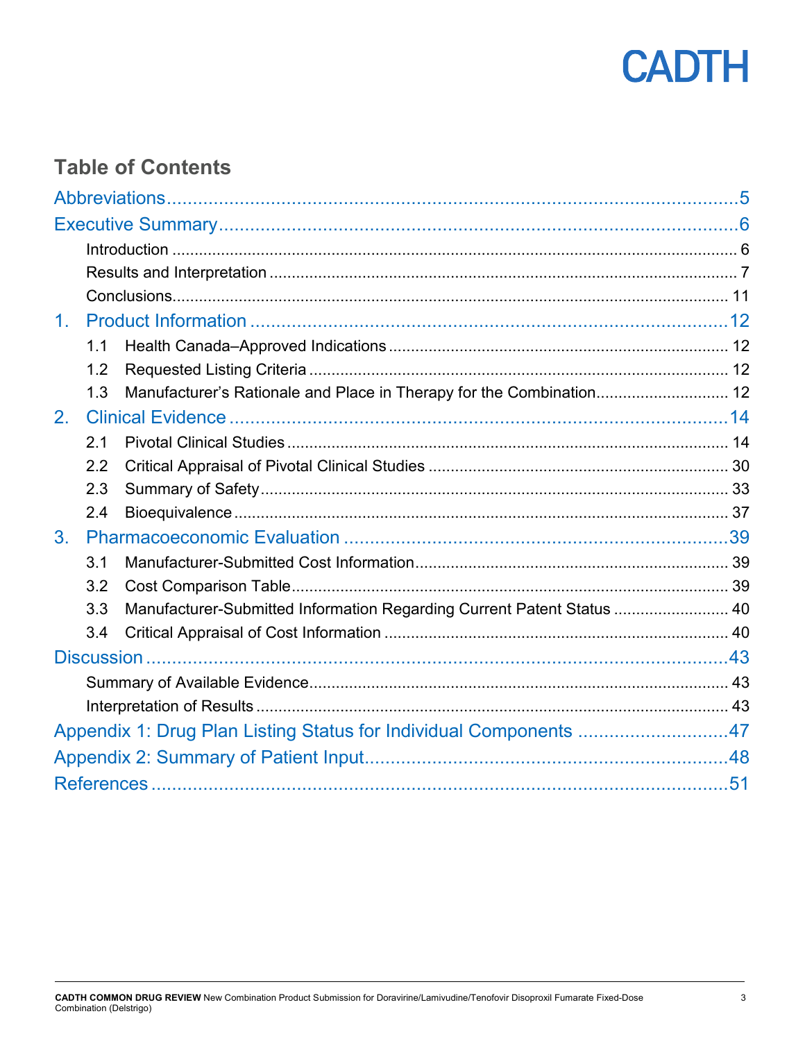# Table of Contents

Abbreviations ..... 5

Executive Summary ..... 6

- Introduction ..... 6
- Results and Interpretation ..... 7
- Conclusions ..... 11

1. Product Information ..... 12
   - 1.1 Health Canada–Approved Indications ..... 12
   - 1.2 Requested Listing Criteria ..... 12
   - 1.3 Manufacturer's Rationale and Place in Therapy for the Combination ..... 12
2. Clinical Evidence ..... 14
   - 2.1 Pivotal Clinical Studies ..... 14
   - 2.2 Critical Appraisal of Pivotal Clinical Studies ..... 30
   - 2.3 Summary of Safety ..... 33
   - 2.4 Bioequivalence ..... 37
3. Pharmacoeconomic Evaluation ..... 39
   - 3.1 Manufacturer-Submitted Cost Information ..... 39
   - 3.2 Cost Comparison Table ..... 39
   - 3.3 Manufacturer-Submitted Information Regarding Current Patent Status ..... 40
   - 3.4 Critical Appraisal of Cost Information ..... 40

Discussion ..... 43

- Summary of Available Evidence ..... 43
- Interpretation of Results ..... 43

Appendix 1: Drug Plan Listing Status for Individual Components ..... 47

Appendix 2: Summary of Patient Input ..... 48

References ..... 51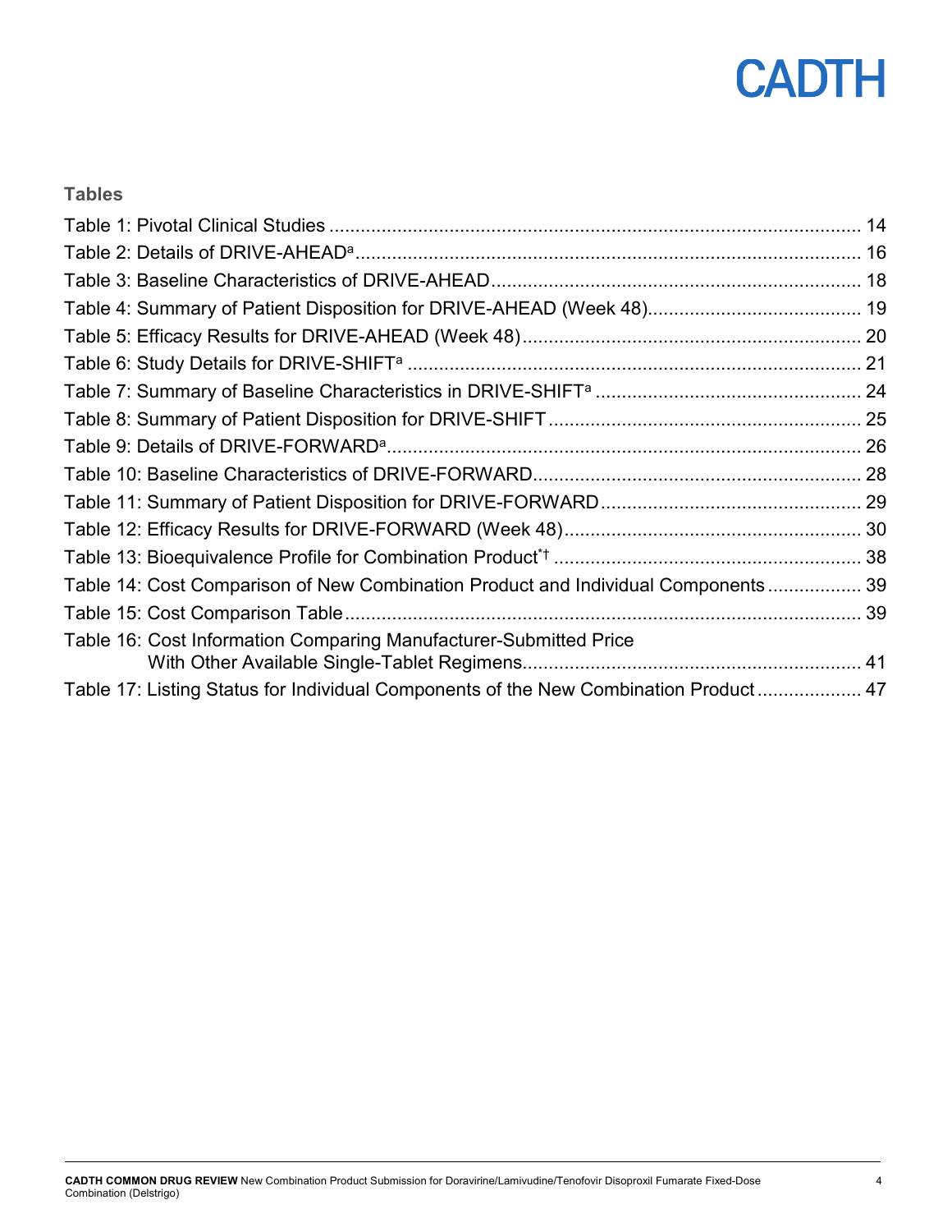## Tables

Table 1: Pivotal Clinical Studies ..... 14
Table 2: Details of DRIVE-AHEAD[a] ..... 16
Table 3: Baseline Characteristics of DRIVE-AHEAD ..... 18
Table 4: Summary of Patient Disposition for DRIVE-AHEAD (Week 48) ..... 19
Table 5: Efficacy Results for DRIVE-AHEAD (Week 48) ..... 20
Table 6: Study Details for DRIVE-SHIFT[a] ..... 21
Table 7: Summary of Baseline Characteristics in DRIVE-SHIFT[a] ..... 24
Table 8: Summary of Patient Disposition for DRIVE-SHIFT ..... 25
Table 9: Details of DRIVE-FORWARD[a] ..... 26
Table 10: Baseline Characteristics of DRIVE-FORWARD ..... 28
Table 11: Summary of Patient Disposition for DRIVE-FORWARD ..... 29
Table 12: Efficacy Results for DRIVE-FORWARD (Week 48) ..... 30
Table 13: Bioequivalence Profile for Combination Product[*†] ..... 38
Table 14: Cost Comparison of New Combination Product and Individual Components ..... 39
Table 15: Cost Comparison Table ..... 39
Table 16: Cost Information Comparing Manufacturer-Submitted Price With Other Available Single-Tablet Regimens ..... 41
Table 17: Listing Status for Individual Components of the New Combination Product ..... 47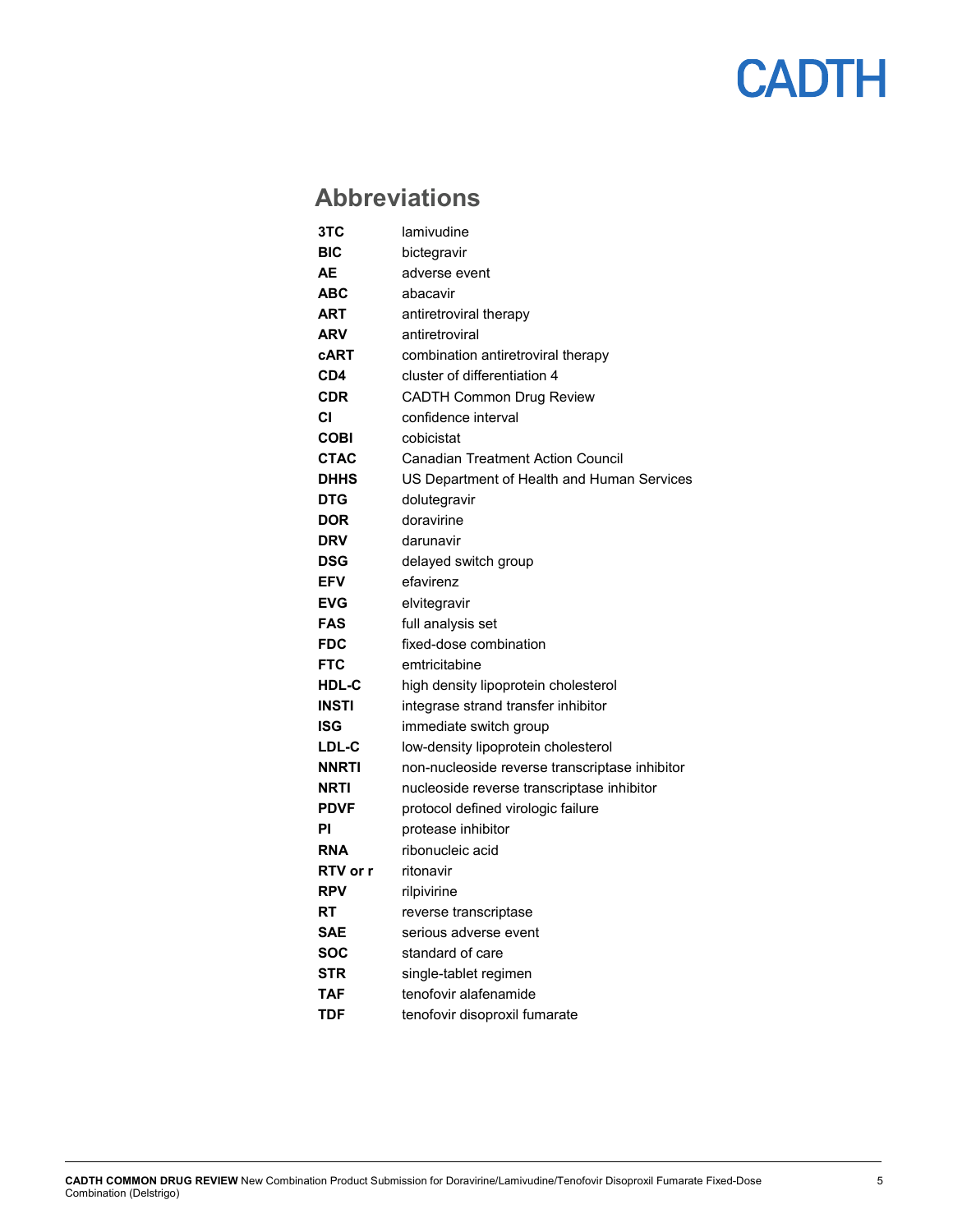## Abbreviations

| | |
|---|---|
| **3TC** | lamivudine |
| **BIC** | bictegravir |
| **AE** | adverse event |
| **ABC** | abacavir |
| **ART** | antiretroviral therapy |
| **ARV** | antiretroviral |
| **cART** | combination antiretroviral therapy |
| **CD4** | cluster of differentiation 4 |
| **CDR** | CADTH Common Drug Review |
| **CI** | confidence interval |
| **COBI** | cobicistat |
| **CTAC** | Canadian Treatment Action Council |
| **DHHS** | US Department of Health and Human Services |
| **DTG** | dolutegravir |
| **DOR** | doravirine |
| **DRV** | darunavir |
| **DSG** | delayed switch group |
| **EFV** | efavirenz |
| **EVG** | elvitegravir |
| **FAS** | full analysis set |
| **FDC** | fixed-dose combination |
| **FTC** | emtricitabine |
| **HDL-C** | high density lipoprotein cholesterol |
| **INSTI** | integrase strand transfer inhibitor |
| **ISG** | immediate switch group |
| **LDL-C** | low-density lipoprotein cholesterol |
| **NNRTI** | non-nucleoside reverse transcriptase inhibitor |
| **NRTI** | nucleoside reverse transcriptase inhibitor |
| **PDVF** | protocol defined virologic failure |
| **PI** | protease inhibitor |
| **RNA** | ribonucleic acid |
| **RTV or r** | ritonavir |
| **RPV** | rilpivirine |
| **RT** | reverse transcriptase |
| **SAE** | serious adverse event |
| **SOC** | standard of care |
| **STR** | single-tablet regimen |
| **TAF** | tenofovir alafenamide |
| **TDF** | tenofovir disoproxil fumarate |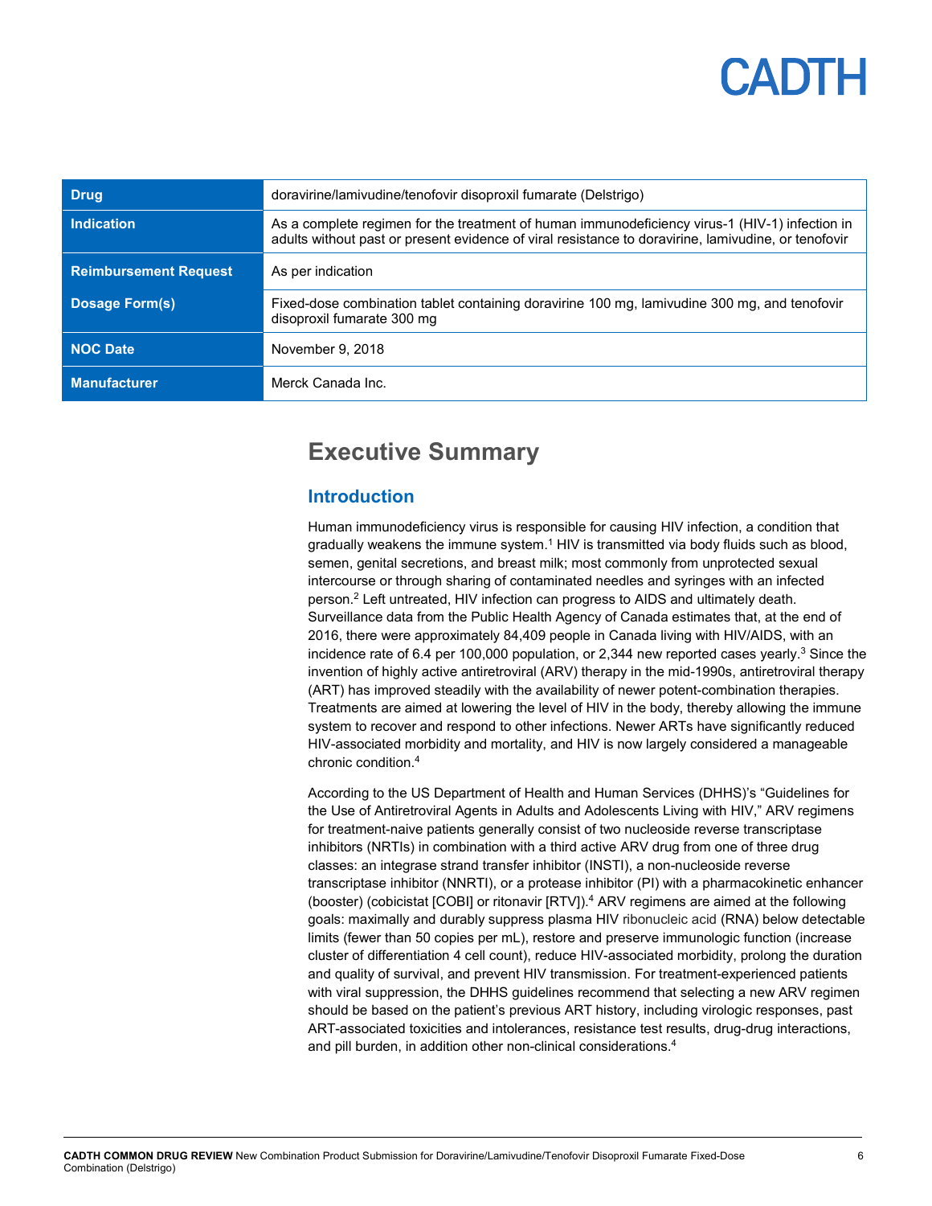| Drug | doravirine/lamivudine/tenofovir disoproxil fumarate (Delstrigo) |
| --- | --- |
| Indication | As a complete regimen for the treatment of human immunodeficiency virus-1 (HIV-1) infection in adults without past or present evidence of viral resistance to doravirine, lamivudine, or tenofovir |
| Reimbursement Request | As per indication |
| Dosage Form(s) | Fixed-dose combination tablet containing doravirine 100 mg, lamivudine 300 mg, and tenofovir disoproxil fumarate 300 mg |
| NOC Date | November 9, 2018 |
| Manufacturer | Merck Canada Inc. |

# Executive Summary

## Introduction

Human immunodeficiency virus is responsible for causing HIV infection, a condition that gradually weakens the immune system.[1] HIV is transmitted via body fluids such as blood, semen, genital secretions, and breast milk; most commonly from unprotected sexual intercourse or through sharing of contaminated needles and syringes with an infected person.[2] Left untreated, HIV infection can progress to AIDS and ultimately death. Surveillance data from the Public Health Agency of Canada estimates that, at the end of 2016, there were approximately 84,409 people in Canada living with HIV/AIDS, with an incidence rate of 6.4 per 100,000 population, or 2,344 new reported cases yearly.[3] Since the invention of highly active antiretroviral (ARV) therapy in the mid-1990s, antiretroviral therapy (ART) has improved steadily with the availability of newer potent-combination therapies. Treatments are aimed at lowering the level of HIV in the body, thereby allowing the immune system to recover and respond to other infections. Newer ARTs have significantly reduced HIV-associated morbidity and mortality, and HIV is now largely considered a manageable chronic condition.[4]

According to the US Department of Health and Human Services (DHHS)'s "Guidelines for the Use of Antiretroviral Agents in Adults and Adolescents Living with HIV," ARV regimens for treatment-naive patients generally consist of two nucleoside reverse transcriptase inhibitors (NRTIs) in combination with a third active ARV drug from one of three drug classes: an integrase strand transfer inhibitor (INSTI), a non-nucleoside reverse transcriptase inhibitor (NNRTI), or a protease inhibitor (PI) with a pharmacokinetic enhancer (booster) (cobicistat [COBI] or ritonavir [RTV]).[4] ARV regimens are aimed at the following goals: maximally and durably suppress plasma HIV ribonucleic acid (RNA) below detectable limits (fewer than 50 copies per mL), restore and preserve immunologic function (increase cluster of differentiation 4 cell count), reduce HIV-associated morbidity, prolong the duration and quality of survival, and prevent HIV transmission. For treatment-experienced patients with viral suppression, the DHHS guidelines recommend that selecting a new ARV regimen should be based on the patient's previous ART history, including virologic responses, past ART-associated toxicities and intolerances, resistance test results, drug-drug interactions, and pill burden, in addition other non-clinical considerations.[4]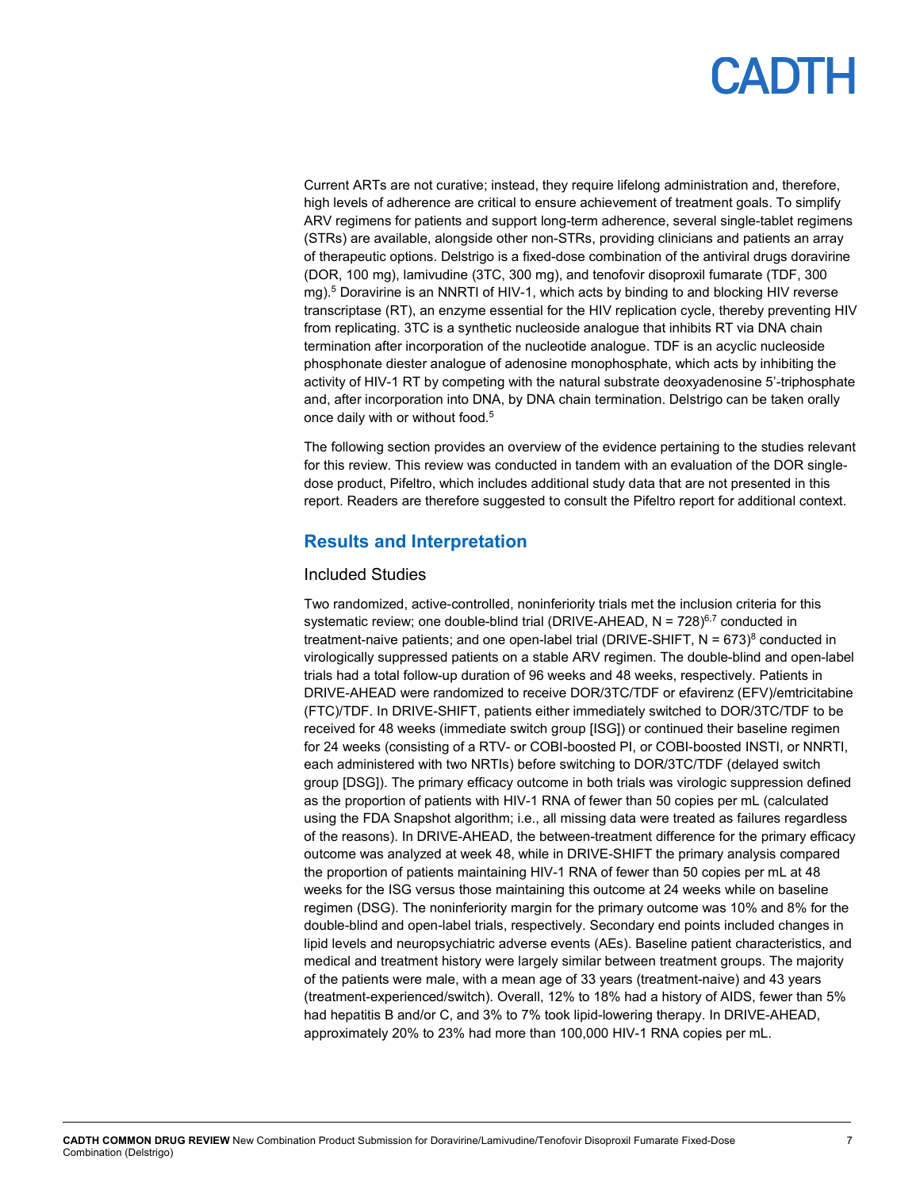Current ARTs are not curative; instead, they require lifelong administration and, therefore, high levels of adherence are critical to ensure achievement of treatment goals. To simplify ARV regimens for patients and support long-term adherence, several single-tablet regimens (STRs) are available, alongside other non-STRs, providing clinicians and patients an array of therapeutic options. Delstrigo is a fixed-dose combination of the antiviral drugs doravirine (DOR, 100 mg), lamivudine (3TC, 300 mg), and tenofovir disoproxil fumarate (TDF, 300 mg).[5] Doravirine is an NNRTI of HIV-1, which acts by binding to and blocking HIV reverse transcriptase (RT), an enzyme essential for the HIV replication cycle, thereby preventing HIV from replicating. 3TC is a synthetic nucleoside analogue that inhibits RT via DNA chain termination after incorporation of the nucleotide analogue. TDF is an acyclic nucleoside phosphonate diester analogue of adenosine monophosphate, which acts by inhibiting the activity of HIV-1 RT by competing with the natural substrate deoxyadenosine 5'-triphosphate and, after incorporation into DNA, by DNA chain termination. Delstrigo can be taken orally once daily with or without food.[5]

The following section provides an overview of the evidence pertaining to the studies relevant for this review. This review was conducted in tandem with an evaluation of the DOR single-dose product, Pifeltro, which includes additional study data that are not presented in this report. Readers are therefore suggested to consult the Pifeltro report for additional context.

## Results and Interpretation

### Included Studies

Two randomized, active-controlled, noninferiority trials met the inclusion criteria for this systematic review; one double-blind trial (DRIVE-AHEAD, N = 728)[6,7] conducted in treatment-naive patients; and one open-label trial (DRIVE-SHIFT, N = 673)[8] conducted in virologically suppressed patients on a stable ARV regimen. The double-blind and open-label trials had a total follow-up duration of 96 weeks and 48 weeks, respectively. Patients in DRIVE-AHEAD were randomized to receive DOR/3TC/TDF or efavirenz (EFV)/emtricitabine (FTC)/TDF. In DRIVE-SHIFT, patients either immediately switched to DOR/3TC/TDF to be received for 48 weeks (immediate switch group [ISG]) or continued their baseline regimen for 24 weeks (consisting of a RTV- or COBI-boosted PI, or COBI-boosted INSTI, or NNRTI, each administered with two NRTIs) before switching to DOR/3TC/TDF (delayed switch group [DSG]). The primary efficacy outcome in both trials was virologic suppression defined as the proportion of patients with HIV-1 RNA of fewer than 50 copies per mL (calculated using the FDA Snapshot algorithm; i.e., all missing data were treated as failures regardless of the reasons). In DRIVE-AHEAD, the between-treatment difference for the primary efficacy outcome was analyzed at week 48, while in DRIVE-SHIFT the primary analysis compared the proportion of patients maintaining HIV-1 RNA of fewer than 50 copies per mL at 48 weeks for the ISG versus those maintaining this outcome at 24 weeks while on baseline regimen (DSG). The noninferiority margin for the primary outcome was 10% and 8% for the double-blind and open-label trials, respectively. Secondary end points included changes in lipid levels and neuropsychiatric adverse events (AEs). Baseline patient characteristics, and medical and treatment history were largely similar between treatment groups. The majority of the patients were male, with a mean age of 33 years (treatment-naive) and 43 years (treatment-experienced/switch). Overall, 12% to 18% had a history of AIDS, fewer than 5% had hepatitis B and/or C, and 3% to 7% took lipid-lowering therapy. In DRIVE-AHEAD, approximately 20% to 23% had more than 100,000 HIV-1 RNA copies per mL.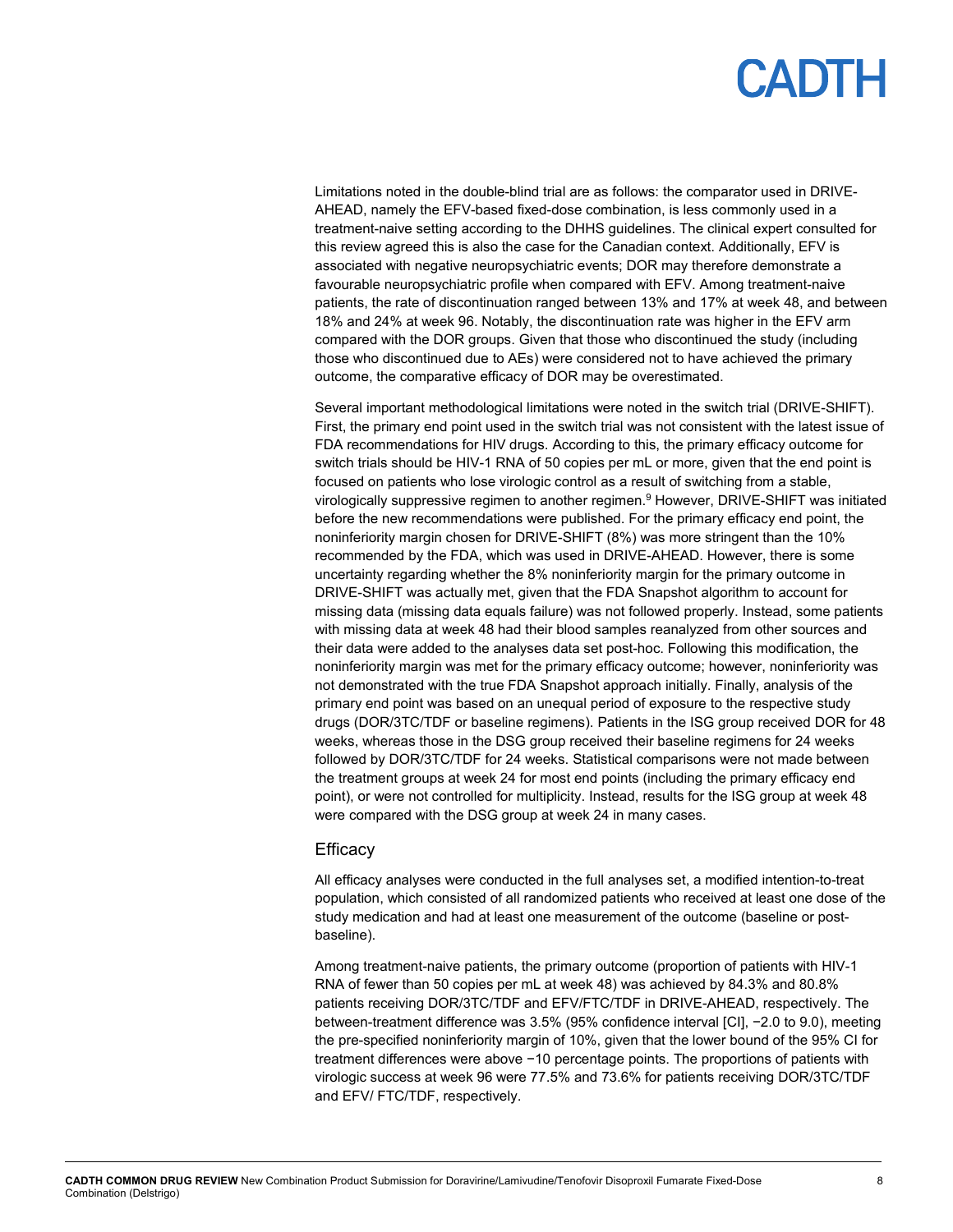Limitations noted in the double-blind trial are as follows: the comparator used in DRIVE-AHEAD, namely the EFV-based fixed-dose combination, is less commonly used in a treatment-naive setting according to the DHHS guidelines. The clinical expert consulted for this review agreed this is also the case for the Canadian context. Additionally, EFV is associated with negative neuropsychiatric events; DOR may therefore demonstrate a favourable neuropsychiatric profile when compared with EFV. Among treatment-naive patients, the rate of discontinuation ranged between 13% and 17% at week 48, and between 18% and 24% at week 96. Notably, the discontinuation rate was higher in the EFV arm compared with the DOR groups. Given that those who discontinued the study (including those who discontinued due to AEs) were considered not to have achieved the primary outcome, the comparative efficacy of DOR may be overestimated.

Several important methodological limitations were noted in the switch trial (DRIVE-SHIFT). First, the primary end point used in the switch trial was not consistent with the latest issue of FDA recommendations for HIV drugs. According to this, the primary efficacy outcome for switch trials should be HIV-1 RNA of 50 copies per mL or more, given that the end point is focused on patients who lose virologic control as a result of switching from a stable, virologically suppressive regimen to another regimen.[9] However, DRIVE-SHIFT was initiated before the new recommendations were published. For the primary efficacy end point, the noninferiority margin chosen for DRIVE-SHIFT (8%) was more stringent than the 10% recommended by the FDA, which was used in DRIVE-AHEAD. However, there is some uncertainty regarding whether the 8% noninferiority margin for the primary outcome in DRIVE-SHIFT was actually met, given that the FDA Snapshot algorithm to account for missing data (missing data equals failure) was not followed properly. Instead, some patients with missing data at week 48 had their blood samples reanalyzed from other sources and their data were added to the analyses data set post-hoc. Following this modification, the noninferiority margin was met for the primary efficacy outcome; however, noninferiority was not demonstrated with the true FDA Snapshot approach initially. Finally, analysis of the primary end point was based on an unequal period of exposure to the respective study drugs (DOR/3TC/TDF or baseline regimens). Patients in the ISG group received DOR for 48 weeks, whereas those in the DSG group received their baseline regimens for 24 weeks followed by DOR/3TC/TDF for 24 weeks. Statistical comparisons were not made between the treatment groups at week 24 for most end points (including the primary efficacy end point), or were not controlled for multiplicity. Instead, results for the ISG group at week 48 were compared with the DSG group at week 24 in many cases.

## Efficacy

All efficacy analyses were conducted in the full analyses set, a modified intention-to-treat population, which consisted of all randomized patients who received at least one dose of the study medication and had at least one measurement of the outcome (baseline or post-baseline).

Among treatment-naive patients, the primary outcome (proportion of patients with HIV-1 RNA of fewer than 50 copies per mL at week 48) was achieved by 84.3% and 80.8% patients receiving DOR/3TC/TDF and EFV/FTC/TDF in DRIVE-AHEAD, respectively. The between-treatment difference was 3.5% (95% confidence interval [CI], −2.0 to 9.0), meeting the pre-specified noninferiority margin of 10%, given that the lower bound of the 95% CI for treatment differences were above −10 percentage points. The proportions of patients with virologic success at week 96 were 77.5% and 73.6% for patients receiving DOR/3TC/TDF and EFV/ FTC/TDF, respectively.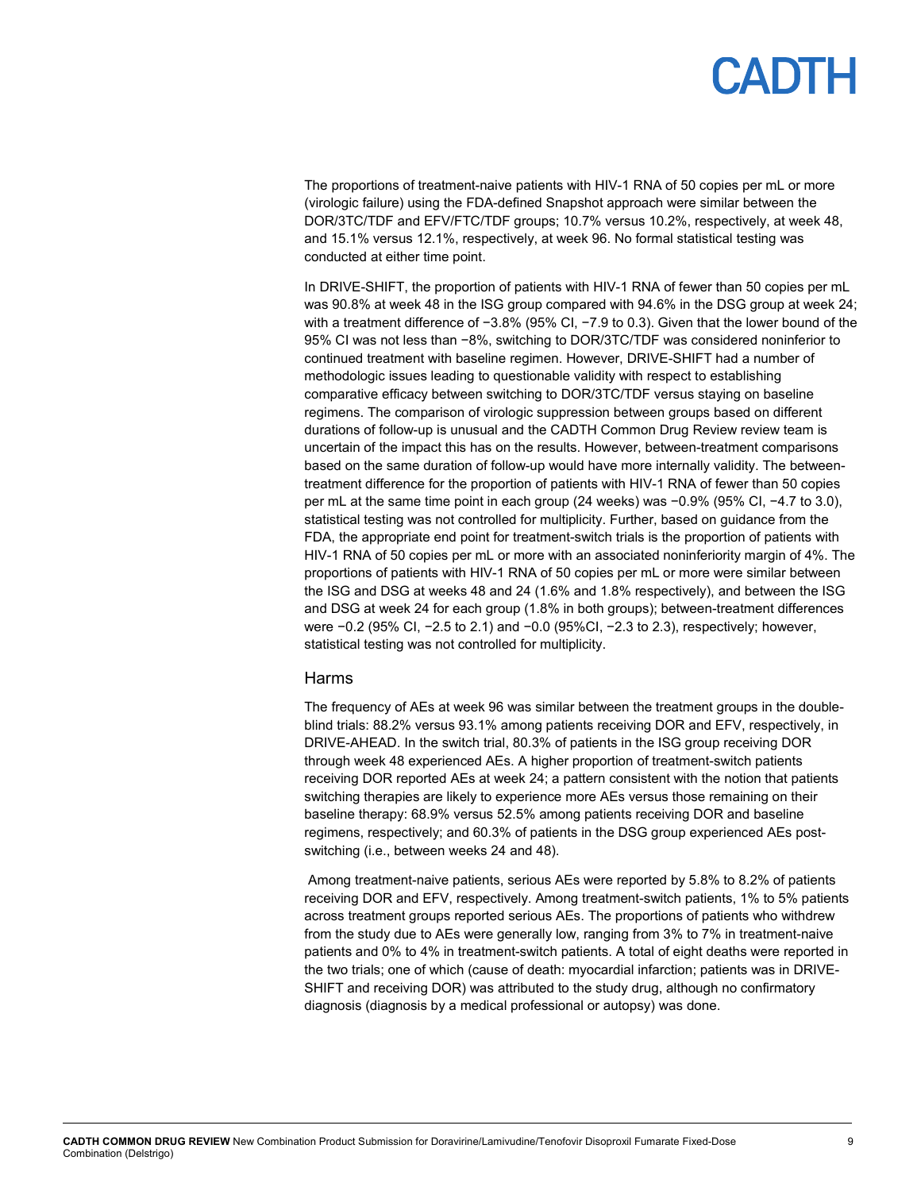The proportions of treatment-naive patients with HIV-1 RNA of 50 copies per mL or more (virologic failure) using the FDA-defined Snapshot approach were similar between the DOR/3TC/TDF and EFV/FTC/TDF groups; 10.7% versus 10.2%, respectively, at week 48, and 15.1% versus 12.1%, respectively, at week 96. No formal statistical testing was conducted at either time point.

In DRIVE-SHIFT, the proportion of patients with HIV-1 RNA of fewer than 50 copies per mL was 90.8% at week 48 in the ISG group compared with 94.6% in the DSG group at week 24; with a treatment difference of −3.8% (95% CI, −7.9 to 0.3). Given that the lower bound of the 95% CI was not less than −8%, switching to DOR/3TC/TDF was considered noninferior to continued treatment with baseline regimen. However, DRIVE-SHIFT had a number of methodologic issues leading to questionable validity with respect to establishing comparative efficacy between switching to DOR/3TC/TDF versus staying on baseline regimens. The comparison of virologic suppression between groups based on different durations of follow-up is unusual and the CADTH Common Drug Review review team is uncertain of the impact this has on the results. However, between-treatment comparisons based on the same duration of follow-up would have more internally validity. The between-treatment difference for the proportion of patients with HIV-1 RNA of fewer than 50 copies per mL at the same time point in each group (24 weeks) was −0.9% (95% CI, −4.7 to 3.0), statistical testing was not controlled for multiplicity. Further, based on guidance from the FDA, the appropriate end point for treatment-switch trials is the proportion of patients with HIV-1 RNA of 50 copies per mL or more with an associated noninferiority margin of 4%. The proportions of patients with HIV-1 RNA of 50 copies per mL or more were similar between the ISG and DSG at weeks 48 and 24 (1.6% and 1.8% respectively), and between the ISG and DSG at week 24 for each group (1.8% in both groups); between-treatment differences were −0.2 (95% CI, −2.5 to 2.1) and −0.0 (95%CI, −2.3 to 2.3), respectively; however, statistical testing was not controlled for multiplicity.

## Harms

The frequency of AEs at week 96 was similar between the treatment groups in the double-blind trials: 88.2% versus 93.1% among patients receiving DOR and EFV, respectively, in DRIVE-AHEAD. In the switch trial, 80.3% of patients in the ISG group receiving DOR through week 48 experienced AEs. A higher proportion of treatment-switch patients receiving DOR reported AEs at week 24; a pattern consistent with the notion that patients switching therapies are likely to experience more AEs versus those remaining on their baseline therapy: 68.9% versus 52.5% among patients receiving DOR and baseline regimens, respectively; and 60.3% of patients in the DSG group experienced AEs post-switching (i.e., between weeks 24 and 48).

Among treatment-naive patients, serious AEs were reported by 5.8% to 8.2% of patients receiving DOR and EFV, respectively. Among treatment-switch patients, 1% to 5% patients across treatment groups reported serious AEs. The proportions of patients who withdrew from the study due to AEs were generally low, ranging from 3% to 7% in treatment-naive patients and 0% to 4% in treatment-switch patients. A total of eight deaths were reported in the two trials; one of which (cause of death: myocardial infarction; patients was in DRIVE-SHIFT and receiving DOR) was attributed to the study drug, although no confirmatory diagnosis (diagnosis by a medical professional or autopsy) was done.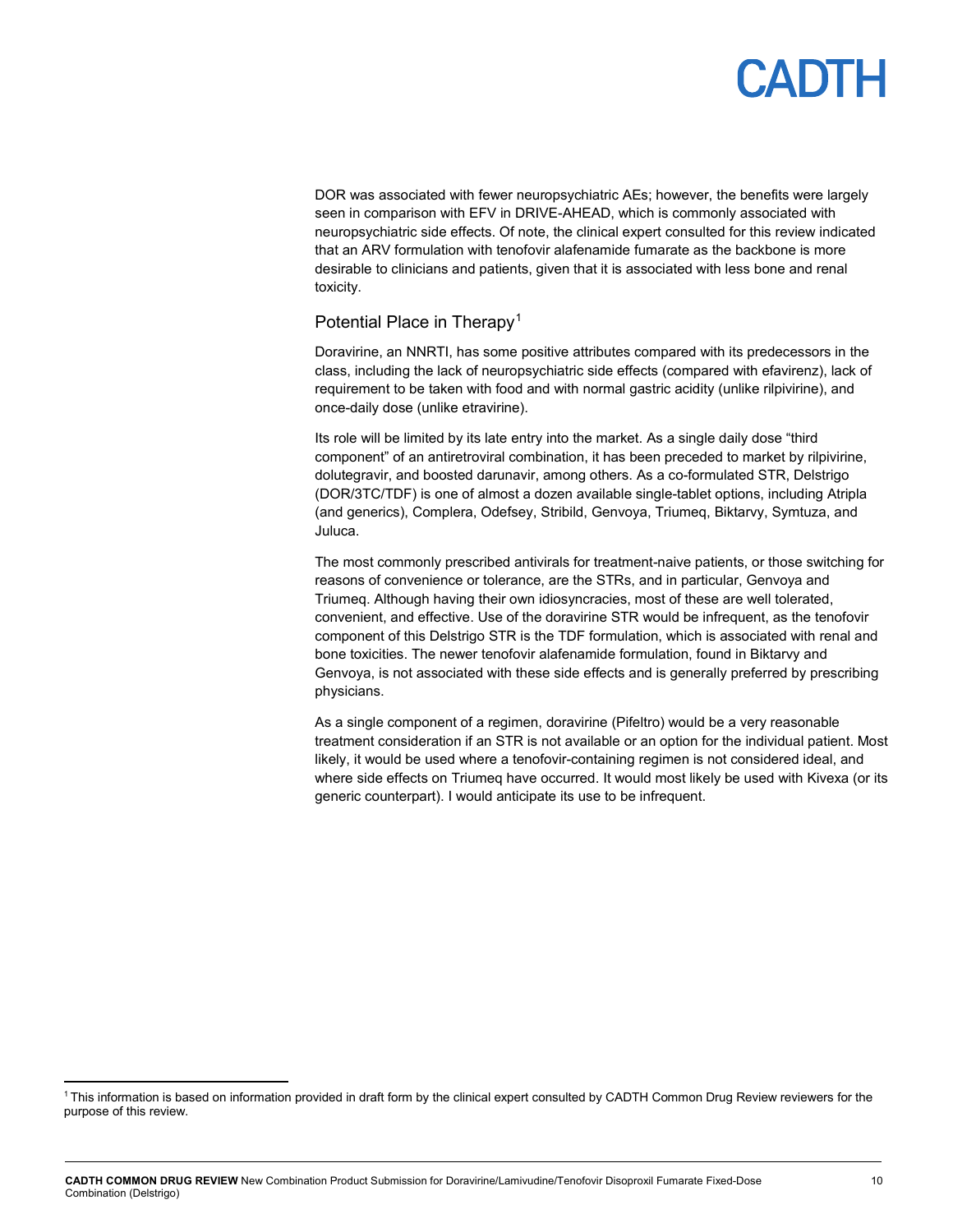DOR was associated with fewer neuropsychiatric AEs; however, the benefits were largely seen in comparison with EFV in DRIVE-AHEAD, which is commonly associated with neuropsychiatric side effects. Of note, the clinical expert consulted for this review indicated that an ARV formulation with tenofovir alafenamide fumarate as the backbone is more desirable to clinicians and patients, given that it is associated with less bone and renal toxicity.

## Potential Place in Therapy[1]

Doravirine, an NNRTI, has some positive attributes compared with its predecessors in the class, including the lack of neuropsychiatric side effects (compared with efavirenz), lack of requirement to be taken with food and with normal gastric acidity (unlike rilpivirine), and once-daily dose (unlike etravirine).

Its role will be limited by its late entry into the market. As a single daily dose "third component" of an antiretroviral combination, it has been preceded to market by rilpivirine, dolutegravir, and boosted darunavir, among others. As a co-formulated STR, Delstrigo (DOR/3TC/TDF) is one of almost a dozen available single-tablet options, including Atripla (and generics), Complera, Odefsey, Stribild, Genvoya, Triumeq, Biktarvy, Symtuza, and Juluca.

The most commonly prescribed antivirals for treatment-naive patients, or those switching for reasons of convenience or tolerance, are the STRs, and in particular, Genvoya and Triumeq. Although having their own idiosyncracies, most of these are well tolerated, convenient, and effective. Use of the doravirine STR would be infrequent, as the tenofovir component of this Delstrigo STR is the TDF formulation, which is associated with renal and bone toxicities. The newer tenofovir alafenamide formulation, found in Biktarvy and Genvoya, is not associated with these side effects and is generally preferred by prescribing physicians.

As a single component of a regimen, doravirine (Pifeltro) would be a very reasonable treatment consideration if an STR is not available or an option for the individual patient. Most likely, it would be used where a tenofovir-containing regimen is not considered ideal, and where side effects on Triumeq have occurred. It would most likely be used with Kivexa (or its generic counterpart). I would anticipate its use to be infrequent.

[1] This information is based on information provided in draft form by the clinical expert consulted by CADTH Common Drug Review reviewers for the purpose of this review.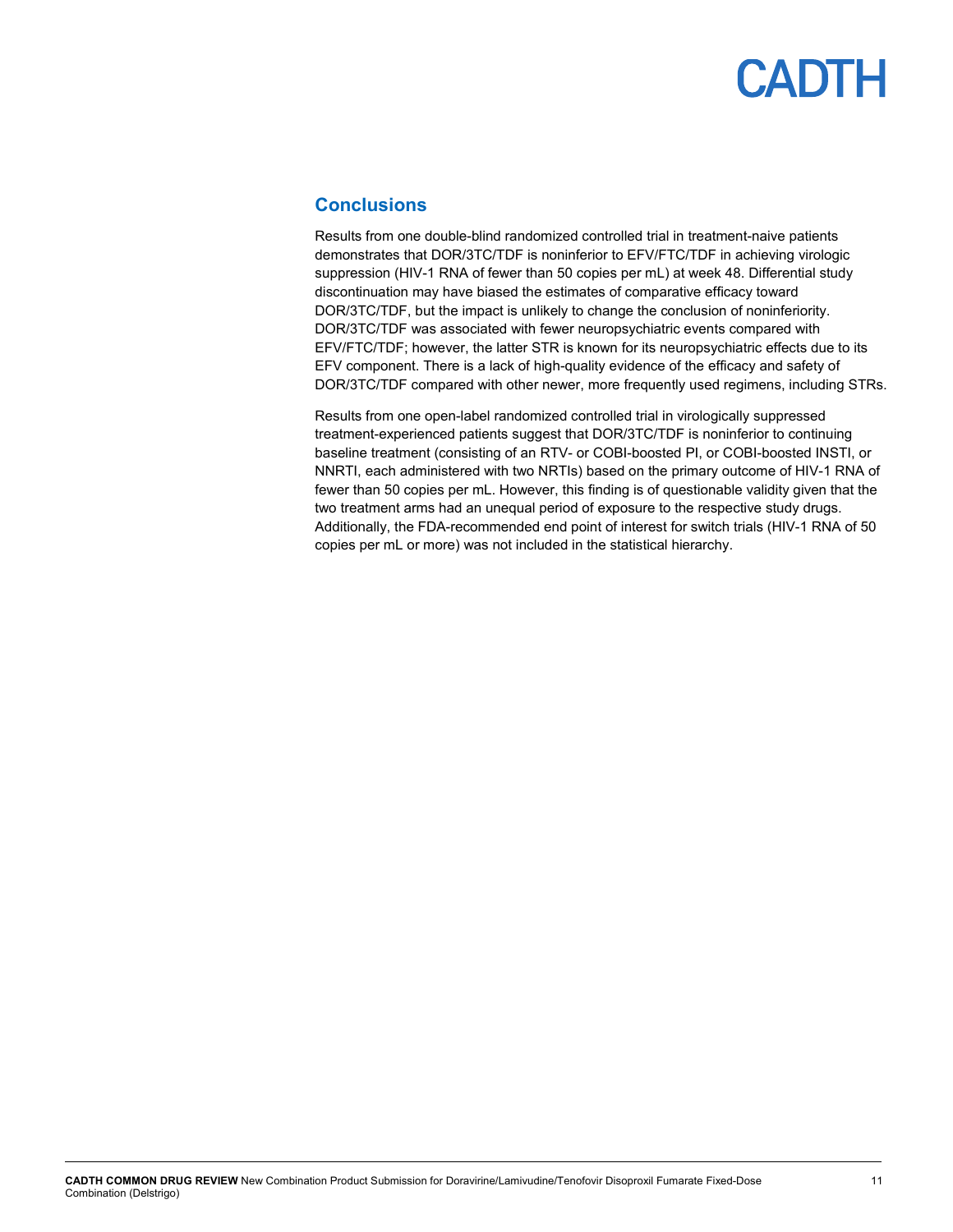## Conclusions

Results from one double-blind randomized controlled trial in treatment-naive patients demonstrates that DOR/3TC/TDF is noninferior to EFV/FTC/TDF in achieving virologic suppression (HIV-1 RNA of fewer than 50 copies per mL) at week 48. Differential study discontinuation may have biased the estimates of comparative efficacy toward DOR/3TC/TDF, but the impact is unlikely to change the conclusion of noninferiority. DOR/3TC/TDF was associated with fewer neuropsychiatric events compared with EFV/FTC/TDF; however, the latter STR is known for its neuropsychiatric effects due to its EFV component. There is a lack of high-quality evidence of the efficacy and safety of DOR/3TC/TDF compared with other newer, more frequently used regimens, including STRs.

Results from one open-label randomized controlled trial in virologically suppressed treatment-experienced patients suggest that DOR/3TC/TDF is noninferior to continuing baseline treatment (consisting of an RTV- or COBI-boosted PI, or COBI-boosted INSTI, or NNRTI, each administered with two NRTIs) based on the primary outcome of HIV-1 RNA of fewer than 50 copies per mL. However, this finding is of questionable validity given that the two treatment arms had an unequal period of exposure to the respective study drugs. Additionally, the FDA-recommended end point of interest for switch trials (HIV-1 RNA of 50 copies per mL or more) was not included in the statistical hierarchy.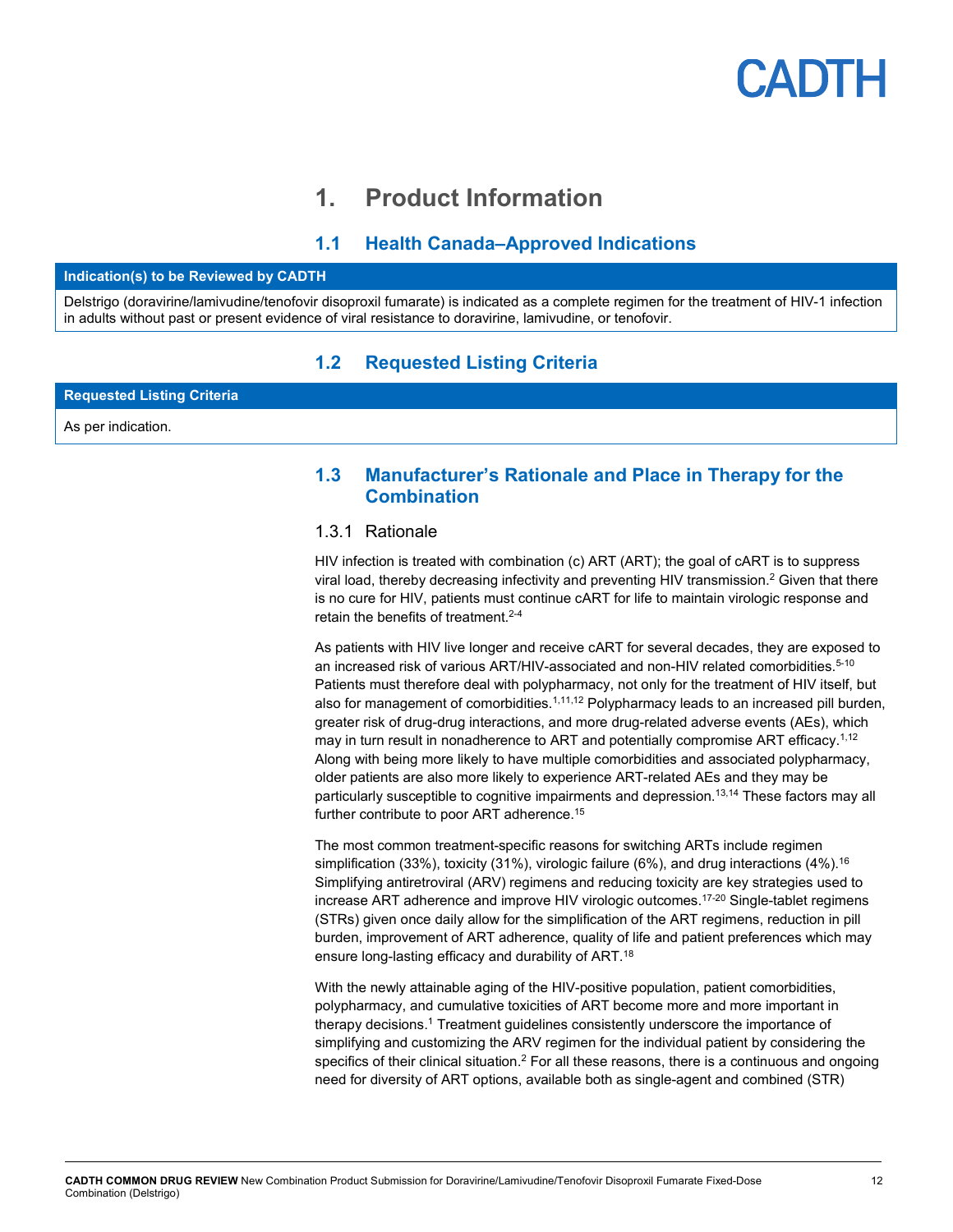# 1. Product Information

## 1.1 Health Canada–Approved Indications

| Indication(s) to be Reviewed by CADTH |
| --- |
| Delstrigo (doravirine/lamivudine/tenofovir disoproxil fumarate) is indicated as a complete regimen for the treatment of HIV-1 infection in adults without past or present evidence of viral resistance to doravirine, lamivudine, or tenofovir. |

## 1.2 Requested Listing Criteria

| Requested Listing Criteria |
| --- |
| As per indication. |

## 1.3 Manufacturer's Rationale and Place in Therapy for the Combination

### 1.3.1 Rationale

HIV infection is treated with combination (c) ART (ART); the goal of cART is to suppress viral load, thereby decreasing infectivity and preventing HIV transmission.[2] Given that there is no cure for HIV, patients must continue cART for life to maintain virologic response and retain the benefits of treatment.[2-4]

As patients with HIV live longer and receive cART for several decades, they are exposed to an increased risk of various ART/HIV-associated and non-HIV related comorbidities.[5-10] Patients must therefore deal with polypharmacy, not only for the treatment of HIV itself, but also for management of comorbidities.[1,11,12] Polypharmacy leads to an increased pill burden, greater risk of drug-drug interactions, and more drug-related adverse events (AEs), which may in turn result in nonadherence to ART and potentially compromise ART efficacy.[1,12] Along with being more likely to have multiple comorbidities and associated polypharmacy, older patients are also more likely to experience ART-related AEs and they may be particularly susceptible to cognitive impairments and depression.[13,14] These factors may all further contribute to poor ART adherence.[15]

The most common treatment-specific reasons for switching ARTs include regimen simplification (33%), toxicity (31%), virologic failure (6%), and drug interactions (4%).[16] Simplifying antiretroviral (ARV) regimens and reducing toxicity are key strategies used to increase ART adherence and improve HIV virologic outcomes.[17-20] Single-tablet regimens (STRs) given once daily allow for the simplification of the ART regimens, reduction in pill burden, improvement of ART adherence, quality of life and patient preferences which may ensure long-lasting efficacy and durability of ART.[18]

With the newly attainable aging of the HIV-positive population, patient comorbidities, polypharmacy, and cumulative toxicities of ART become more and more important in therapy decisions.[1] Treatment guidelines consistently underscore the importance of simplifying and customizing the ARV regimen for the individual patient by considering the specifics of their clinical situation.[2] For all these reasons, there is a continuous and ongoing need for diversity of ART options, available both as single-agent and combined (STR)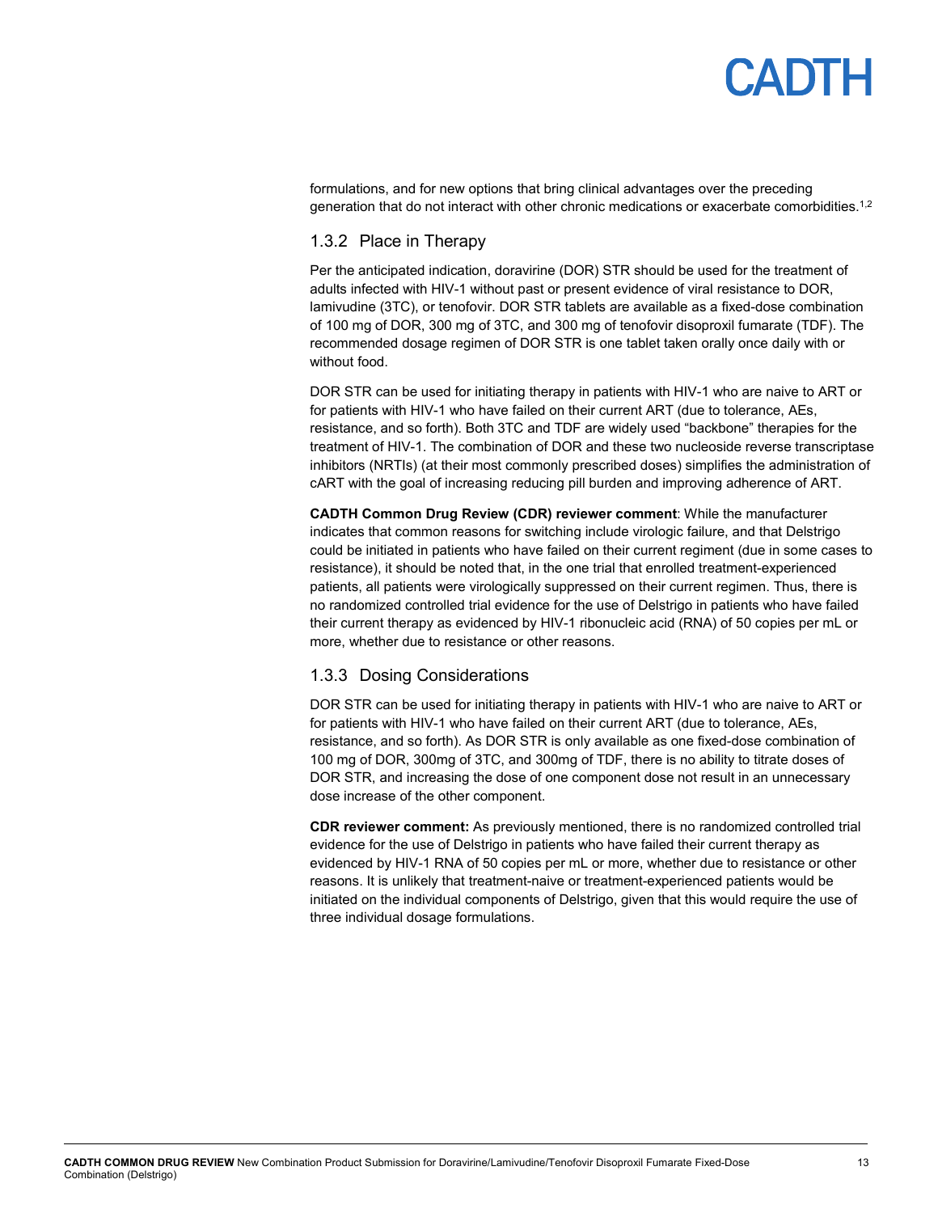formulations, and for new options that bring clinical advantages over the preceding generation that do not interact with other chronic medications or exacerbate comorbidities.[1,2]

### 1.3.2 Place in Therapy

Per the anticipated indication, doravirine (DOR) STR should be used for the treatment of adults infected with HIV-1 without past or present evidence of viral resistance to DOR, lamivudine (3TC), or tenofovir. DOR STR tablets are available as a fixed-dose combination of 100 mg of DOR, 300 mg of 3TC, and 300 mg of tenofovir disoproxil fumarate (TDF). The recommended dosage regimen of DOR STR is one tablet taken orally once daily with or without food.

DOR STR can be used for initiating therapy in patients with HIV-1 who are naive to ART or for patients with HIV-1 who have failed on their current ART (due to tolerance, AEs, resistance, and so forth). Both 3TC and TDF are widely used "backbone" therapies for the treatment of HIV-1. The combination of DOR and these two nucleoside reverse transcriptase inhibitors (NRTIs) (at their most commonly prescribed doses) simplifies the administration of cART with the goal of increasing reducing pill burden and improving adherence of ART.

**CADTH Common Drug Review (CDR) reviewer comment**: While the manufacturer indicates that common reasons for switching include virologic failure, and that Delstrigo could be initiated in patients who have failed on their current regiment (due in some cases to resistance), it should be noted that, in the one trial that enrolled treatment-experienced patients, all patients were virologically suppressed on their current regimen. Thus, there is no randomized controlled trial evidence for the use of Delstrigo in patients who have failed their current therapy as evidenced by HIV-1 ribonucleic acid (RNA) of 50 copies per mL or more, whether due to resistance or other reasons.

### 1.3.3 Dosing Considerations

DOR STR can be used for initiating therapy in patients with HIV-1 who are naive to ART or for patients with HIV-1 who have failed on their current ART (due to tolerance, AEs, resistance, and so forth). As DOR STR is only available as one fixed-dose combination of 100 mg of DOR, 300mg of 3TC, and 300mg of TDF, there is no ability to titrate doses of DOR STR, and increasing the dose of one component dose not result in an unnecessary dose increase of the other component.

**CDR reviewer comment:** As previously mentioned, there is no randomized controlled trial evidence for the use of Delstrigo in patients who have failed their current therapy as evidenced by HIV-1 RNA of 50 copies per mL or more, whether due to resistance or other reasons. It is unlikely that treatment-naive or treatment-experienced patients would be initiated on the individual components of Delstrigo, given that this would require the use of three individual dosage formulations.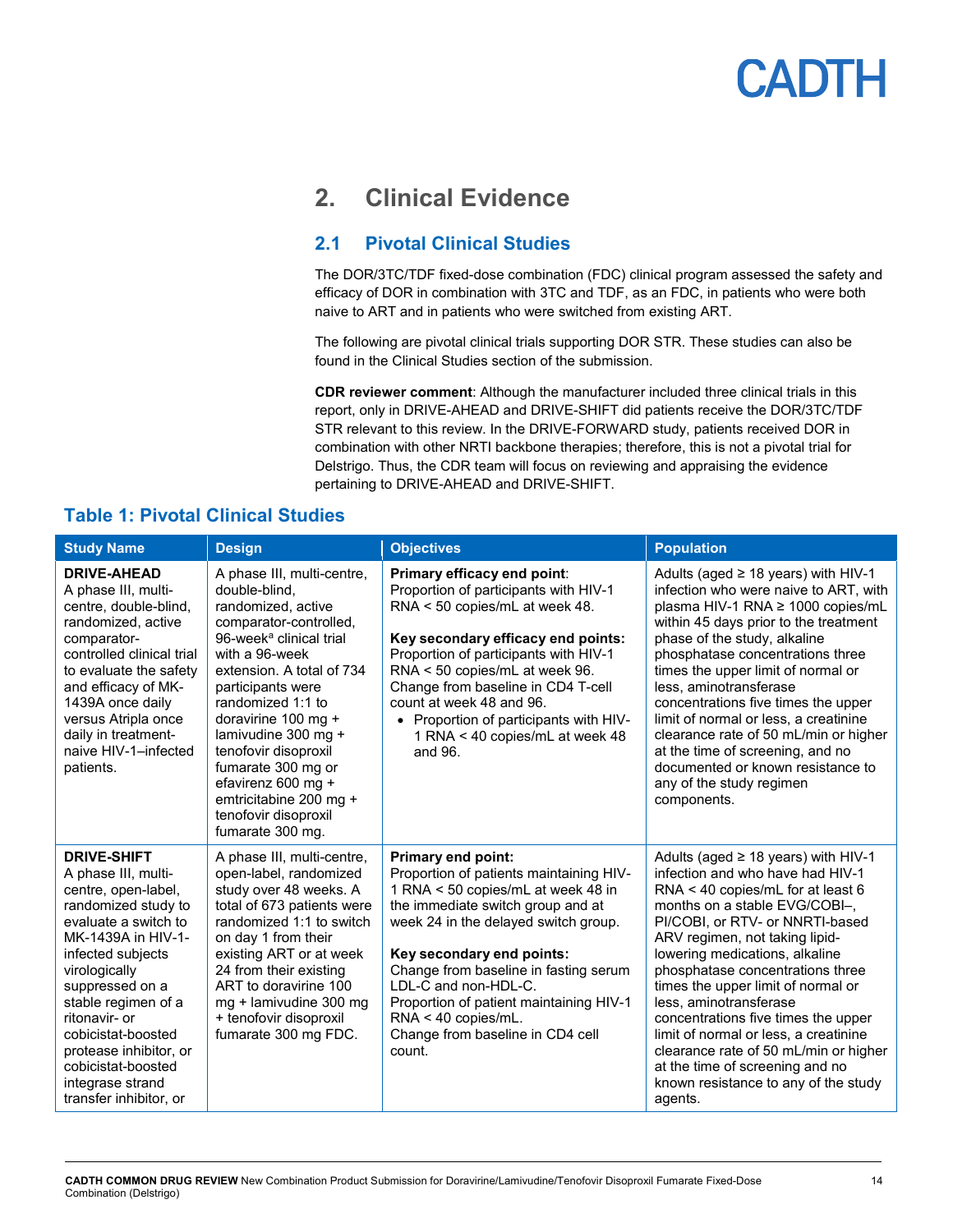## 2. Clinical Evidence

### 2.1 Pivotal Clinical Studies

The DOR/3TC/TDF fixed-dose combination (FDC) clinical program assessed the safety and efficacy of DOR in combination with 3TC and TDF, as an FDC, in patients who were both naive to ART and in patients who were switched from existing ART.

The following are pivotal clinical trials supporting DOR STR. These studies can also be found in the Clinical Studies section of the submission.

**CDR reviewer comment**: Although the manufacturer included three clinical trials in this report, only in DRIVE-AHEAD and DRIVE-SHIFT did patients receive the DOR/3TC/TDF STR relevant to this review. In the DRIVE-FORWARD study, patients received DOR in combination with other NRTI backbone therapies; therefore, this is not a pivotal trial for Delstrigo. Thus, the CDR team will focus on reviewing and appraising the evidence pertaining to DRIVE-AHEAD and DRIVE-SHIFT.

### Table 1: Pivotal Clinical Studies

| Study Name | Design | Objectives | Population |
|---|---|---|---|
| **DRIVE-AHEAD** A phase III, multi-centre, double-blind, randomized, active comparator-controlled clinical trial to evaluate the safety and efficacy of MK-1439A once daily versus Atripla once daily in treatment-naive HIV-1–infected patients. | A phase III, multi-centre, double-blind, randomized, active comparator-controlled, 96-week[a] clinical trial with a 96-week extension. A total of 734 participants were randomized 1:1 to doravirine 100 mg + lamivudine 300 mg + tenofovir disoproxil fumarate 300 mg or efavirenz 600 mg + emtricitabine 200 mg + tenofovir disoproxil fumarate 300 mg. | **Primary efficacy end point**: Proportion of participants with HIV-1 RNA < 50 copies/mL at week 48. <br><br> **Key secondary efficacy end points:** Proportion of participants with HIV-1 RNA < 50 copies/mL at week 96. Change from baseline in CD4 T-cell count at week 48 and 96. <br> • Proportion of participants with HIV-1 RNA < 40 copies/mL at week 48 and 96. | Adults (aged ≥ 18 years) with HIV-1 infection who were naive to ART, with plasma HIV-1 RNA ≥ 1000 copies/mL within 45 days prior to the treatment phase of the study, alkaline phosphatase concentrations three times the upper limit of normal or less, aminotransferase concentrations five times the upper limit of normal or less, a creatinine clearance rate of 50 mL/min or higher at the time of screening, and no documented or known resistance to any of the study regimen components. |
| **DRIVE-SHIFT** A phase III, multi-centre, open-label, randomized study to evaluate a switch to MK-1439A in HIV-1-infected subjects virologically suppressed on a stable regimen of a ritonavir- or cobicistat-boosted protease inhibitor, or cobicistat-boosted integrase strand transfer inhibitor, or | A phase III, multi-centre, open-label, randomized study over 48 weeks. A total of 673 patients were randomized 1:1 to switch on day 1 from their existing ART or at week 24 from their existing ART to doravirine 100 mg + lamivudine 300 mg + tenofovir disoproxil fumarate 300 mg FDC. | **Primary end point:** Proportion of patients maintaining HIV-1 RNA < 50 copies/mL at week 48 in the immediate switch group and at week 24 in the delayed switch group. <br><br> **Key secondary end points:** Change from baseline in fasting serum LDL-C and non-HDL-C. Proportion of patient maintaining HIV-1 RNA < 40 copies/mL. Change from baseline in CD4 cell count. | Adults (aged ≥ 18 years) with HIV-1 infection and who have had HIV-1 RNA < 40 copies/mL for at least 6 months on a stable EVG/COBI–, PI/COBI, or RTV- or NNRTI-based ARV regimen, not taking lipid-lowering medications, alkaline phosphatase concentrations three times the upper limit of normal or less, aminotransferase concentrations five times the upper limit of normal or less, a creatinine clearance rate of 50 mL/min or higher at the time of screening and no known resistance to any of the study agents. |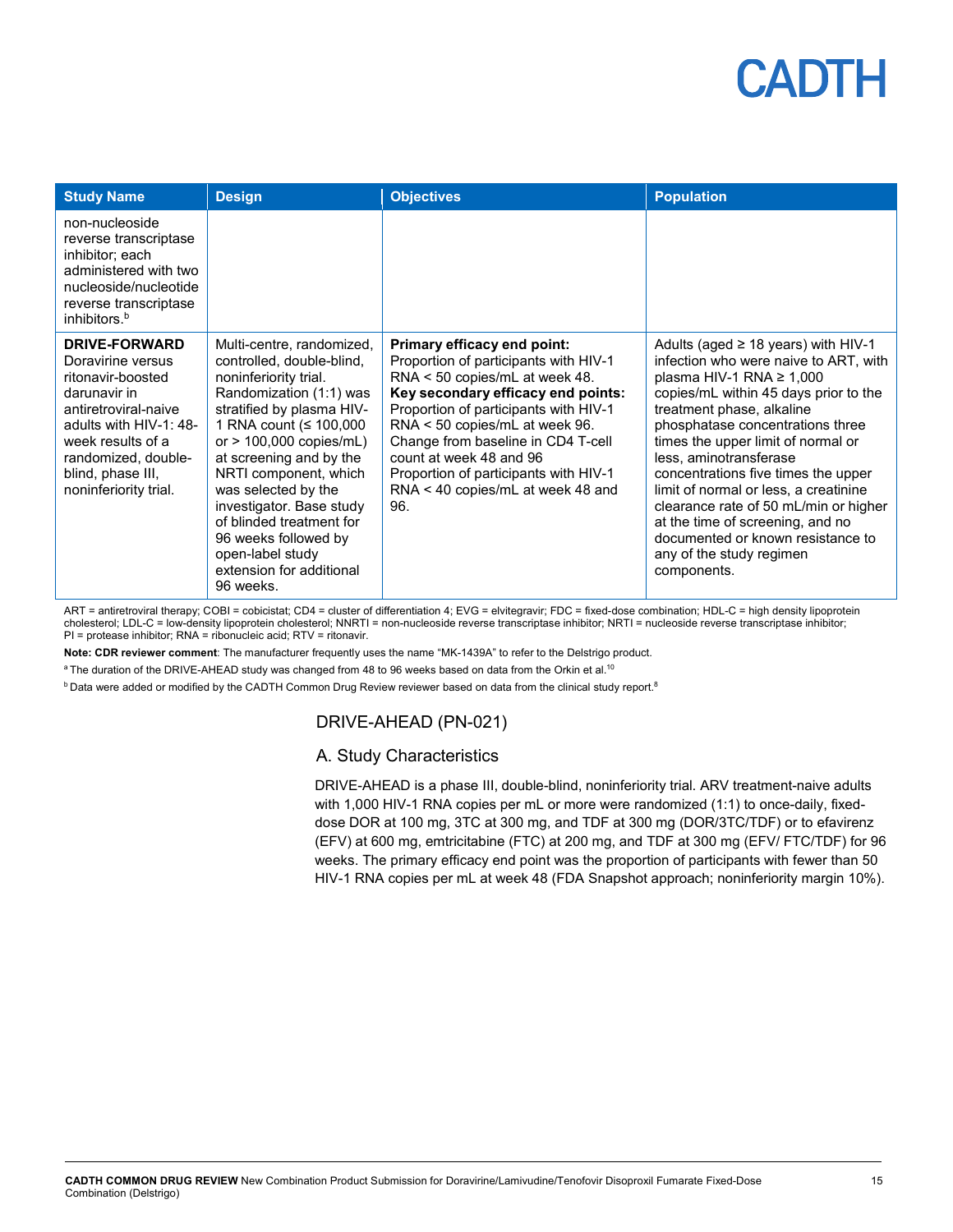| Study Name | Design | Objectives | Population |
|---|---|---|---|
| non-nucleoside reverse transcriptase inhibitor; each administered with two nucleoside/nucleotide reverse transcriptase inhibitors.[b] | | | |
| **DRIVE-FORWARD** Doravirine versus ritonavir-boosted darunavir in antiretroviral-naive adults with HIV-1: 48-week results of a randomized, double-blind, phase III, noninferiority trial. | Multi-centre, randomized, controlled, double-blind, noninferiority trial. Randomization (1:1) was stratified by plasma HIV-1 RNA count (≤ 100,000 or > 100,000 copies/mL) at screening and by the NRTI component, which was selected by the investigator. Base study of blinded treatment for 96 weeks followed by open-label study extension for additional 96 weeks. | **Primary efficacy end point:** Proportion of participants with HIV-1 RNA < 50 copies/mL at week 48. **Key secondary efficacy end points:** Proportion of participants with HIV-1 RNA < 50 copies/mL at week 96. Change from baseline in CD4 T-cell count at week 48 and 96 Proportion of participants with HIV-1 RNA < 40 copies/mL at week 48 and 96. | Adults (aged ≥ 18 years) with HIV-1 infection who were naive to ART, with plasma HIV-1 RNA ≥ 1,000 copies/mL within 45 days prior to the treatment phase, alkaline phosphatase concentrations three times the upper limit of normal or less, aminotransferase concentrations five times the upper limit of normal or less, a creatinine clearance rate of 50 mL/min or higher at the time of screening, and no documented or known resistance to any of the study regimen components. |

ART = antiretroviral therapy; COBI = cobicistat; CD4 = cluster of differentiation 4; EVG = elvitegravir; FDC = fixed-dose combination; HDL-C = high density lipoprotein cholesterol; LDL-C = low-density lipoprotein cholesterol; NNRTI = non-nucleoside reverse transcriptase inhibitor; NRTI = nucleoside reverse transcriptase inhibitor; PI = protease inhibitor; RNA = ribonucleic acid; RTV = ritonavir.

**Note: CDR reviewer comment**: The manufacturer frequently uses the name "MK-1439A" to refer to the Delstrigo product.

[a] The duration of the DRIVE-AHEAD study was changed from 48 to 96 weeks based on data from the Orkin et al.[10]

[b] Data were added or modified by the CADTH Common Drug Review reviewer based on data from the clinical study report.[8]

## DRIVE-AHEAD (PN-021)

### A. Study Characteristics

DRIVE-AHEAD is a phase III, double-blind, noninferiority trial. ARV treatment-naive adults with 1,000 HIV-1 RNA copies per mL or more were randomized (1:1) to once-daily, fixed-dose DOR at 100 mg, 3TC at 300 mg, and TDF at 300 mg (DOR/3TC/TDF) or to efavirenz (EFV) at 600 mg, emtricitabine (FTC) at 200 mg, and TDF at 300 mg (EFV/ FTC/TDF) for 96 weeks. The primary efficacy end point was the proportion of participants with fewer than 50 HIV-1 RNA copies per mL at week 48 (FDA Snapshot approach; noninferiority margin 10%).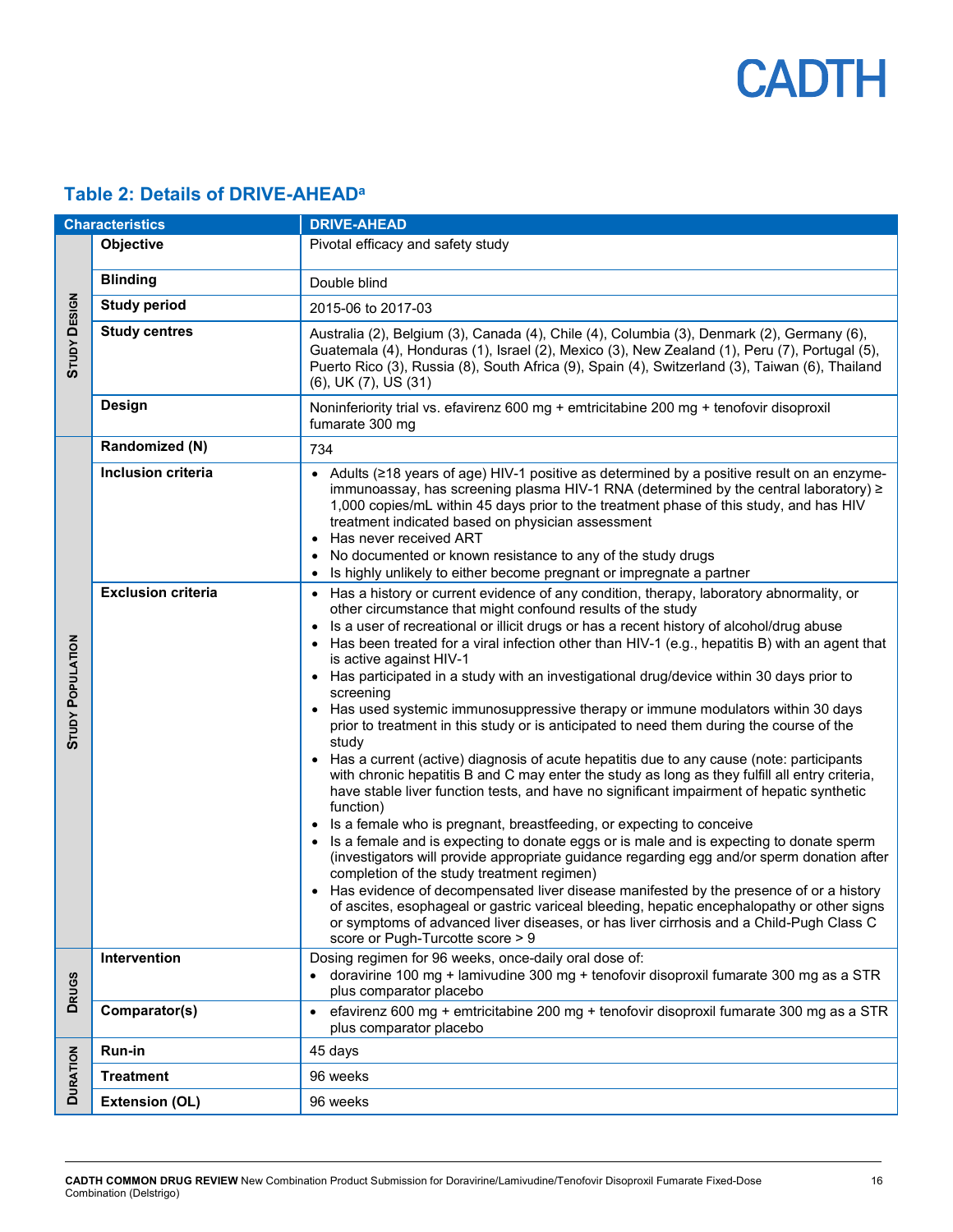## Table 2: Details of DRIVE-AHEAD[a]

| Characteristics | | DRIVE-AHEAD |
|---|---|---|
| Study Design | **Objective** | Pivotal efficacy and safety study |
| | **Blinding** | Double blind |
| | **Study period** | 2015-06 to 2017-03 |
| | **Study centres** | Australia (2), Belgium (3), Canada (4), Chile (4), Columbia (3), Denmark (2), Germany (6), Guatemala (4), Honduras (1), Israel (2), Mexico (3), New Zealand (1), Peru (7), Portugal (5), Puerto Rico (3), Russia (8), South Africa (9), Spain (4), Switzerland (3), Taiwan (6), Thailand (6), UK (7), US (31) |
| | **Design** | Noninferiority trial vs. efavirenz 600 mg + emtricitabine 200 mg + tenofovir disoproxil fumarate 300 mg |
| Study Population | **Randomized (N)** | 734 |
| | **Inclusion criteria** | • Adults (≥18 years of age) HIV-1 positive as determined by a positive result on an enzyme-immunoassay, has screening plasma HIV-1 RNA (determined by the central laboratory) ≥ 1,000 copies/mL within 45 days prior to the treatment phase of this study, and has HIV treatment indicated based on physician assessment<br>• Has never received ART<br>• No documented or known resistance to any of the study drugs<br>• Is highly unlikely to either become pregnant or impregnate a partner |
| | **Exclusion criteria** | • Has a history or current evidence of any condition, therapy, laboratory abnormality, or other circumstance that might confound results of the study<br>• Is a user of recreational or illicit drugs or has a recent history of alcohol/drug abuse<br>• Has been treated for a viral infection other than HIV-1 (e.g., hepatitis B) with an agent that is active against HIV-1<br>• Has participated in a study with an investigational drug/device within 30 days prior to screening<br>• Has used systemic immunosuppressive therapy or immune modulators within 30 days prior to treatment in this study or is anticipated to need them during the course of the study<br>• Has a current (active) diagnosis of acute hepatitis due to any cause (note: participants with chronic hepatitis B and C may enter the study as long as they fulfill all entry criteria, have stable liver function tests, and have no significant impairment of hepatic synthetic function)<br>• Is a female who is pregnant, breastfeeding, or expecting to conceive<br>• Is a female and is expecting to donate eggs or is male and is expecting to donate sperm (investigators will provide appropriate guidance regarding egg and/or sperm donation after completion of the study treatment regimen)<br>• Has evidence of decompensated liver disease manifested by the presence of or a history of ascites, esophageal or gastric variceal bleeding, hepatic encephalopathy or other signs or symptoms of advanced liver diseases, or has liver cirrhosis and a Child-Pugh Class C score or Pugh-Turcotte score > 9 |
| Drugs | **Intervention** | Dosing regimen for 96 weeks, once-daily oral dose of:<br>• doravirine 100 mg + lamivudine 300 mg + tenofovir disoproxil fumarate 300 mg as a STR plus comparator placebo |
| | **Comparator(s)** | • efavirenz 600 mg + emtricitabine 200 mg + tenofovir disoproxil fumarate 300 mg as a STR plus comparator placebo |
| Duration | **Run-in** | 45 days |
| | **Treatment** | 96 weeks |
| | **Extension (OL)** | 96 weeks |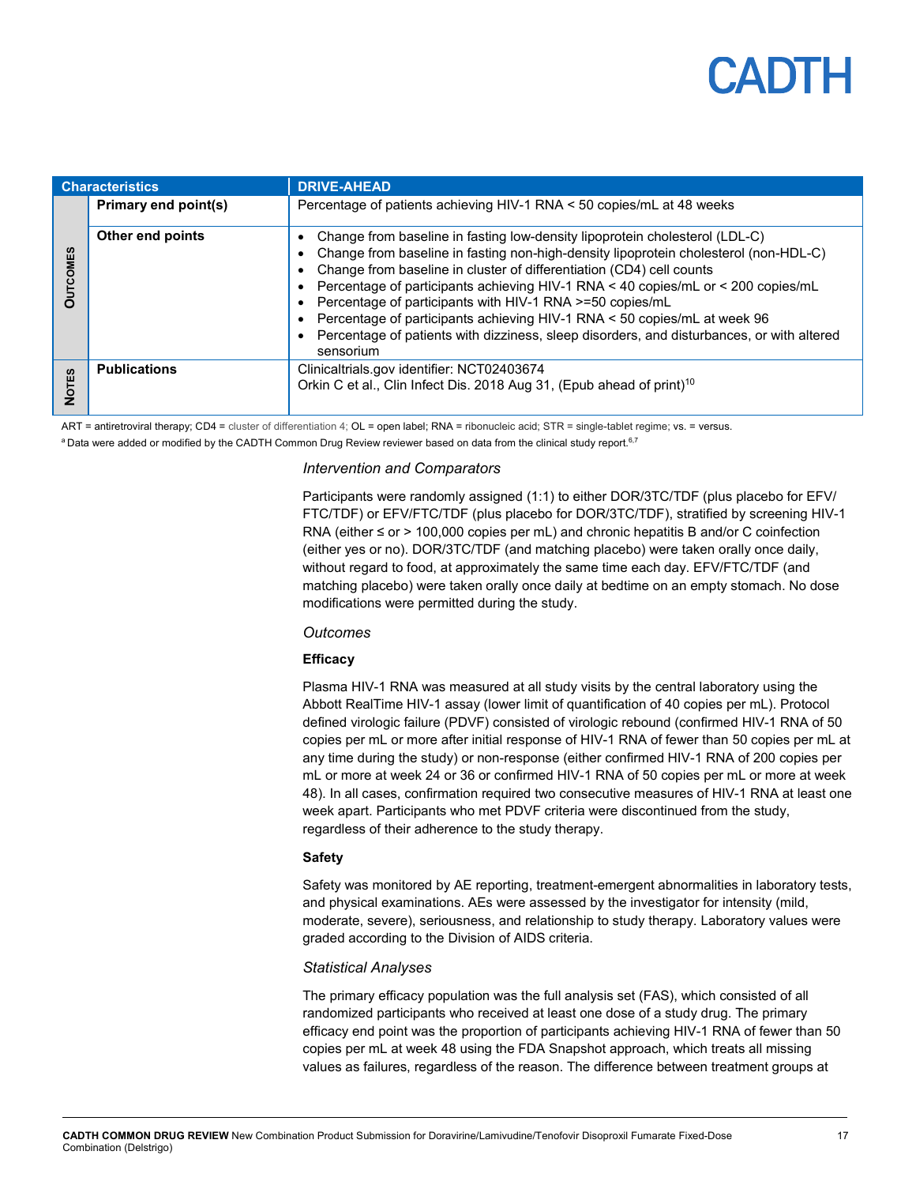| Characteristics | | DRIVE-AHEAD |
|---|---|---|
| Outcomes | Primary end point(s) | Percentage of patients achieving HIV-1 RNA < 50 copies/mL at 48 weeks |
| | Other end points | • Change from baseline in fasting low-density lipoprotein cholesterol (LDL-C)<br>• Change from baseline in fasting non-high-density lipoprotein cholesterol (non-HDL-C)<br>• Change from baseline in cluster of differentiation (CD4) cell counts<br>• Percentage of participants achieving HIV-1 RNA < 40 copies/mL or < 200 copies/mL<br>• Percentage of participants with HIV-1 RNA >=50 copies/mL<br>• Percentage of participants achieving HIV-1 RNA < 50 copies/mL at week 96<br>• Percentage of patients with dizziness, sleep disorders, and disturbances, or with altered sensorium |
| Notes | Publications | Clinicaltrials.gov identifier: NCT02403674<br>Orkin C et al., Clin Infect Dis. 2018 Aug 31, (Epub ahead of print)[10] |

ART = antiretroviral therapy; CD4 = cluster of differentiation 4; OL = open label; RNA = ribonucleic acid; STR = single-tablet regime; vs. = versus.

[a] Data were added or modified by the CADTH Common Drug Review reviewer based on data from the clinical study report.[6,7]

### *Intervention and Comparators*

Participants were randomly assigned (1:1) to either DOR/3TC/TDF (plus placebo for EFV/FTC/TDF) or EFV/FTC/TDF (plus placebo for DOR/3TC/TDF), stratified by screening HIV-1 RNA (either ≤ or > 100,000 copies per mL) and chronic hepatitis B and/or C coinfection (either yes or no). DOR/3TC/TDF (and matching placebo) were taken orally once daily, without regard to food, at approximately the same time each day. EFV/FTC/TDF (and matching placebo) were taken orally once daily at bedtime on an empty stomach. No dose modifications were permitted during the study.

### *Outcomes*

#### Efficacy

Plasma HIV-1 RNA was measured at all study visits by the central laboratory using the Abbott RealTime HIV-1 assay (lower limit of quantification of 40 copies per mL). Protocol defined virologic failure (PDVF) consisted of virologic rebound (confirmed HIV-1 RNA of 50 copies per mL or more after initial response of HIV-1 RNA of fewer than 50 copies per mL at any time during the study) or non-response (either confirmed HIV-1 RNA of 200 copies per mL or more at week 24 or 36 or confirmed HIV-1 RNA of 50 copies per mL or more at week 48). In all cases, confirmation required two consecutive measures of HIV-1 RNA at least one week apart. Participants who met PDVF criteria were discontinued from the study, regardless of their adherence to the study therapy.

#### Safety

Safety was monitored by AE reporting, treatment-emergent abnormalities in laboratory tests, and physical examinations. AEs were assessed by the investigator for intensity (mild, moderate, severe), seriousness, and relationship to study therapy. Laboratory values were graded according to the Division of AIDS criteria.

### *Statistical Analyses*

The primary efficacy population was the full analysis set (FAS), which consisted of all randomized participants who received at least one dose of a study drug. The primary efficacy end point was the proportion of participants achieving HIV-1 RNA of fewer than 50 copies per mL at week 48 using the FDA Snapshot approach, which treats all missing values as failures, regardless of the reason. The difference between treatment groups at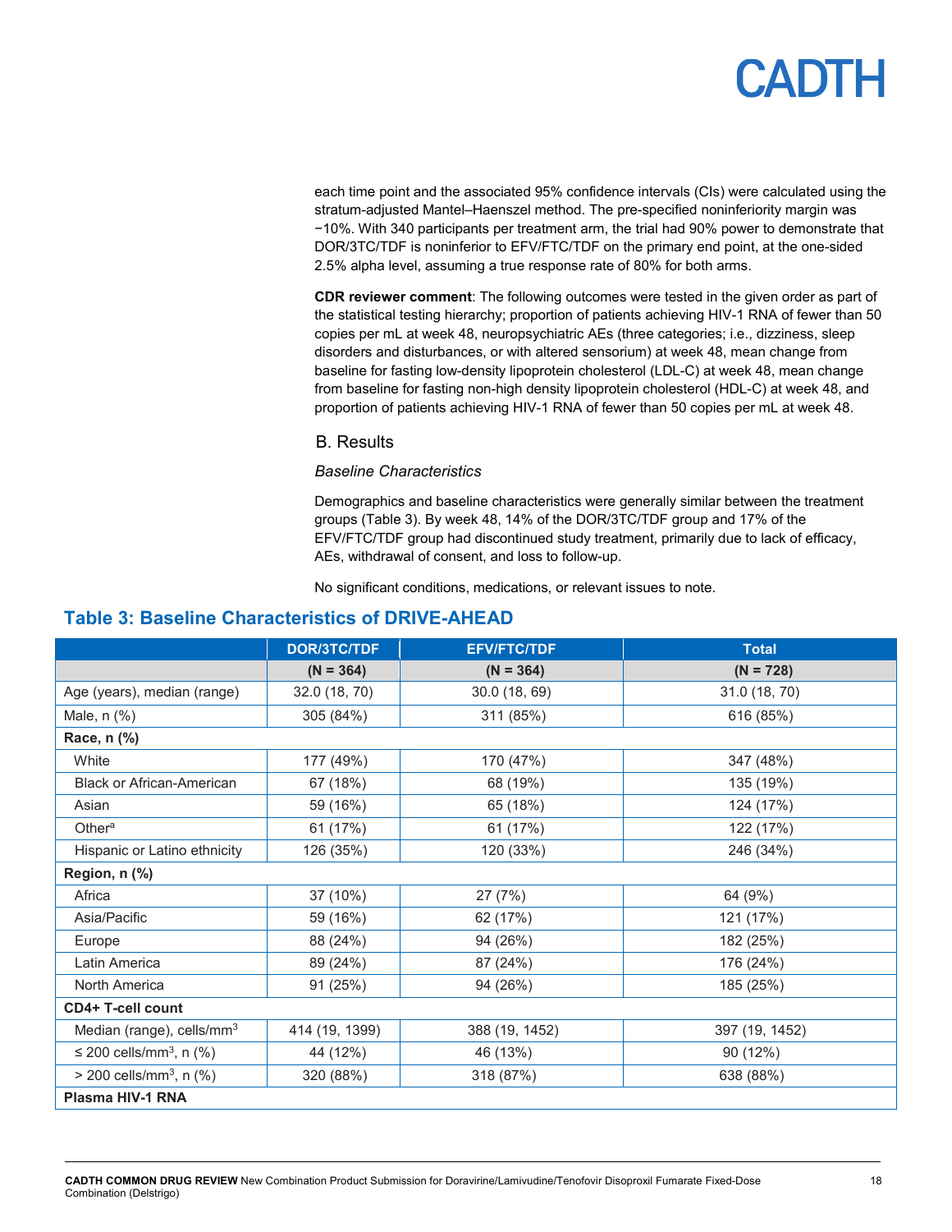each time point and the associated 95% confidence intervals (CIs) were calculated using the stratum-adjusted Mantel–Haenszel method. The pre-specified noninferiority margin was −10%. With 340 participants per treatment arm, the trial had 90% power to demonstrate that DOR/3TC/TDF is noninferior to EFV/FTC/TDF on the primary end point, at the one-sided 2.5% alpha level, assuming a true response rate of 80% for both arms.

**CDR reviewer comment**: The following outcomes were tested in the given order as part of the statistical testing hierarchy; proportion of patients achieving HIV-1 RNA of fewer than 50 copies per mL at week 48, neuropsychiatric AEs (three categories; i.e., dizziness, sleep disorders and disturbances, or with altered sensorium) at week 48, mean change from baseline for fasting low-density lipoprotein cholesterol (LDL-C) at week 48, mean change from baseline for fasting non-high density lipoprotein cholesterol (HDL-C) at week 48, and proportion of patients achieving HIV-1 RNA of fewer than 50 copies per mL at week 48.

### B. Results

*Baseline Characteristics*

Demographics and baseline characteristics were generally similar between the treatment groups (Table 3). By week 48, 14% of the DOR/3TC/TDF group and 17% of the EFV/FTC/TDF group had discontinued study treatment, primarily due to lack of efficacy, AEs, withdrawal of consent, and loss to follow-up.

No significant conditions, medications, or relevant issues to note.

## Table 3: Baseline Characteristics of DRIVE-AHEAD

| | DOR/3TC/TDF | EFV/FTC/TDF | Total |
|---|---|---|---|
| | **(N = 364)** | **(N = 364)** | **(N = 728)** |
| Age (years), median (range) | 32.0 (18, 70) | 30.0 (18, 69) | 31.0 (18, 70) |
| Male, n (%) | 305 (84%) | 311 (85%) | 616 (85%) |
| **Race, n (%)** | | | |
| White | 177 (49%) | 170 (47%) | 347 (48%) |
| Black or African-American | 67 (18%) | 68 (19%) | 135 (19%) |
| Asian | 59 (16%) | 65 (18%) | 124 (17%) |
| Other[a] | 61 (17%) | 61 (17%) | 122 (17%) |
| Hispanic or Latino ethnicity | 126 (35%) | 120 (33%) | 246 (34%) |
| **Region, n (%)** | | | |
| Africa | 37 (10%) | 27 (7%) | 64 (9%) |
| Asia/Pacific | 59 (16%) | 62 (17%) | 121 (17%) |
| Europe | 88 (24%) | 94 (26%) | 182 (25%) |
| Latin America | 89 (24%) | 87 (24%) | 176 (24%) |
| North America | 91 (25%) | 94 (26%) | 185 (25%) |
| **CD4+ T-cell count** | | | |
| Median (range), cells/mm$^3$ | 414 (19, 1399) | 388 (19, 1452) | 397 (19, 1452) |
| ≤ 200 cells/mm$^3$, n (%) | 44 (12%) | 46 (13%) | 90 (12%) |
| > 200 cells/mm$^3$, n (%) | 320 (88%) | 318 (87%) | 638 (88%) |
| **Plasma HIV-1 RNA** | | | |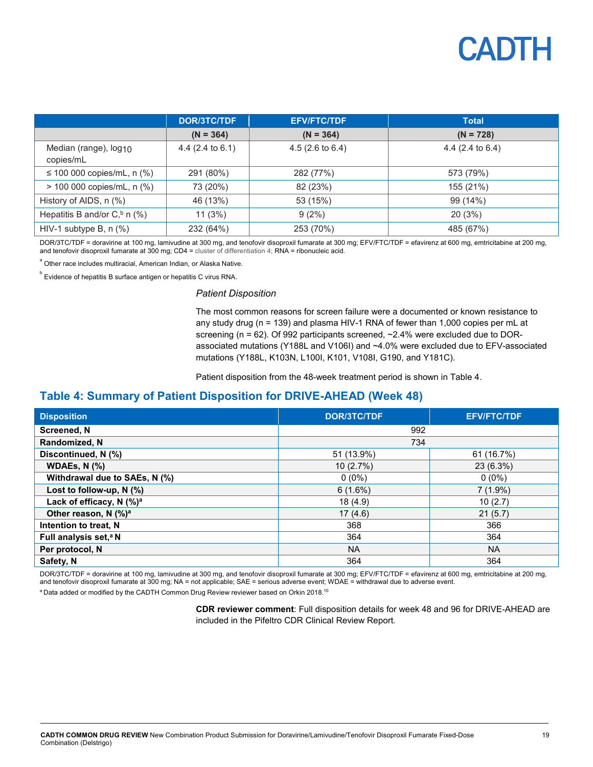| | DOR/3TC/TDF | EFV/FTC/TDF | Total |
|---|---|---|---|
| | (N = 364) | (N = 364) | (N = 728) |
| Median (range), $log_{10}$ copies/mL | 4.4 (2.4 to 6.1) | 4.5 (2.6 to 6.4) | 4.4 (2.4 to 6.4) |
| ≤ 100 000 copies/mL, n (%) | 291 (80%) | 282 (77%) | 573 (79%) |
| > 100 000 copies/mL, n (%) | 73 (20%) | 82 (23%) | 155 (21%) |
| History of AIDS, n (%) | 46 (13%) | 53 (15%) | 99 (14%) |
| Hepatitis B and/or C,[b] n (%) | 11 (3%) | 9 (2%) | 20 (3%) |
| HIV-1 subtype B, n (%) | 232 (64%) | 253 (70%) | 485 (67%) |

DOR/3TC/TDF = doravirine at 100 mg, lamivudine at 300 mg, and tenofovir disoproxil fumarate at 300 mg; EFV/FTC/TDF = efavirenz at 600 mg, emtricitabine at 200 mg, and tenofovir disoproxil fumarate at 300 mg; CD4 = cluster of differentiation 4; RNA = ribonucleic acid.

[a] Other race includes multiracial, American Indian, or Alaska Native.

[b] Evidence of hepatitis B surface antigen or hepatitis C virus RNA.

*Patient Disposition*

The most common reasons for screen failure were a documented or known resistance to any study drug (n = 139) and plasma HIV-1 RNA of fewer than 1,000 copies per mL at screening (n = 62). Of 992 participants screened, ~2.4% were excluded due to DOR-associated mutations (Y188L and V106I) and ~4.0% were excluded due to EFV-associated mutations (Y188L, K103N, L100I, K101, V108I, G190, and Y181C).

Patient disposition from the 48-week treatment period is shown in Table 4.

## Table 4: Summary of Patient Disposition for DRIVE-AHEAD (Week 48)

| Disposition | DOR/3TC/TDF | EFV/FTC/TDF |
|---|---|---|
| **Screened, N** | 992 | |
| **Randomized, N** | 734 | |
| **Discontinued, N (%)** | 51 (13.9%) | 61 (16.7%) |
| **WDAEs, N (%)** | 10 (2.7%) | 23 (6.3%) |
| **Withdrawal due to SAEs, N (%)** | 0 (0%) | 0 (0%) |
| **Lost to follow-up, N (%)** | 6 (1.6%) | 7 (1.9%) |
| **Lack of efficacy, N (%)[a]** | 18 (4.9) | 10 (2.7) |
| **Other reason, N (%)[a]** | 17 (4.6) | 21 (5.7) |
| **Intention to treat, N** | 368 | 366 |
| **Full analysis set,[a] N** | 364 | 364 |
| **Per protocol, N** | NA | NA |
| **Safety, N** | 364 | 364 |

DOR/3TC/TDF = doravirine at 100 mg, lamivudine at 300 mg, and tenofovir disoproxil fumarate at 300 mg; EFV/FTC/TDF = efavirenz at 600 mg, emtricitabine at 200 mg, and tenofovir disoproxil fumarate at 300 mg; NA = not applicable; SAE = serious adverse event; WDAE = withdrawal due to adverse event.

[a] Data added or modified by the CADTH Common Drug Review reviewer based on Orkin 2018.[10]

**CDR reviewer comment**: Full disposition details for week 48 and 96 for DRIVE-AHEAD are included in the Pifeltro CDR Clinical Review Report.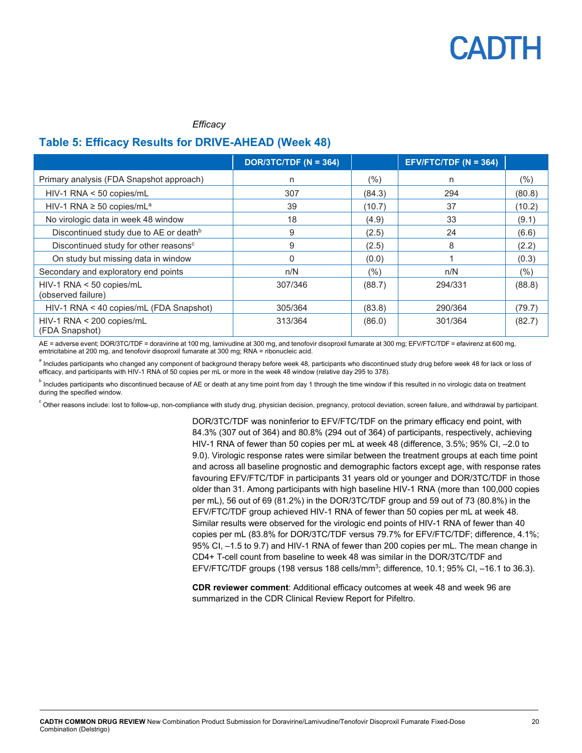*Efficacy*

## Table 5: Efficacy Results for DRIVE-AHEAD (Week 48)

| | DOR/3TC/TDF (N = 364) | | EFV/FTC/TDF (N = 364) | |
|---|---|---|---|---|
| Primary analysis (FDA Snapshot approach) | n | (%) | n | (%) |
| HIV-1 RNA < 50 copies/mL | 307 | (84.3) | 294 | (80.8) |
| HIV-1 RNA ≥ 50 copies/mL[a] | 39 | (10.7) | 37 | (10.2) |
| No virologic data in week 48 window | 18 | (4.9) | 33 | (9.1) |
| Discontinued study due to AE or death[b] | 9 | (2.5) | 24 | (6.6) |
| Discontinued study for other reasons[c] | 9 | (2.5) | 8 | (2.2) |
| On study but missing data in window | 0 | (0.0) | 1 | (0.3) |
| Secondary and exploratory end points | n/N | (%) | n/N | (%) |
| HIV-1 RNA < 50 copies/mL (observed failure) | 307/346 | (88.7) | 294/331 | (88.8) |
| HIV-1 RNA < 40 copies/mL (FDA Snapshot) | 305/364 | (83.8) | 290/364 | (79.7) |
| HIV-1 RNA < 200 copies/mL (FDA Snapshot) | 313/364 | (86.0) | 301/364 | (82.7) |

AE = adverse event; DOR/3TC/TDF = doravirine at 100 mg, lamivudine at 300 mg, and tenofovir disoproxil fumarate at 300 mg; EFV/FTC/TDF = efavirenz at 600 mg, emtricitabine at 200 mg, and tenofovir disoproxil fumarate at 300 mg; RNA = ribonucleic acid.

[a] Includes participants who changed any component of background therapy before week 48, participants who discontinued study drug before week 48 for lack or loss of efficacy, and participants with HIV-1 RNA of 50 copies per mL or more in the week 48 window (relative day 295 to 378).

[b] Includes participants who discontinued because of AE or death at any time point from day 1 through the time window if this resulted in no virologic data on treatment during the specified window.

[c] Other reasons include: lost to follow-up, non-compliance with study drug, physician decision, pregnancy, protocol deviation, screen failure, and withdrawal by participant.

DOR/3TC/TDF was noninferior to EFV/FTC/TDF on the primary efficacy end point, with 84.3% (307 out of 364) and 80.8% (294 out of 364) of participants, respectively, achieving HIV-1 RNA of fewer than 50 copies per mL at week 48 (difference, 3.5%; 95% CI, –2.0 to 9.0). Virologic response rates were similar between the treatment groups at each time point and across all baseline prognostic and demographic factors except age, with response rates favouring EFV/FTC/TDF in participants 31 years old or younger and DOR/3TC/TDF in those older than 31. Among participants with high baseline HIV-1 RNA (more than 100,000 copies per mL), 56 out of 69 (81.2%) in the DOR/3TC/TDF group and 59 out of 73 (80.8%) in the EFV/FTC/TDF group achieved HIV-1 RNA of fewer than 50 copies per mL at week 48. Similar results were observed for the virologic end points of HIV-1 RNA of fewer than 40 copies per mL (83.8% for DOR/3TC/TDF versus 79.7% for EFV/FTC/TDF; difference, 4.1%; 95% CI, –1.5 to 9.7) and HIV-1 RNA of fewer than 200 copies per mL. The mean change in CD4+ T-cell count from baseline to week 48 was similar in the DOR/3TC/TDF and EFV/FTC/TDF groups (198 versus 188 cells/mm$^3$; difference, 10.1; 95% CI, –16.1 to 36.3).

**CDR reviewer comment**: Additional efficacy outcomes at week 48 and week 96 are summarized in the CDR Clinical Review Report for Pifeltro.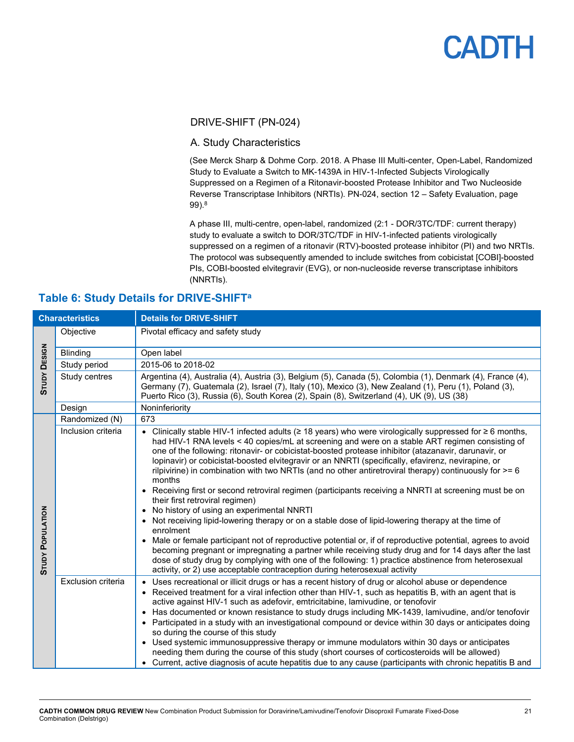DRIVE-SHIFT (PN-024)

A. Study Characteristics

(See Merck Sharp & Dohme Corp. 2018. A Phase III Multi-center, Open-Label, Randomized Study to Evaluate a Switch to MK-1439A in HIV-1-Infected Subjects Virologically Suppressed on a Regimen of a Ritonavir-boosted Protease Inhibitor and Two Nucleoside Reverse Transcriptase Inhibitors (NRTIs). PN-024, section 12 – Safety Evaluation, page 99).[8]

A phase III, multi-centre, open-label, randomized (2:1 - DOR/3TC/TDF: current therapy) study to evaluate a switch to DOR/3TC/TDF in HIV-1-infected patients virologically suppressed on a regimen of a ritonavir (RTV)-boosted protease inhibitor (PI) and two NRTIs. The protocol was subsequently amended to include switches from cobicistat [COBI]-boosted PIs, COBI-boosted elvitegravir (EVG), or non-nucleoside reverse transcriptase inhibitors (NNRTIs).

## Table 6: Study Details for DRIVE-SHIFT[a]

| Characteristics | | Details for DRIVE-SHIFT |
|---|---|---|
| Study Design | Objective | Pivotal efficacy and safety study |
| | Blinding | Open label |
| | Study period | 2015-06 to 2018-02 |
| | Study centres | Argentina (4), Australia (4), Austria (3), Belgium (5), Canada (5), Colombia (1), Denmark (4), France (4), Germany (7), Guatemala (2), Israel (7), Italy (10), Mexico (3), New Zealand (1), Peru (1), Poland (3), Puerto Rico (3), Russia (6), South Korea (2), Spain (8), Switzerland (4), UK (9), US (38) |
| | Design | Noninferiority |
| Study Population | Randomized (N) | 673 |
| | Inclusion criteria | • Clinically stable HIV-1 infected adults (≥ 18 years) who were virologically suppressed for ≥ 6 months, had HIV-1 RNA levels < 40 copies/mL at screening and were on a stable ART regimen consisting of one of the following: ritonavir- or cobicistat-boosted protease inhibitor (atazanavir, darunavir, or lopinavir) or cobicistat-boosted elvitegravir or an NNRTI (specifically, efavirenz, nevirapine, or rilpivirine) in combination with two NRTIs (and no other antiretroviral therapy) continuously for >= 6 months<br>• Receiving first or second retroviral regimen (participants receiving a NNRTI at screening must be on their first retroviral regimen)<br>• No history of using an experimental NNRTI<br>• Not receiving lipid-lowering therapy or on a stable dose of lipid-lowering therapy at the time of enrolment<br>• Male or female participant not of reproductive potential or, if of reproductive potential, agrees to avoid becoming pregnant or impregnating a partner while receiving study drug and for 14 days after the last dose of study drug by complying with one of the following: 1) practice abstinence from heterosexual activity, or 2) use acceptable contraception during heterosexual activity |
| | Exclusion criteria | • Uses recreational or illicit drugs or has a recent history of drug or alcohol abuse or dependence<br>• Received treatment for a viral infection other than HIV-1, such as hepatitis B, with an agent that is active against HIV-1 such as adefovir, emtricitabine, lamivudine, or tenofovir<br>• Has documented or known resistance to study drugs including MK-1439, lamivudine, and/or tenofovir<br>• Participated in a study with an investigational compound or device within 30 days or anticipates doing so during the course of this study<br>• Used systemic immunosuppressive therapy or immune modulators within 30 days or anticipates needing them during the course of this study (short courses of corticosteroids will be allowed)<br>• Current, active diagnosis of acute hepatitis due to any cause (participants with chronic hepatitis B and |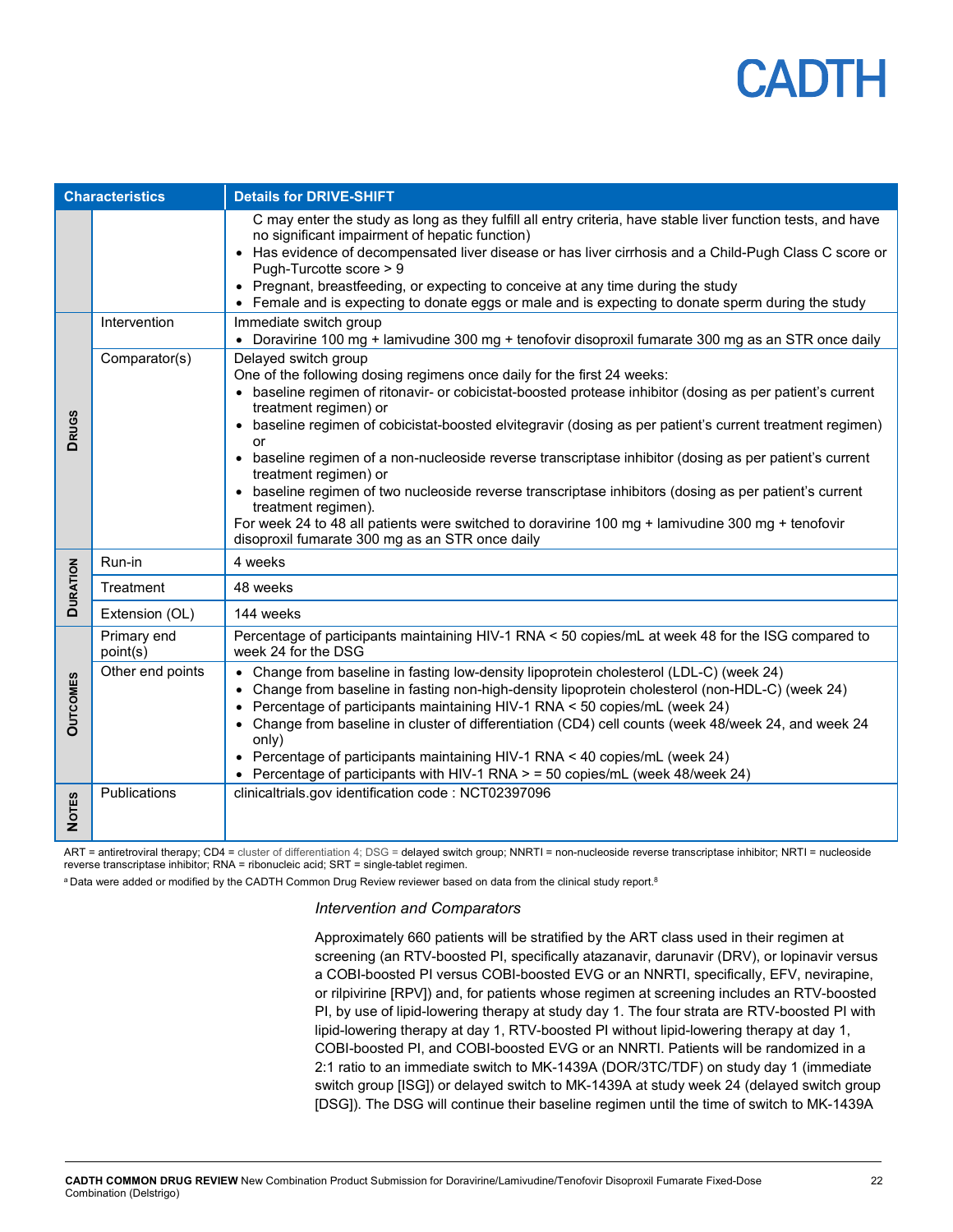| Characteristics | | Details for DRIVE-SHIFT |
| --- | --- | --- |
| | | C may enter the study as long as they fulfill all entry criteria, have stable liver function tests, and have no significant impairment of hepatic function)<br>• Has evidence of decompensated liver disease or has liver cirrhosis and a Child-Pugh Class C score or Pugh-Turcotte score > 9<br>• Pregnant, breastfeeding, or expecting to conceive at any time during the study<br>• Female and is expecting to donate eggs or male and is expecting to donate sperm during the study |
| **DRUGS** | Intervention | Immediate switch group<br>• Doravirine 100 mg + lamivudine 300 mg + tenofovir disoproxil fumarate 300 mg as an STR once daily |
| | Comparator(s) | Delayed switch group<br>One of the following dosing regimens once daily for the first 24 weeks:<br>• baseline regimen of ritonavir- or cobicistat-boosted protease inhibitor (dosing as per patient's current treatment regimen) or<br>• baseline regimen of cobicistat-boosted elvitegravir (dosing as per patient's current treatment regimen) or<br>• baseline regimen of a non-nucleoside reverse transcriptase inhibitor (dosing as per patient's current treatment regimen) or<br>• baseline regimen of two nucleoside reverse transcriptase inhibitors (dosing as per patient's current treatment regimen).<br>For week 24 to 48 all patients were switched to doravirine 100 mg + lamivudine 300 mg + tenofovir disoproxil fumarate 300 mg as an STR once daily |
| **DURATION** | Run-in | 4 weeks |
| | Treatment | 48 weeks |
| | Extension (OL) | 144 weeks |
| **OUTCOMES** | Primary end point(s) | Percentage of participants maintaining HIV-1 RNA < 50 copies/mL at week 48 for the ISG compared to week 24 for the DSG |
| | Other end points | • Change from baseline in fasting low-density lipoprotein cholesterol (LDL-C) (week 24)<br>• Change from baseline in fasting non-high-density lipoprotein cholesterol (non-HDL-C) (week 24)<br>• Percentage of participants maintaining HIV-1 RNA < 50 copies/mL (week 24)<br>• Change from baseline in cluster of differentiation (CD4) cell counts (week 48/week 24, and week 24 only)<br>• Percentage of participants maintaining HIV-1 RNA < 40 copies/mL (week 24)<br>• Percentage of participants with HIV-1 RNA > = 50 copies/mL (week 48/week 24) |
| **NOTES** | Publications | clinicaltrials.gov identification code : NCT02397096 |

ART = antiretroviral therapy; CD4 = cluster of differentiation 4; DSG = delayed switch group; NNRTI = non-nucleoside reverse transcriptase inhibitor; NRTI = nucleoside reverse transcriptase inhibitor; RNA = ribonucleic acid; SRT = single-tablet regimen.

[a] Data were added or modified by the CADTH Common Drug Review reviewer based on data from the clinical study report.[8]

### *Intervention and Comparators*

Approximately 660 patients will be stratified by the ART class used in their regimen at screening (an RTV-boosted PI, specifically atazanavir, darunavir (DRV), or lopinavir versus a COBI-boosted PI versus COBI-boosted EVG or an NNRTI, specifically, EFV, nevirapine, or rilpivirine [RPV]) and, for patients whose regimen at screening includes an RTV-boosted PI, by use of lipid-lowering therapy at study day 1. The four strata are RTV-boosted PI with lipid-lowering therapy at day 1, RTV-boosted PI without lipid-lowering therapy at day 1, COBI-boosted PI, and COBI-boosted EVG or an NNRTI. Patients will be randomized in a 2:1 ratio to an immediate switch to MK-1439A (DOR/3TC/TDF) on study day 1 (immediate switch group [ISG]) or delayed switch to MK-1439A at study week 24 (delayed switch group [DSG]). The DSG will continue their baseline regimen until the time of switch to MK-1439A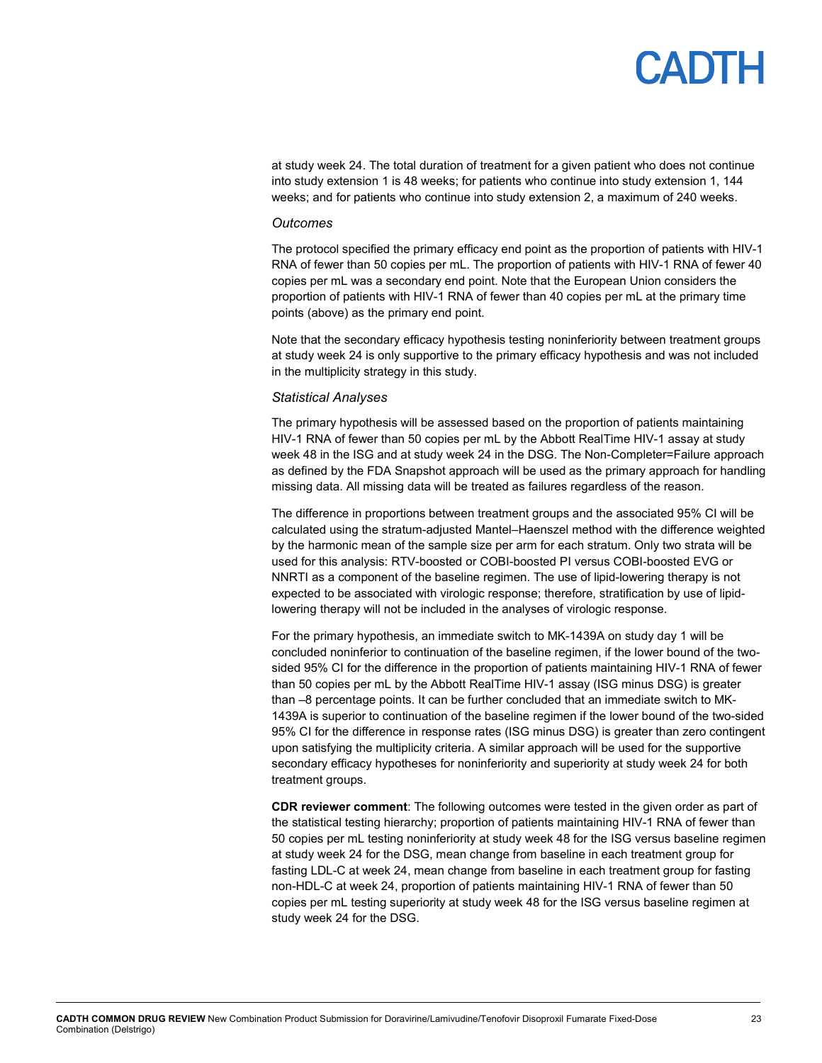at study week 24. The total duration of treatment for a given patient who does not continue into study extension 1 is 48 weeks; for patients who continue into study extension 1, 144 weeks; and for patients who continue into study extension 2, a maximum of 240 weeks.

*Outcomes*

The protocol specified the primary efficacy end point as the proportion of patients with HIV-1 RNA of fewer than 50 copies per mL. The proportion of patients with HIV-1 RNA of fewer 40 copies per mL was a secondary end point. Note that the European Union considers the proportion of patients with HIV-1 RNA of fewer than 40 copies per mL at the primary time points (above) as the primary end point.

Note that the secondary efficacy hypothesis testing noninferiority between treatment groups at study week 24 is only supportive to the primary efficacy hypothesis and was not included in the multiplicity strategy in this study.

*Statistical Analyses*

The primary hypothesis will be assessed based on the proportion of patients maintaining HIV-1 RNA of fewer than 50 copies per mL by the Abbott RealTime HIV-1 assay at study week 48 in the ISG and at study week 24 in the DSG. The Non-Completer=Failure approach as defined by the FDA Snapshot approach will be used as the primary approach for handling missing data. All missing data will be treated as failures regardless of the reason.

The difference in proportions between treatment groups and the associated 95% CI will be calculated using the stratum-adjusted Mantel–Haenszel method with the difference weighted by the harmonic mean of the sample size per arm for each stratum. Only two strata will be used for this analysis: RTV-boosted or COBI-boosted PI versus COBI-boosted EVG or NNRTI as a component of the baseline regimen. The use of lipid-lowering therapy is not expected to be associated with virologic response; therefore, stratification by use of lipid-lowering therapy will not be included in the analyses of virologic response.

For the primary hypothesis, an immediate switch to MK-1439A on study day 1 will be concluded noninferior to continuation of the baseline regimen, if the lower bound of the two-sided 95% CI for the difference in the proportion of patients maintaining HIV-1 RNA of fewer than 50 copies per mL by the Abbott RealTime HIV-1 assay (ISG minus DSG) is greater than –8 percentage points. It can be further concluded that an immediate switch to MK-1439A is superior to continuation of the baseline regimen if the lower bound of the two-sided 95% CI for the difference in response rates (ISG minus DSG) is greater than zero contingent upon satisfying the multiplicity criteria. A similar approach will be used for the supportive secondary efficacy hypotheses for noninferiority and superiority at study week 24 for both treatment groups.

**CDR reviewer comment**: The following outcomes were tested in the given order as part of the statistical testing hierarchy; proportion of patients maintaining HIV-1 RNA of fewer than 50 copies per mL testing noninferiority at study week 48 for the ISG versus baseline regimen at study week 24 for the DSG, mean change from baseline in each treatment group for fasting LDL-C at week 24, mean change from baseline in each treatment group for fasting non-HDL-C at week 24, proportion of patients maintaining HIV-1 RNA of fewer than 50 copies per mL testing superiority at study week 48 for the ISG versus baseline regimen at study week 24 for the DSG.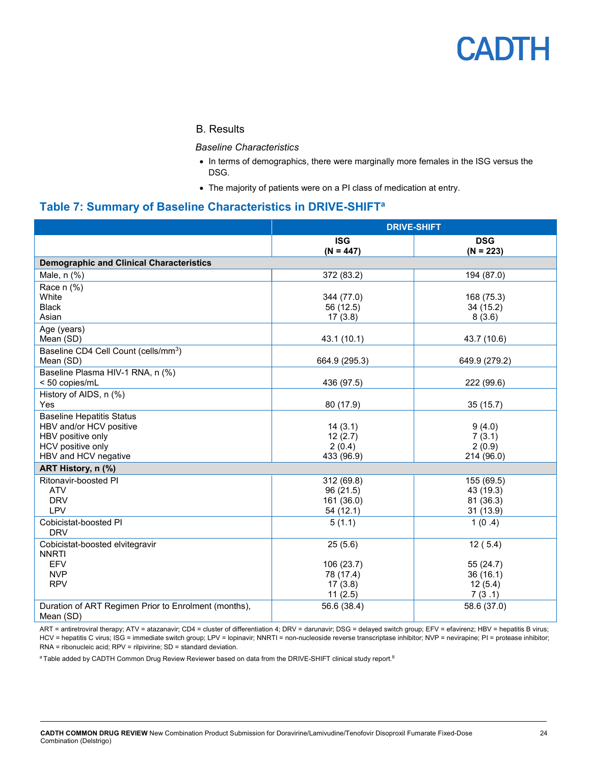## B. Results

*Baseline Characteristics*

- In terms of demographics, there were marginally more females in the ISG versus the DSG.
- The majority of patients were on a PI class of medication at entry.

### Table 7: Summary of Baseline Characteristics in DRIVE-SHIFT[a]

| | DRIVE-SHIFT | |
|---|---|---|
| | **ISG (N = 447)** | **DSG (N = 223)** |
| **Demographic and Clinical Characteristics** | | |
| Male, n (%) | 372 (83.2) | 194 (87.0) |
| Race n (%)<br>White<br>Black<br>Asian | <br>344 (77.0)<br>56 (12.5)<br>17 (3.8) | <br>168 (75.3)<br>34 (15.2)<br>8 (3.6) |
| Age (years)<br>Mean (SD) | <br>43.1 (10.1) | <br>43.7 (10.6) |
| Baseline CD4 Cell Count (cells/mm$^3$)<br>Mean (SD) | <br>664.9 (295.3) | <br>649.9 (279.2) |
| Baseline Plasma HIV-1 RNA, n (%)<br>< 50 copies/mL | <br>436 (97.5) | <br>222 (99.6) |
| History of AIDS, n (%)<br>Yes | <br>80 (17.9) | <br>35 (15.7) |
| Baseline Hepatitis Status<br>HBV and/or HCV positive<br>HBV positive only<br>HCV positive only<br>HBV and HCV negative | <br>14 (3.1)<br>12 (2.7)<br>2 (0.4)<br>433 (96.9) | <br>9 (4.0)<br>7 (3.1)<br>2 (0.9)<br>214 (96.0) |
| **ART History, n (%)** | | |
| Ritonavir-boosted PI<br>ATV<br>DRV<br>LPV | 312 (69.8)<br>96 (21.5)<br>161 (36.0)<br>54 (12.1) | 155 (69.5)<br>43 (19.3)<br>81 (36.3)<br>31 (13.9) |
| Cobicistat-boosted PI<br>DRV | 5 (1.1) | 1 (0 .4) |
| Cobicistat-boosted elvitegravir<br>NNRTI<br>EFV<br>NVP<br>RPV | 25 (5.6)<br><br>106 (23.7)<br>78 (17.4)<br>17 (3.8)<br>11 (2.5) | 12 ( 5.4)<br><br>55 (24.7)<br>36 (16.1)<br>12 (5.4)<br>7 (3 .1) |
| Duration of ART Regimen Prior to Enrolment (months), Mean (SD) | 56.6 (38.4) | 58.6 (37.0) |

ART = antiretroviral therapy; ATV = atazanavir; CD4 = cluster of differentiation 4; DRV = darunavir; DSG = delayed switch group; EFV = efavirenz; HBV = hepatitis B virus; HCV = hepatitis C virus; ISG = immediate switch group; LPV = lopinavir; NNRTI = non-nucleoside reverse transcriptase inhibitor; NVP = nevirapine; PI = protease inhibitor; RNA = ribonucleic acid; RPV = rilpivirine; SD = standard deviation.

[a] Table added by CADTH Common Drug Review Reviewer based on data from the DRIVE-SHIFT clinical study report.[8]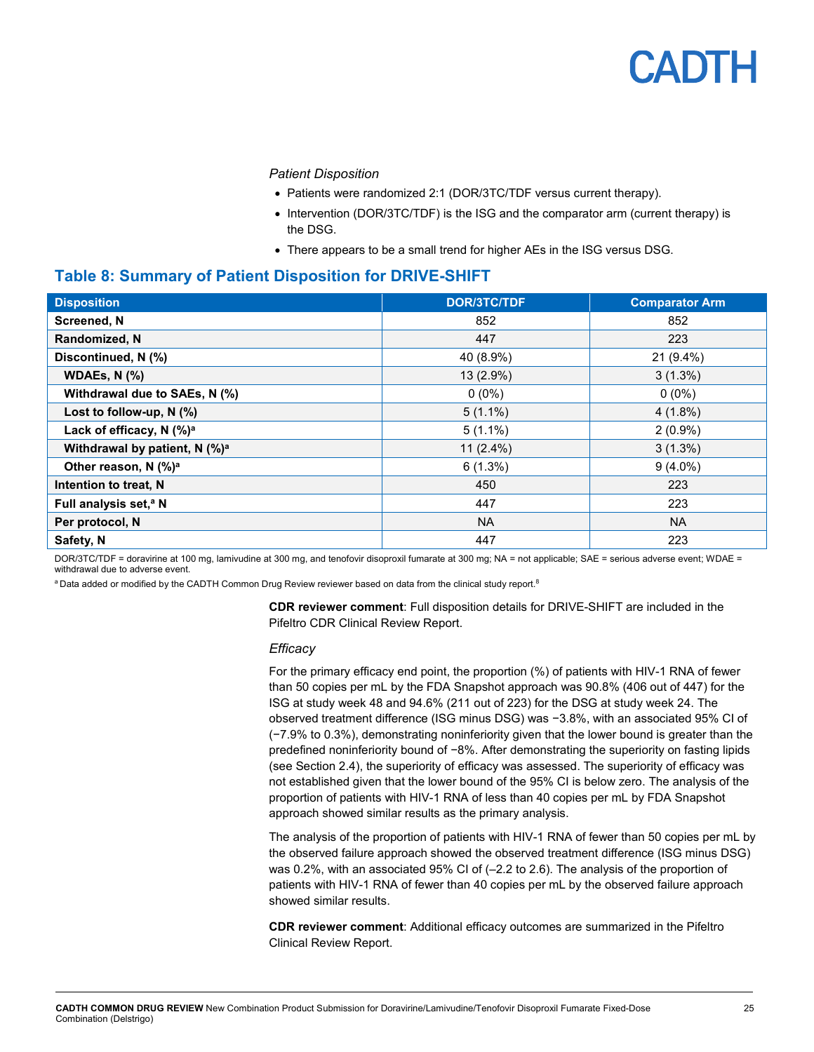*Patient Disposition*

- Patients were randomized 2:1 (DOR/3TC/TDF versus current therapy).
- Intervention (DOR/3TC/TDF) is the ISG and the comparator arm (current therapy) is the DSG.
- There appears to be a small trend for higher AEs in the ISG versus DSG.

## Table 8: Summary of Patient Disposition for DRIVE-SHIFT

| Disposition | DOR/3TC/TDF | Comparator Arm |
|---|---|---|
| **Screened, N** | 852 | 852 |
| **Randomized, N** | 447 | 223 |
| **Discontinued, N (%)** | 40 (8.9%) | 21 (9.4%) |
| **WDAEs, N (%)** | 13 (2.9%) | 3 (1.3%) |
| **Withdrawal due to SAEs, N (%)** | 0 (0%) | 0 (0%) |
| **Lost to follow-up, N (%)** | 5 (1.1%) | 4 (1.8%) |
| **Lack of efficacy, N (%)[a]** | 5 (1.1%) | 2 (0.9%) |
| **Withdrawal by patient, N (%)[a]** | 11 (2.4%) | 3 (1.3%) |
| **Other reason, N (%)[a]** | 6 (1.3%) | 9 (4.0%) |
| **Intention to treat, N** | 450 | 223 |
| **Full analysis set,[a] N** | 447 | 223 |
| **Per protocol, N** | NA | NA |
| **Safety, N** | 447 | 223 |

DOR/3TC/TDF = doravirine at 100 mg, lamivudine at 300 mg, and tenofovir disoproxil fumarate at 300 mg; NA = not applicable; SAE = serious adverse event; WDAE = withdrawal due to adverse event.

[a] Data added or modified by the CADTH Common Drug Review reviewer based on data from the clinical study report.[8]

**CDR reviewer comment**: Full disposition details for DRIVE-SHIFT are included in the Pifeltro CDR Clinical Review Report.

*Efficacy*

For the primary efficacy end point, the proportion (%) of patients with HIV-1 RNA of fewer than 50 copies per mL by the FDA Snapshot approach was 90.8% (406 out of 447) for the ISG at study week 48 and 94.6% (211 out of 223) for the DSG at study week 24. The observed treatment difference (ISG minus DSG) was −3.8%, with an associated 95% CI of (−7.9% to 0.3%), demonstrating noninferiority given that the lower bound is greater than the predefined noninferiority bound of −8%. After demonstrating the superiority on fasting lipids (see Section 2.4), the superiority of efficacy was assessed. The superiority of efficacy was not established given that the lower bound of the 95% CI is below zero. The analysis of the proportion of patients with HIV-1 RNA of less than 40 copies per mL by FDA Snapshot approach showed similar results as the primary analysis.

The analysis of the proportion of patients with HIV-1 RNA of fewer than 50 copies per mL by the observed failure approach showed the observed treatment difference (ISG minus DSG) was 0.2%, with an associated 95% CI of (–2.2 to 2.6). The analysis of the proportion of patients with HIV-1 RNA of fewer than 40 copies per mL by the observed failure approach showed similar results.

**CDR reviewer comment**: Additional efficacy outcomes are summarized in the Pifeltro Clinical Review Report.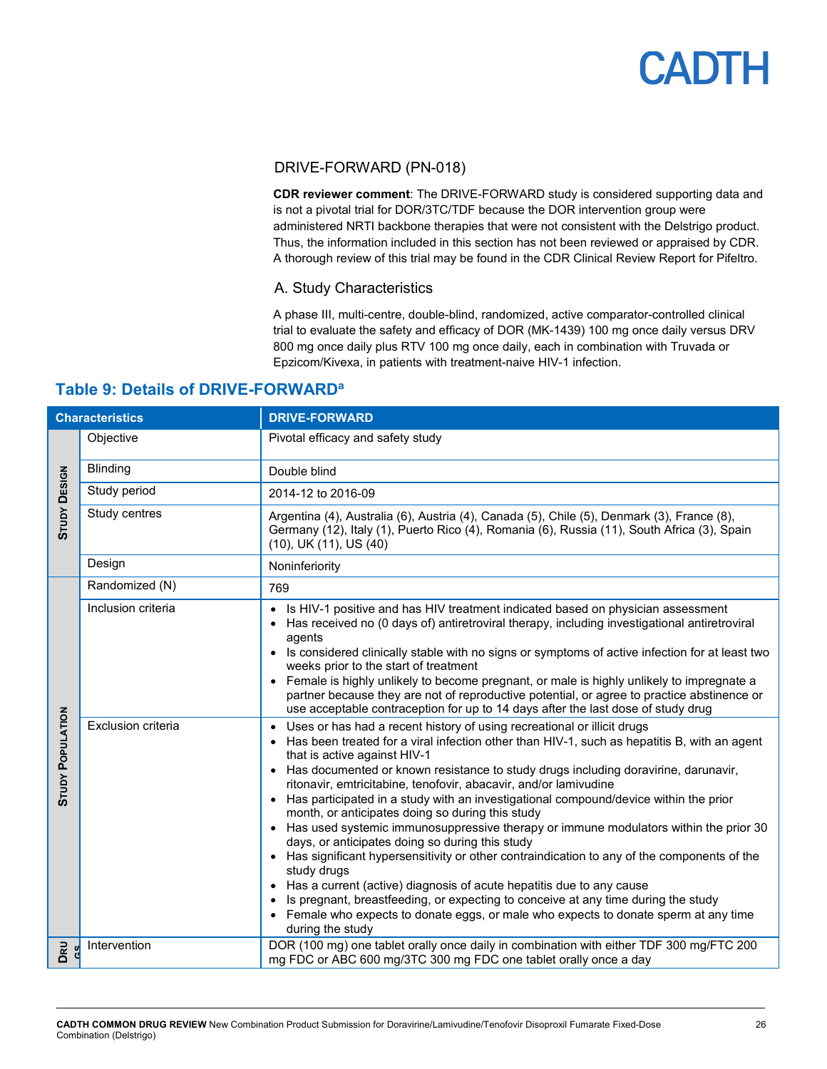### DRIVE-FORWARD (PN-018)

**CDR reviewer comment**: The DRIVE-FORWARD study is considered supporting data and is not a pivotal trial for DOR/3TC/TDF because the DOR intervention group were administered NRTI backbone therapies that were not consistent with the Delstrigo product. Thus, the information included in this section has not been reviewed or appraised by CDR. A thorough review of this trial may be found in the CDR Clinical Review Report for Pifeltro.

#### A. Study Characteristics

A phase III, multi-centre, double-blind, randomized, active comparator-controlled clinical trial to evaluate the safety and efficacy of DOR (MK-1439) 100 mg once daily versus DRV 800 mg once daily plus RTV 100 mg once daily, each in combination with Truvada or Epzicom/Kivexa, in patients with treatment-naive HIV-1 infection.

### Table 9: Details of DRIVE-FORWARD[a]

| Characteristics | | DRIVE-FORWARD |
|---|---|---|
| Study Design | Objective | Pivotal efficacy and safety study |
| | Blinding | Double blind |
| | Study period | 2014-12 to 2016-09 |
| | Study centres | Argentina (4), Australia (6), Austria (4), Canada (5), Chile (5), Denmark (3), France (8), Germany (12), Italy (1), Puerto Rico (4), Romania (6), Russia (11), South Africa (3), Spain (10), UK (11), US (40) |
| | Design | Noninferiority |
| Study Population | Randomized (N) | 769 |
| | Inclusion criteria | • Is HIV-1 positive and has HIV treatment indicated based on physician assessment<br>• Has received no (0 days of) antiretroviral therapy, including investigational antiretroviral agents<br>• Is considered clinically stable with no signs or symptoms of active infection for at least two weeks prior to the start of treatment<br>• Female is highly unlikely to become pregnant, or male is highly unlikely to impregnate a partner because they are not of reproductive potential, or agree to practice abstinence or use acceptable contraception for up to 14 days after the last dose of study drug |
| | Exclusion criteria | • Uses or has had a recent history of using recreational or illicit drugs<br>• Has been treated for a viral infection other than HIV-1, such as hepatitis B, with an agent that is active against HIV-1<br>• Has documented or known resistance to study drugs including doravirine, darunavir, ritonavir, emtricitabine, tenofovir, abacavir, and/or lamivudine<br>• Has participated in a study with an investigational compound/device within the prior month, or anticipates doing so during this study<br>• Has used systemic immunosuppressive therapy or immune modulators within the prior 30 days, or anticipates doing so during this study<br>• Has significant hypersensitivity or other contraindication to any of the components of the study drugs<br>• Has a current (active) diagnosis of acute hepatitis due to any cause<br>• Is pregnant, breastfeeding, or expecting to conceive at any time during the study<br>• Female who expects to donate eggs, or male who expects to donate sperm at any time during the study |
| Drugs | Intervention | DOR (100 mg) one tablet orally once daily in combination with either TDF 300 mg/FTC 200 mg FDC or ABC 600 mg/3TC 300 mg FDC one tablet orally once a day |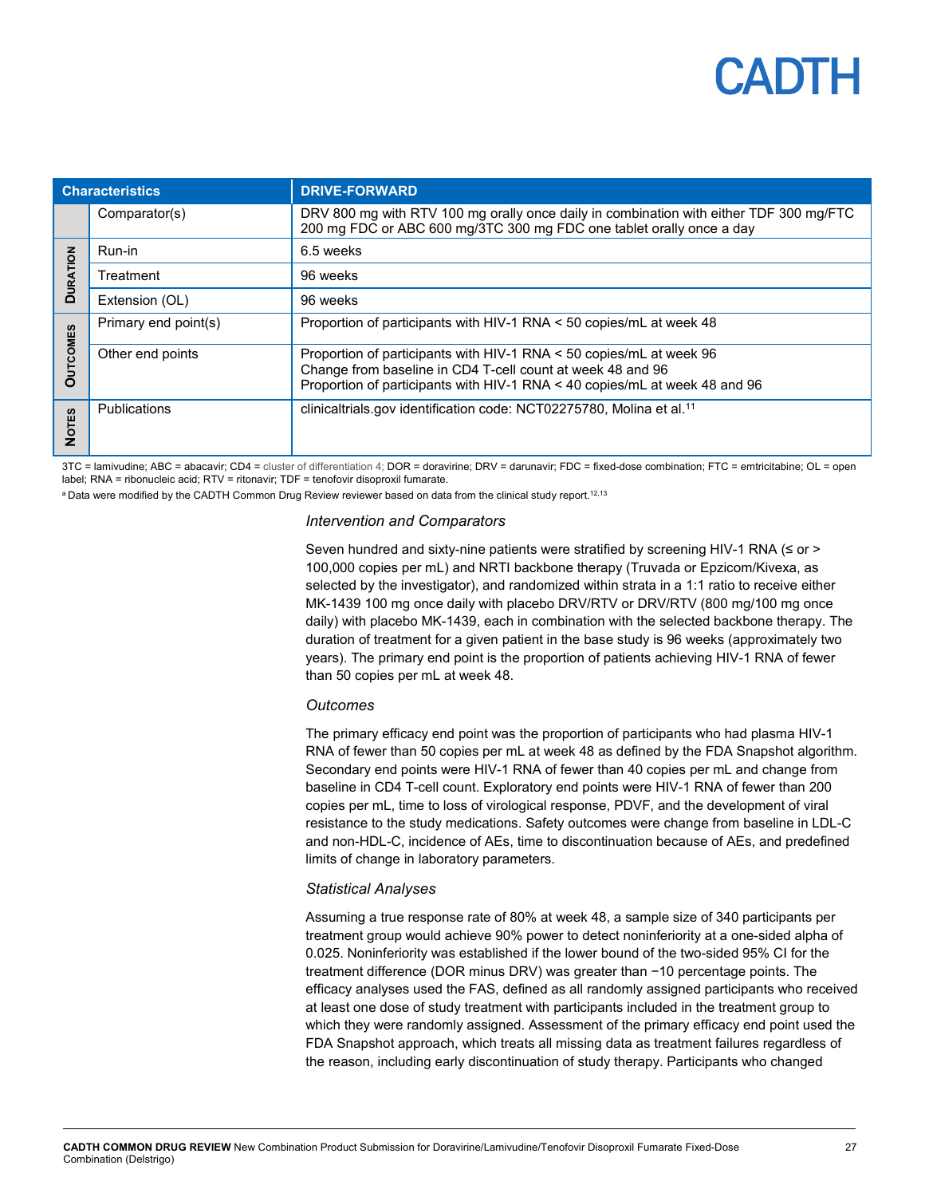| | Characteristics | DRIVE-FORWARD |
|---|---|---|
| | Comparator(s) | DRV 800 mg with RTV 100 mg orally once daily in combination with either TDF 300 mg/FTC 200 mg FDC or ABC 600 mg/3TC 300 mg FDC one tablet orally once a day |
| DURATION | Run-in | 6.5 weeks |
| | Treatment | 96 weeks |
| | Extension (OL) | 96 weeks |
| OUTCOMES | Primary end point(s) | Proportion of participants with HIV-1 RNA < 50 copies/mL at week 48 |
| | Other end points | Proportion of participants with HIV-1 RNA < 50 copies/mL at week 96<br>Change from baseline in CD4 T-cell count at week 48 and 96<br>Proportion of participants with HIV-1 RNA < 40 copies/mL at week 48 and 96 |
| NOTES | Publications | clinicaltrials.gov identification code: NCT02275780, Molina et al.[11] |

3TC = lamivudine; ABC = abacavir; CD4 = cluster of differentiation 4; DOR = doravirine; DRV = darunavir; FDC = fixed-dose combination; FTC = emtricitabine; OL = open label; RNA = ribonucleic acid; RTV = ritonavir; TDF = tenofovir disoproxil fumarate.

[a] Data were modified by the CADTH Common Drug Review reviewer based on data from the clinical study report.[12,13]

*Intervention and Comparators*

Seven hundred and sixty-nine patients were stratified by screening HIV-1 RNA (≤ or > 100,000 copies per mL) and NRTI backbone therapy (Truvada or Epzicom/Kivexa, as selected by the investigator), and randomized within strata in a 1:1 ratio to receive either MK-1439 100 mg once daily with placebo DRV/RTV or DRV/RTV (800 mg/100 mg once daily) with placebo MK-1439, each in combination with the selected backbone therapy. The duration of treatment for a given patient in the base study is 96 weeks (approximately two years). The primary end point is the proportion of patients achieving HIV-1 RNA of fewer than 50 copies per mL at week 48.

*Outcomes*

The primary efficacy end point was the proportion of participants who had plasma HIV-1 RNA of fewer than 50 copies per mL at week 48 as defined by the FDA Snapshot algorithm. Secondary end points were HIV-1 RNA of fewer than 40 copies per mL and change from baseline in CD4 T-cell count. Exploratory end points were HIV-1 RNA of fewer than 200 copies per mL, time to loss of virological response, PDVF, and the development of viral resistance to the study medications. Safety outcomes were change from baseline in LDL-C and non-HDL-C, incidence of AEs, time to discontinuation because of AEs, and predefined limits of change in laboratory parameters.

*Statistical Analyses*

Assuming a true response rate of 80% at week 48, a sample size of 340 participants per treatment group would achieve 90% power to detect noninferiority at a one-sided alpha of 0.025. Noninferiority was established if the lower bound of the two-sided 95% CI for the treatment difference (DOR minus DRV) was greater than −10 percentage points. The efficacy analyses used the FAS, defined as all randomly assigned participants who received at least one dose of study treatment with participants included in the treatment group to which they were randomly assigned. Assessment of the primary efficacy end point used the FDA Snapshot approach, which treats all missing data as treatment failures regardless of the reason, including early discontinuation of study therapy. Participants who changed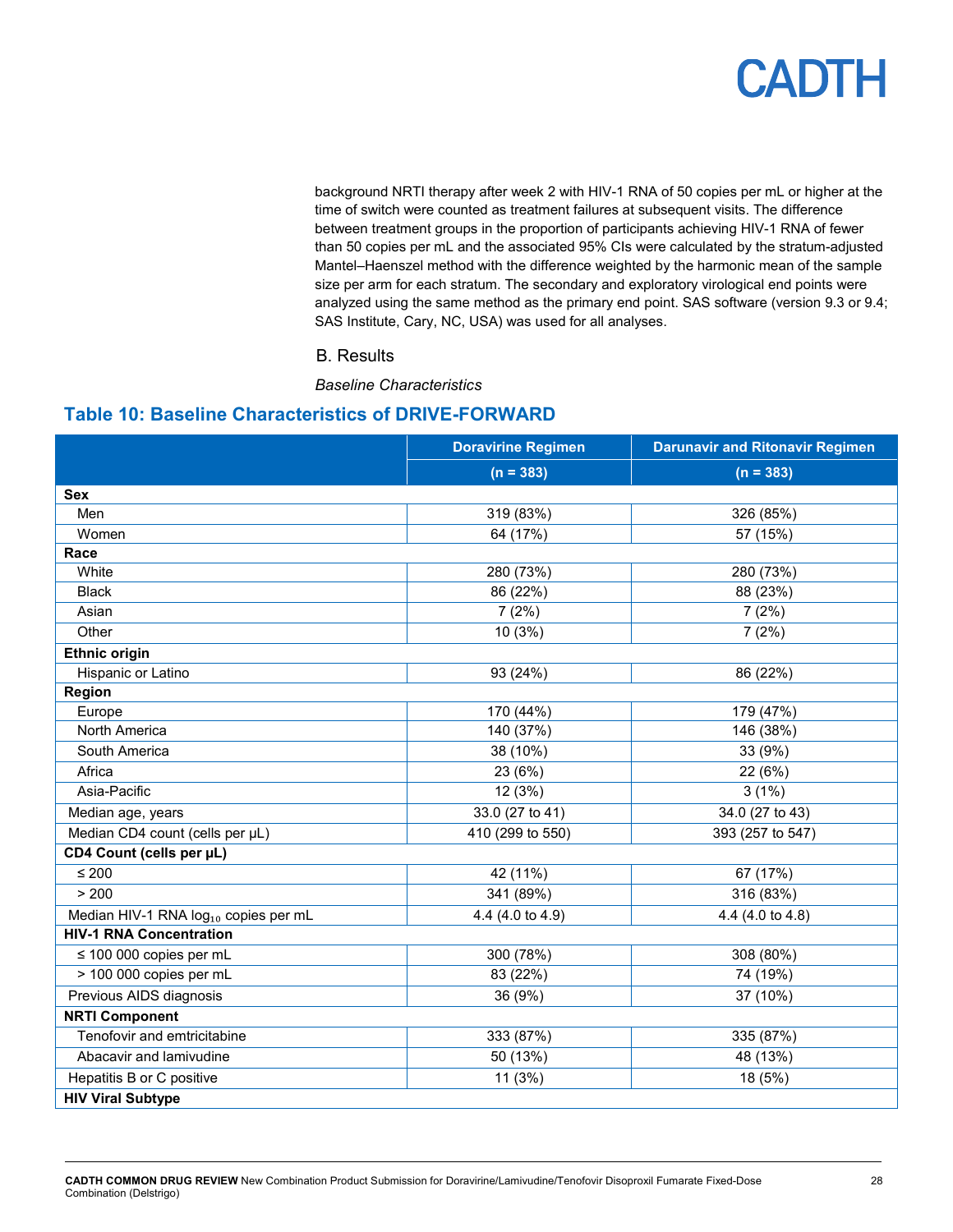background NRTI therapy after week 2 with HIV-1 RNA of 50 copies per mL or higher at the time of switch were counted as treatment failures at subsequent visits. The difference between treatment groups in the proportion of participants achieving HIV-1 RNA of fewer than 50 copies per mL and the associated 95% CIs were calculated by the stratum-adjusted Mantel–Haenszel method with the difference weighted by the harmonic mean of the sample size per arm for each stratum. The secondary and exploratory virological end points were analyzed using the same method as the primary end point. SAS software (version 9.3 or 9.4; SAS Institute, Cary, NC, USA) was used for all analyses.

B. Results

*Baseline Characteristics*

## Table 10: Baseline Characteristics of DRIVE-FORWARD

| | Doravirine Regimen | Darunavir and Ritonavir Regimen |
|---|---|---|
| | (n = 383) | (n = 383) |
| **Sex** | | |
| Men | 319 (83%) | 326 (85%) |
| Women | 64 (17%) | 57 (15%) |
| **Race** | | |
| White | 280 (73%) | 280 (73%) |
| Black | 86 (22%) | 88 (23%) |
| Asian | 7 (2%) | 7 (2%) |
| Other | 10 (3%) | 7 (2%) |
| **Ethnic origin** | | |
| Hispanic or Latino | 93 (24%) | 86 (22%) |
| **Region** | | |
| Europe | 170 (44%) | 179 (47%) |
| North America | 140 (37%) | 146 (38%) |
| South America | 38 (10%) | 33 (9%) |
| Africa | 23 (6%) | 22 (6%) |
| Asia-Pacific | 12 (3%) | 3 (1%) |
| Median age, years | 33.0 (27 to 41) | 34.0 (27 to 43) |
| Median CD4 count (cells per µL) | 410 (299 to 550) | 393 (257 to 547) |
| **CD4 Count (cells per µL)** | | |
| ≤ 200 | 42 (11%) | 67 (17%) |
| > 200 | 341 (89%) | 316 (83%) |
| Median HIV-1 RNA $log_{10}$ copies per mL | 4.4 (4.0 to 4.9) | 4.4 (4.0 to 4.8) |
| **HIV-1 RNA Concentration** | | |
| ≤ 100 000 copies per mL | 300 (78%) | 308 (80%) |
| > 100 000 copies per mL | 83 (22%) | 74 (19%) |
| Previous AIDS diagnosis | 36 (9%) | 37 (10%) |
| **NRTI Component** | | |
| Tenofovir and emtricitabine | 333 (87%) | 335 (87%) |
| Abacavir and lamivudine | 50 (13%) | 48 (13%) |
| Hepatitis B or C positive | 11 (3%) | 18 (5%) |
| **HIV Viral Subtype** | | |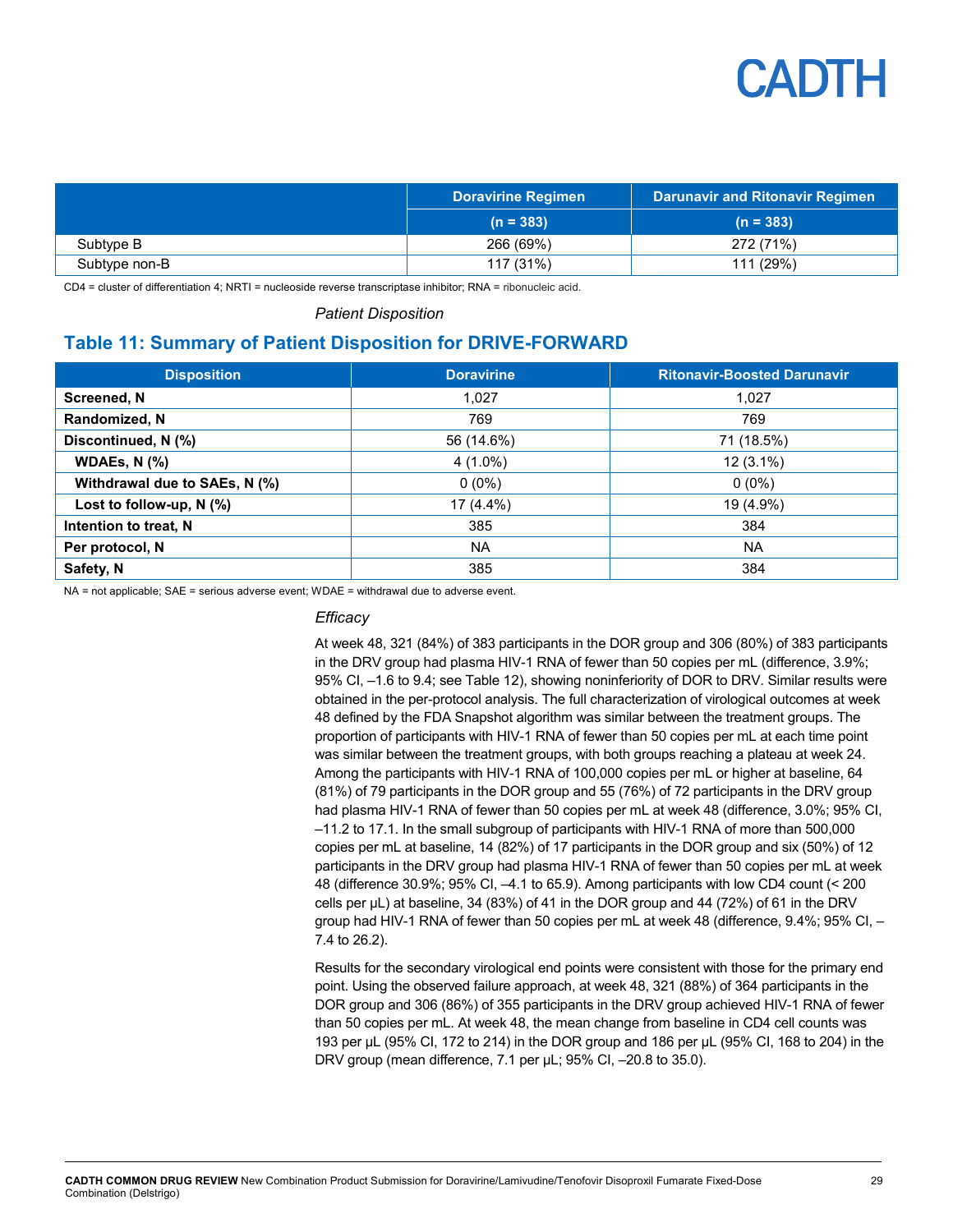| | Doravirine Regimen | Darunavir and Ritonavir Regimen |
|---|---|---|
| | (n = 383) | (n = 383) |
| Subtype B | 266 (69%) | 272 (71%) |
| Subtype non-B | 117 (31%) | 111 (29%) |

CD4 = cluster of differentiation 4; NRTI = nucleoside reverse transcriptase inhibitor; RNA = ribonucleic acid.

*Patient Disposition*

## Table 11: Summary of Patient Disposition for DRIVE-FORWARD

| Disposition | Doravirine | Ritonavir-Boosted Darunavir |
|---|---|---|
| **Screened, N** | 1,027 | 1,027 |
| **Randomized, N** | 769 | 769 |
| **Discontinued, N (%)** | 56 (14.6%) | 71 (18.5%) |
| **WDAEs, N (%)** | 4 (1.0%) | 12 (3.1%) |
| **Withdrawal due to SAEs, N (%)** | 0 (0%) | 0 (0%) |
| **Lost to follow-up, N (%)** | 17 (4.4%) | 19 (4.9%) |
| **Intention to treat, N** | 385 | 384 |
| **Per protocol, N** | NA | NA |
| **Safety, N** | 385 | 384 |

NA = not applicable; SAE = serious adverse event; WDAE = withdrawal due to adverse event.

*Efficacy*

At week 48, 321 (84%) of 383 participants in the DOR group and 306 (80%) of 383 participants in the DRV group had plasma HIV-1 RNA of fewer than 50 copies per mL (difference, 3.9%; 95% CI, –1.6 to 9.4; see Table 12), showing noninferiority of DOR to DRV. Similar results were obtained in the per-protocol analysis. The full characterization of virological outcomes at week 48 defined by the FDA Snapshot algorithm was similar between the treatment groups. The proportion of participants with HIV-1 RNA of fewer than 50 copies per mL at each time point was similar between the treatment groups, with both groups reaching a plateau at week 24. Among the participants with HIV-1 RNA of 100,000 copies per mL or higher at baseline, 64 (81%) of 79 participants in the DOR group and 55 (76%) of 72 participants in the DRV group had plasma HIV-1 RNA of fewer than 50 copies per mL at week 48 (difference, 5.1%; 95% CI, –11.2 to 17.1. In the small subgroup of participants with HIV-1 RNA of more than 500,000 copies per mL at baseline, 14 (82%) of 17 participants in the DOR group and six (50%) of 12 participants in the DRV group had plasma HIV-1 RNA of fewer than 50 copies per mL at week 48 (difference 30.9%; 95% CI, –4.1 to 65.9). Among participants with low CD4 count (< 200 cells per µL) at baseline, 34 (83%) of 41 in the DOR group and 44 (72%) of 61 in the DRV group had HIV-1 RNA of fewer than 50 copies per mL at week 48 (difference, 9.4%; 95% CI, –7.4 to 26.2).

Results for the secondary virological end points were consistent with those for the primary end point. Using the observed failure approach, at week 48, 321 (88%) of 364 participants in the DOR group and 306 (86%) of 355 participants in the DRV group achieved HIV-1 RNA of fewer than 50 copies per mL. At week 48, the mean change from baseline in CD4 cell counts was 193 per µL (95% CI, 172 to 214) in the DOR group and 186 per µL (95% CI, 168 to 204) in the DRV group (mean difference, 7.1 per µL; 95% CI, –20.8 to 35.0).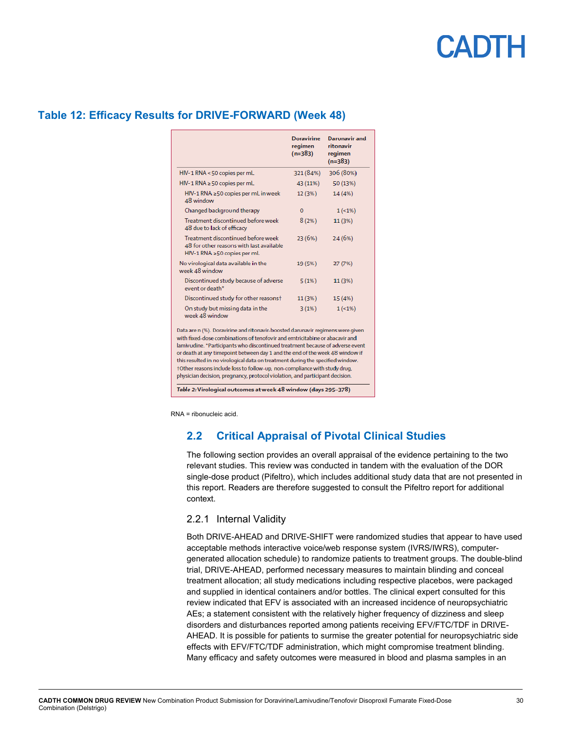## Table 12: Efficacy Results for DRIVE-FORWARD (Week 48)

| | Doravirine regimen (n=383) | Darunavir and ritonavir regimen (n=383) |
|---|---|---|
| HIV-1 RNA <50 copies per mL | 321 (84%) | 306 (80%) |
| HIV-1 RNA ≥50 copies per mL | 43 (11%) | 50 (13%) |
| HIV-1 RNA ≥50 copies per mL in week 48 window | 12 (3%) | 14 (4%) |
| Changed background therapy | 0 | 1 (<1%) |
| Treatment discontinued before week 48 due to lack of efficacy | 8 (2%) | 11 (3%) |
| Treatment discontinued before week 48 for other reasons with last available HIV-1 RNA ≥50 copies per mL | 23 (6%) | 24 (6%) |
| No virological data available in the week 48 window | 19 (5%) | 27 (7%) |
| Discontinued study because of adverse event or death* | 5 (1%) | 11 (3%) |
| Discontinued study for other reasons† | 11 (3%) | 15 (4%) |
| On study but missing data in the week 48 window | 3 (1%) | 1 (<1%) |

Data are n (%). Doravirine and ritonavir-boosted darunavir regimens were given with fixed-dose combinations of tenofovir and emtricitabine or abacavir and lamivudine. *Participants who discontinued treatment because of adverse event or death at any timepoint between day 1 and the end of the week 48 window if this resulted in no virological data on treatment during the specified window. †Other reasons include loss to follow-up, non-compliance with study drug, physician decision, pregnancy, protocol violation, and participant decision.

*Table 2:* **Virological outcomes at week 48 window (days 295–378)**

RNA = ribonucleic acid.

## 2.2 Critical Appraisal of Pivotal Clinical Studies

The following section provides an overall appraisal of the evidence pertaining to the two relevant studies. This review was conducted in tandem with the evaluation of the DOR single-dose product (Pifeltro), which includes additional study data that are not presented in this report. Readers are therefore suggested to consult the Pifeltro report for additional context.

### 2.2.1 Internal Validity

Both DRIVE-AHEAD and DRIVE-SHIFT were randomized studies that appear to have used acceptable methods interactive voice/web response system (IVRS/IWRS), computer-generated allocation schedule) to randomize patients to treatment groups. The double-blind trial, DRIVE-AHEAD, performed necessary measures to maintain blinding and conceal treatment allocation; all study medications including respective placebos, were packaged and supplied in identical containers and/or bottles. The clinical expert consulted for this review indicated that EFV is associated with an increased incidence of neuropsychiatric AEs; a statement consistent with the relatively higher frequency of dizziness and sleep disorders and disturbances reported among patients receiving EFV/FTC/TDF in DRIVE-AHEAD. It is possible for patients to surmise the greater potential for neuropsychiatric side effects with EFV/FTC/TDF administration, which might compromise treatment blinding. Many efficacy and safety outcomes were measured in blood and plasma samples in an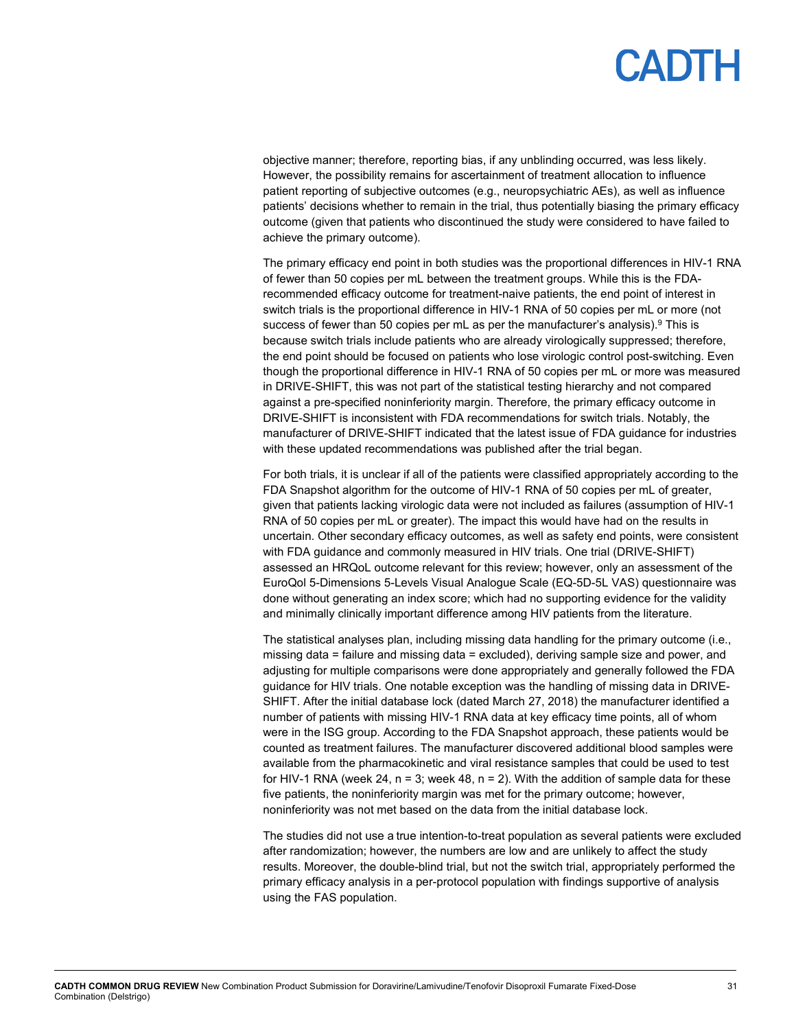objective manner; therefore, reporting bias, if any unblinding occurred, was less likely. However, the possibility remains for ascertainment of treatment allocation to influence patient reporting of subjective outcomes (e.g., neuropsychiatric AEs), as well as influence patients' decisions whether to remain in the trial, thus potentially biasing the primary efficacy outcome (given that patients who discontinued the study were considered to have failed to achieve the primary outcome).

The primary efficacy end point in both studies was the proportional differences in HIV-1 RNA of fewer than 50 copies per mL between the treatment groups. While this is the FDA-recommended efficacy outcome for treatment-naive patients, the end point of interest in switch trials is the proportional difference in HIV-1 RNA of 50 copies per mL or more (not success of fewer than 50 copies per mL as per the manufacturer's analysis).[9] This is because switch trials include patients who are already virologically suppressed; therefore, the end point should be focused on patients who lose virologic control post-switching. Even though the proportional difference in HIV-1 RNA of 50 copies per mL or more was measured in DRIVE-SHIFT, this was not part of the statistical testing hierarchy and not compared against a pre-specified noninferiority margin. Therefore, the primary efficacy outcome in DRIVE-SHIFT is inconsistent with FDA recommendations for switch trials. Notably, the manufacturer of DRIVE-SHIFT indicated that the latest issue of FDA guidance for industries with these updated recommendations was published after the trial began.

For both trials, it is unclear if all of the patients were classified appropriately according to the FDA Snapshot algorithm for the outcome of HIV-1 RNA of 50 copies per mL of greater, given that patients lacking virologic data were not included as failures (assumption of HIV-1 RNA of 50 copies per mL or greater). The impact this would have had on the results in uncertain. Other secondary efficacy outcomes, as well as safety end points, were consistent with FDA guidance and commonly measured in HIV trials. One trial (DRIVE-SHIFT) assessed an HRQoL outcome relevant for this review; however, only an assessment of the EuroQol 5-Dimensions 5-Levels Visual Analogue Scale (EQ-5D-5L VAS) questionnaire was done without generating an index score; which had no supporting evidence for the validity and minimally clinically important difference among HIV patients from the literature.

The statistical analyses plan, including missing data handling for the primary outcome (i.e., missing data = failure and missing data = excluded), deriving sample size and power, and adjusting for multiple comparisons were done appropriately and generally followed the FDA guidance for HIV trials. One notable exception was the handling of missing data in DRIVE-SHIFT. After the initial database lock (dated March 27, 2018) the manufacturer identified a number of patients with missing HIV-1 RNA data at key efficacy time points, all of whom were in the ISG group. According to the FDA Snapshot approach, these patients would be counted as treatment failures. The manufacturer discovered additional blood samples were available from the pharmacokinetic and viral resistance samples that could be used to test for HIV-1 RNA (week 24, n = 3; week 48, n = 2). With the addition of sample data for these five patients, the noninferiority margin was met for the primary outcome; however, noninferiority was not met based on the data from the initial database lock.

The studies did not use a true intention-to-treat population as several patients were excluded after randomization; however, the numbers are low and are unlikely to affect the study results. Moreover, the double-blind trial, but not the switch trial, appropriately performed the primary efficacy analysis in a per-protocol population with findings supportive of analysis using the FAS population.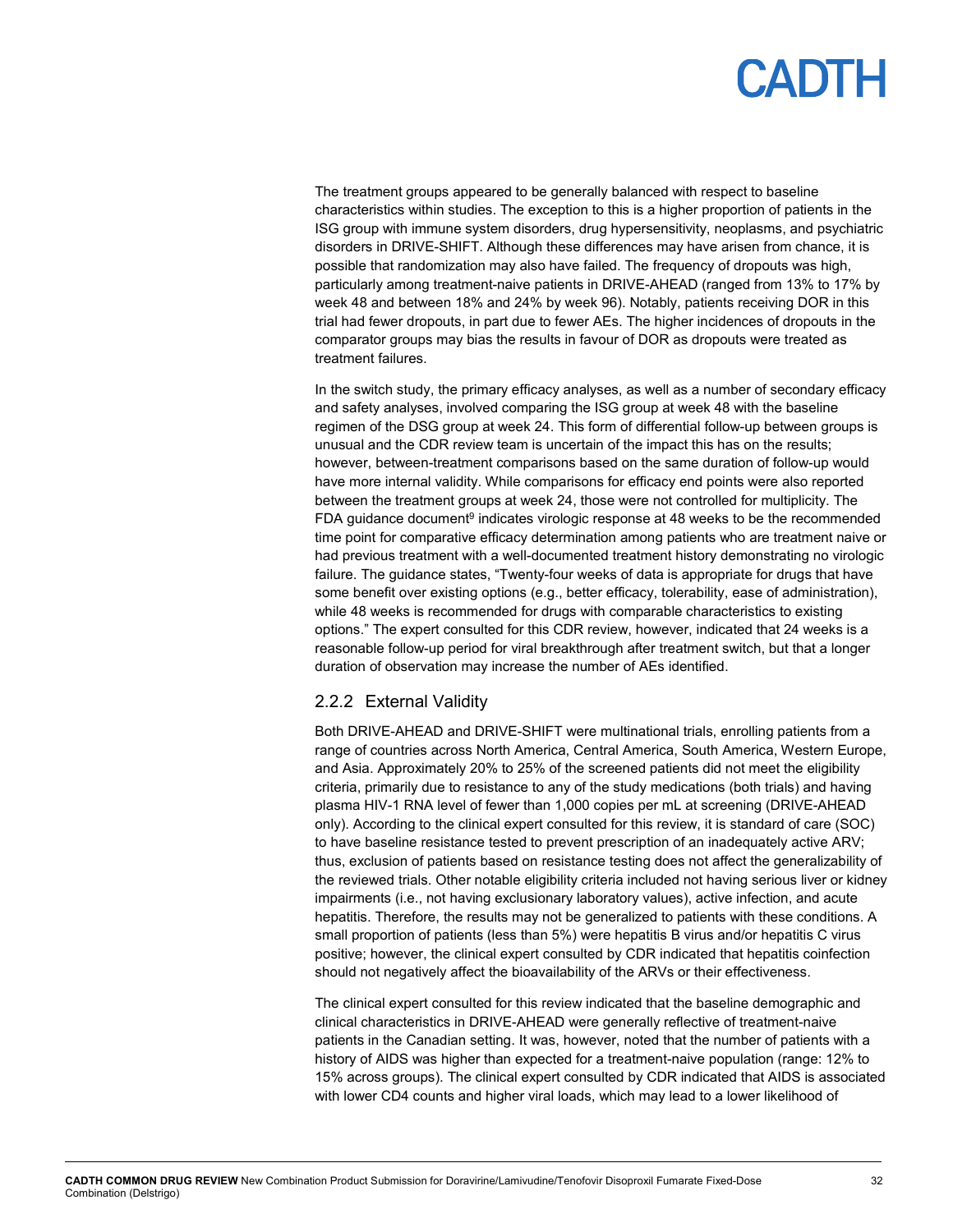The treatment groups appeared to be generally balanced with respect to baseline characteristics within studies. The exception to this is a higher proportion of patients in the ISG group with immune system disorders, drug hypersensitivity, neoplasms, and psychiatric disorders in DRIVE-SHIFT. Although these differences may have arisen from chance, it is possible that randomization may also have failed. The frequency of dropouts was high, particularly among treatment-naive patients in DRIVE-AHEAD (ranged from 13% to 17% by week 48 and between 18% and 24% by week 96). Notably, patients receiving DOR in this trial had fewer dropouts, in part due to fewer AEs. The higher incidences of dropouts in the comparator groups may bias the results in favour of DOR as dropouts were treated as treatment failures.

In the switch study, the primary efficacy analyses, as well as a number of secondary efficacy and safety analyses, involved comparing the ISG group at week 48 with the baseline regimen of the DSG group at week 24. This form of differential follow-up between groups is unusual and the CDR review team is uncertain of the impact this has on the results; however, between-treatment comparisons based on the same duration of follow-up would have more internal validity. While comparisons for efficacy end points were also reported between the treatment groups at week 24, those were not controlled for multiplicity. The FDA guidance document[9] indicates virologic response at 48 weeks to be the recommended time point for comparative efficacy determination among patients who are treatment naive or had previous treatment with a well-documented treatment history demonstrating no virologic failure. The guidance states, "Twenty-four weeks of data is appropriate for drugs that have some benefit over existing options (e.g., better efficacy, tolerability, ease of administration), while 48 weeks is recommended for drugs with comparable characteristics to existing options." The expert consulted for this CDR review, however, indicated that 24 weeks is a reasonable follow-up period for viral breakthrough after treatment switch, but that a longer duration of observation may increase the number of AEs identified.

### 2.2.2 External Validity

Both DRIVE-AHEAD and DRIVE-SHIFT were multinational trials, enrolling patients from a range of countries across North America, Central America, South America, Western Europe, and Asia. Approximately 20% to 25% of the screened patients did not meet the eligibility criteria, primarily due to resistance to any of the study medications (both trials) and having plasma HIV-1 RNA level of fewer than 1,000 copies per mL at screening (DRIVE-AHEAD only). According to the clinical expert consulted for this review, it is standard of care (SOC) to have baseline resistance tested to prevent prescription of an inadequately active ARV; thus, exclusion of patients based on resistance testing does not affect the generalizability of the reviewed trials. Other notable eligibility criteria included not having serious liver or kidney impairments (i.e., not having exclusionary laboratory values), active infection, and acute hepatitis. Therefore, the results may not be generalized to patients with these conditions. A small proportion of patients (less than 5%) were hepatitis B virus and/or hepatitis C virus positive; however, the clinical expert consulted by CDR indicated that hepatitis coinfection should not negatively affect the bioavailability of the ARVs or their effectiveness.

The clinical expert consulted for this review indicated that the baseline demographic and clinical characteristics in DRIVE-AHEAD were generally reflective of treatment-naive patients in the Canadian setting. It was, however, noted that the number of patients with a history of AIDS was higher than expected for a treatment-naive population (range: 12% to 15% across groups). The clinical expert consulted by CDR indicated that AIDS is associated with lower CD4 counts and higher viral loads, which may lead to a lower likelihood of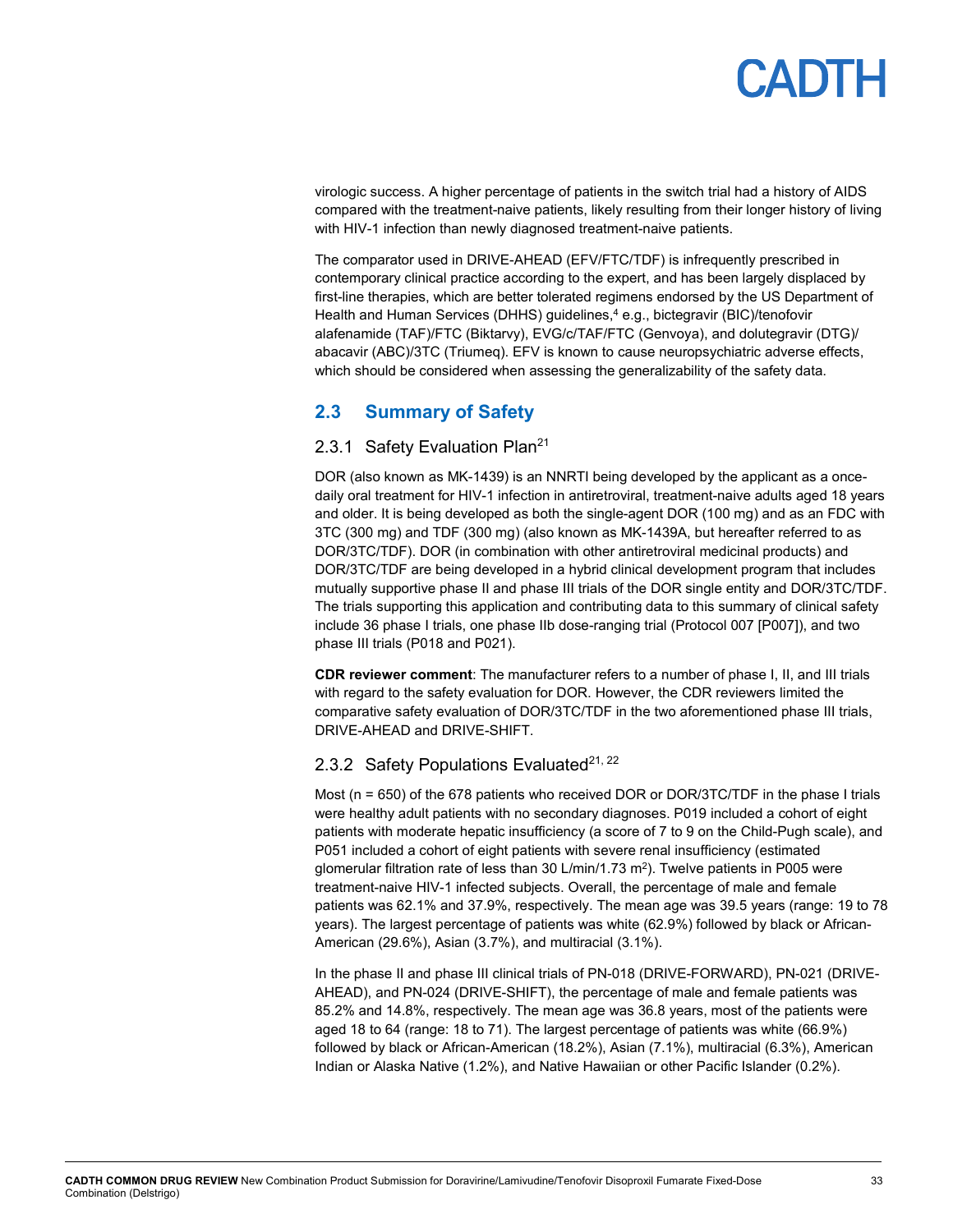virologic success. A higher percentage of patients in the switch trial had a history of AIDS compared with the treatment-naive patients, likely resulting from their longer history of living with HIV-1 infection than newly diagnosed treatment-naive patients.

The comparator used in DRIVE-AHEAD (EFV/FTC/TDF) is infrequently prescribed in contemporary clinical practice according to the expert, and has been largely displaced by first-line therapies, which are better tolerated regimens endorsed by the US Department of Health and Human Services (DHHS) guidelines,[4] e.g., bictegravir (BIC)/tenofovir alafenamide (TAF)/FTC (Biktarvy), EVG/c/TAF/FTC (Genvoya), and dolutegravir (DTG)/abacavir (ABC)/3TC (Triumeq). EFV is known to cause neuropsychiatric adverse effects, which should be considered when assessing the generalizability of the safety data.

## 2.3 Summary of Safety

### 2.3.1 Safety Evaluation Plan[21]

DOR (also known as MK-1439) is an NNRTI being developed by the applicant as a once-daily oral treatment for HIV-1 infection in antiretroviral, treatment-naive adults aged 18 years and older. It is being developed as both the single-agent DOR (100 mg) and as an FDC with 3TC (300 mg) and TDF (300 mg) (also known as MK-1439A, but hereafter referred to as DOR/3TC/TDF). DOR (in combination with other antiretroviral medicinal products) and DOR/3TC/TDF are being developed in a hybrid clinical development program that includes mutually supportive phase II and phase III trials of the DOR single entity and DOR/3TC/TDF. The trials supporting this application and contributing data to this summary of clinical safety include 36 phase I trials, one phase IIb dose-ranging trial (Protocol 007 [P007]), and two phase III trials (P018 and P021).

**CDR reviewer comment**: The manufacturer refers to a number of phase I, II, and III trials with regard to the safety evaluation for DOR. However, the CDR reviewers limited the comparative safety evaluation of DOR/3TC/TDF in the two aforementioned phase III trials, DRIVE-AHEAD and DRIVE-SHIFT.

### 2.3.2 Safety Populations Evaluated[21, 22]

Most (n = 650) of the 678 patients who received DOR or DOR/3TC/TDF in the phase I trials were healthy adult patients with no secondary diagnoses. P019 included a cohort of eight patients with moderate hepatic insufficiency (a score of 7 to 9 on the Child-Pugh scale), and P051 included a cohort of eight patients with severe renal insufficiency (estimated glomerular filtration rate of less than 30 L/min/1.73 $m^2$). Twelve patients in P005 were treatment-naive HIV-1 infected subjects. Overall, the percentage of male and female patients was 62.1% and 37.9%, respectively. The mean age was 39.5 years (range: 19 to 78 years). The largest percentage of patients was white (62.9%) followed by black or African-American (29.6%), Asian (3.7%), and multiracial (3.1%).

In the phase II and phase III clinical trials of PN-018 (DRIVE-FORWARD), PN-021 (DRIVE-AHEAD), and PN-024 (DRIVE-SHIFT), the percentage of male and female patients was 85.2% and 14.8%, respectively. The mean age was 36.8 years, most of the patients were aged 18 to 64 (range: 18 to 71). The largest percentage of patients was white (66.9%) followed by black or African-American (18.2%), Asian (7.1%), multiracial (6.3%), American Indian or Alaska Native (1.2%), and Native Hawaiian or other Pacific Islander (0.2%).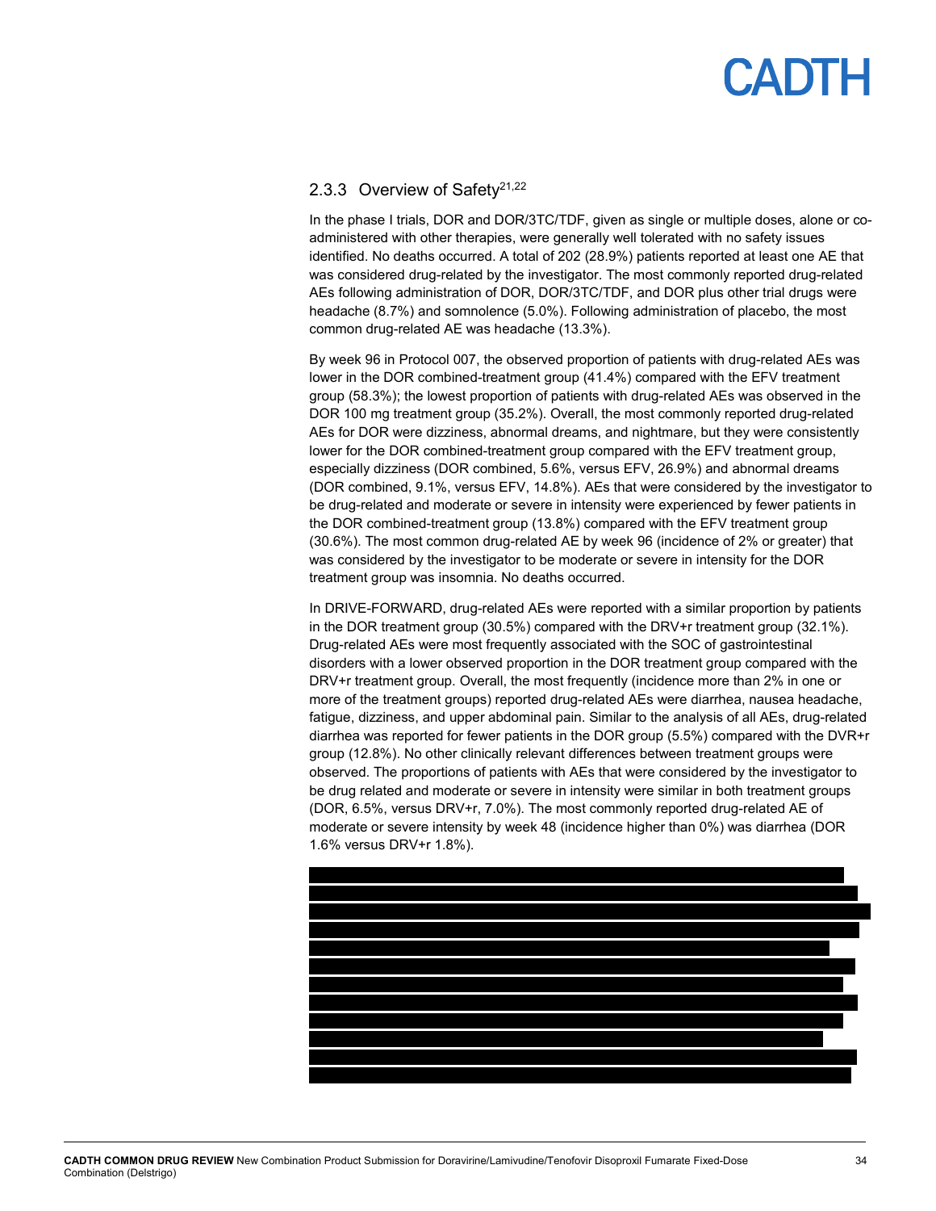### 2.3.3 Overview of Safety[21,22]

In the phase I trials, DOR and DOR/3TC/TDF, given as single or multiple doses, alone or co-administered with other therapies, were generally well tolerated with no safety issues identified. No deaths occurred. A total of 202 (28.9%) patients reported at least one AE that was considered drug-related by the investigator. The most commonly reported drug-related AEs following administration of DOR, DOR/3TC/TDF, and DOR plus other trial drugs were headache (8.7%) and somnolence (5.0%). Following administration of placebo, the most common drug-related AE was headache (13.3%).

By week 96 in Protocol 007, the observed proportion of patients with drug-related AEs was lower in the DOR combined-treatment group (41.4%) compared with the EFV treatment group (58.3%); the lowest proportion of patients with drug-related AEs was observed in the DOR 100 mg treatment group (35.2%). Overall, the most commonly reported drug-related AEs for DOR were dizziness, abnormal dreams, and nightmare, but they were consistently lower for the DOR combined-treatment group compared with the EFV treatment group, especially dizziness (DOR combined, 5.6%, versus EFV, 26.9%) and abnormal dreams (DOR combined, 9.1%, versus EFV, 14.8%). AEs that were considered by the investigator to be drug-related and moderate or severe in intensity were experienced by fewer patients in the DOR combined-treatment group (13.8%) compared with the EFV treatment group (30.6%). The most common drug-related AE by week 96 (incidence of 2% or greater) that was considered by the investigator to be moderate or severe in intensity for the DOR treatment group was insomnia. No deaths occurred.

In DRIVE-FORWARD, drug-related AEs were reported with a similar proportion by patients in the DOR treatment group (30.5%) compared with the DRV+r treatment group (32.1%). Drug-related AEs were most frequently associated with the SOC of gastrointestinal disorders with a lower observed proportion in the DOR treatment group compared with the DRV+r treatment group. Overall, the most frequently (incidence more than 2% in one or more of the treatment groups) reported drug-related AEs were diarrhea, nausea headache, fatigue, dizziness, and upper abdominal pain. Similar to the analysis of all AEs, drug-related diarrhea was reported for fewer patients in the DOR group (5.5%) compared with the DVR+r group (12.8%). No other clinically relevant differences between treatment groups were observed. The proportions of patients with AEs that were considered by the investigator to be drug related and moderate or severe in intensity were similar in both treatment groups (DOR, 6.5%, versus DRV+r, 7.0%). The most commonly reported drug-related AE of moderate or severe intensity by week 48 (incidence higher than 0%) was diarrhea (DOR 1.6% versus DRV+r 1.8%).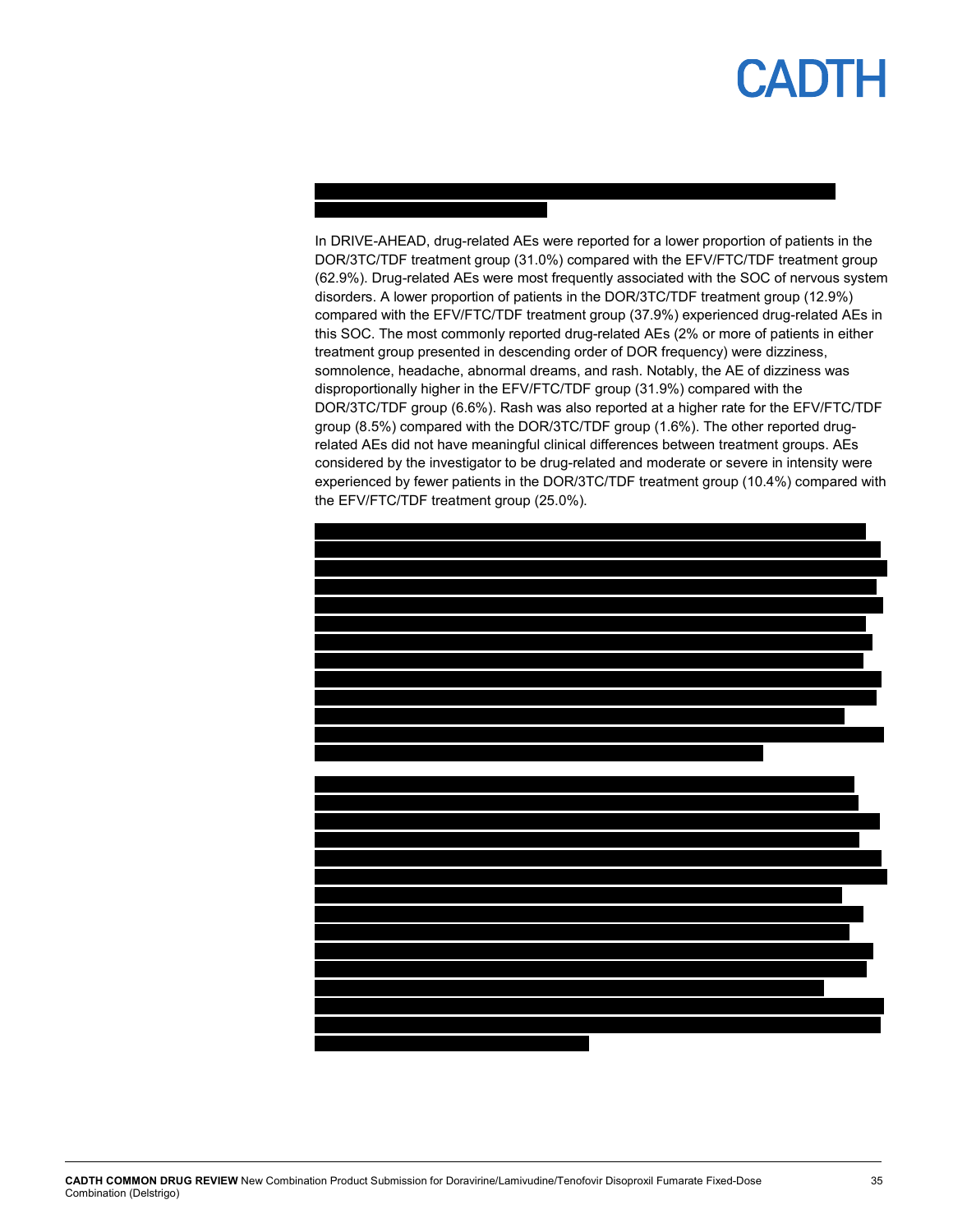In DRIVE-AHEAD, drug-related AEs were reported for a lower proportion of patients in the DOR/3TC/TDF treatment group (31.0%) compared with the EFV/FTC/TDF treatment group (62.9%). Drug-related AEs were most frequently associated with the SOC of nervous system disorders. A lower proportion of patients in the DOR/3TC/TDF treatment group (12.9%) compared with the EFV/FTC/TDF treatment group (37.9%) experienced drug-related AEs in this SOC. The most commonly reported drug-related AEs (2% or more of patients in either treatment group presented in descending order of DOR frequency) were dizziness, somnolence, headache, abnormal dreams, and rash. Notably, the AE of dizziness was disproportionally higher in the EFV/FTC/TDF group (31.9%) compared with the DOR/3TC/TDF group (6.6%). Rash was also reported at a higher rate for the EFV/FTC/TDF group (8.5%) compared with the DOR/3TC/TDF group (1.6%). The other reported drug-related AEs did not have meaningful clinical differences between treatment groups. AEs considered by the investigator to be drug-related and moderate or severe in intensity were experienced by fewer patients in the DOR/3TC/TDF treatment group (10.4%) compared with the EFV/FTC/TDF treatment group (25.0%).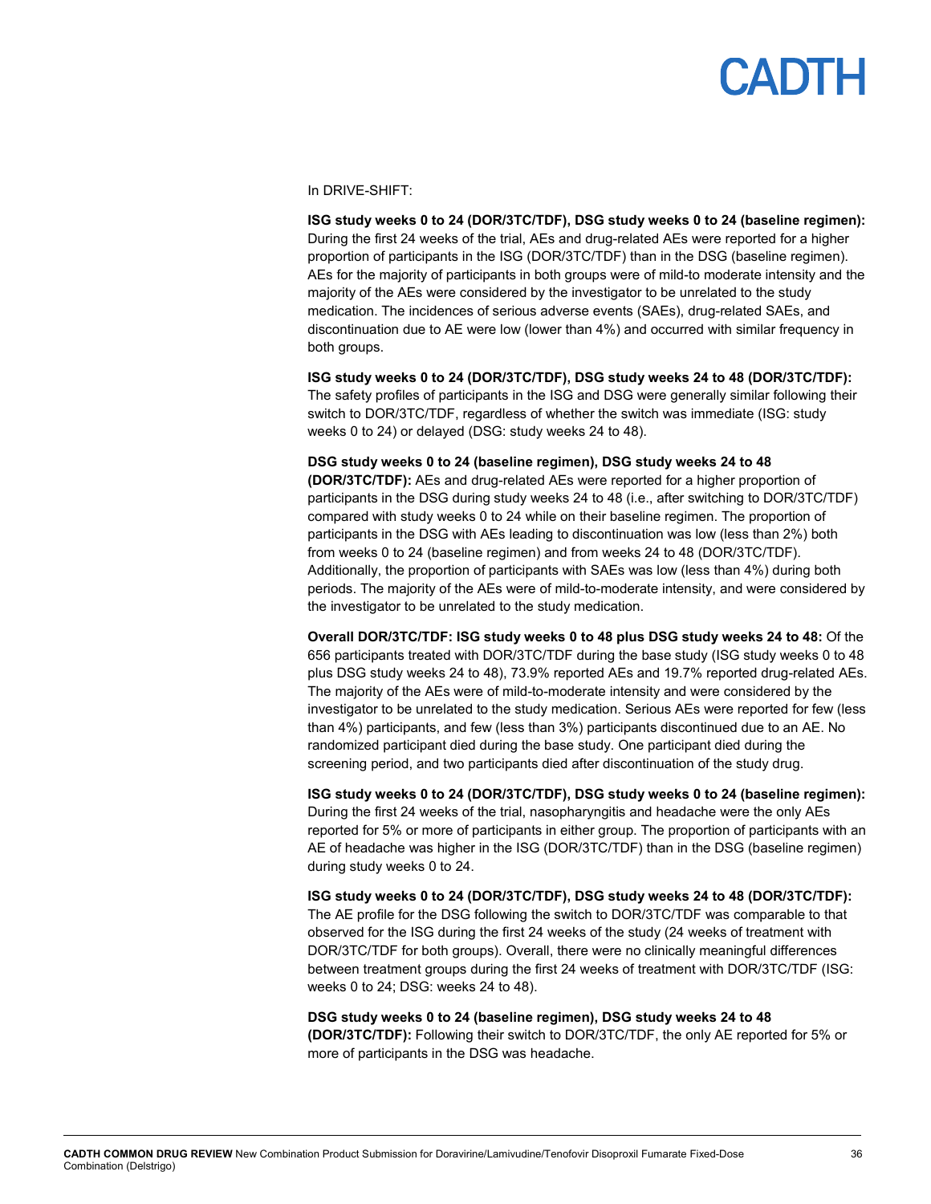In DRIVE-SHIFT:

**ISG study weeks 0 to 24 (DOR/3TC/TDF), DSG study weeks 0 to 24 (baseline regimen):** During the first 24 weeks of the trial, AEs and drug-related AEs were reported for a higher proportion of participants in the ISG (DOR/3TC/TDF) than in the DSG (baseline regimen). AEs for the majority of participants in both groups were of mild-to moderate intensity and the majority of the AEs were considered by the investigator to be unrelated to the study medication. The incidences of serious adverse events (SAEs), drug-related SAEs, and discontinuation due to AE were low (lower than 4%) and occurred with similar frequency in both groups.

**ISG study weeks 0 to 24 (DOR/3TC/TDF), DSG study weeks 24 to 48 (DOR/3TC/TDF):** The safety profiles of participants in the ISG and DSG were generally similar following their switch to DOR/3TC/TDF, regardless of whether the switch was immediate (ISG: study weeks 0 to 24) or delayed (DSG: study weeks 24 to 48).

**DSG study weeks 0 to 24 (baseline regimen), DSG study weeks 24 to 48 (DOR/3TC/TDF):** AEs and drug-related AEs were reported for a higher proportion of participants in the DSG during study weeks 24 to 48 (i.e., after switching to DOR/3TC/TDF) compared with study weeks 0 to 24 while on their baseline regimen. The proportion of participants in the DSG with AEs leading to discontinuation was low (less than 2%) both from weeks 0 to 24 (baseline regimen) and from weeks 24 to 48 (DOR/3TC/TDF). Additionally, the proportion of participants with SAEs was low (less than 4%) during both periods. The majority of the AEs were of mild-to-moderate intensity, and were considered by the investigator to be unrelated to the study medication.

**Overall DOR/3TC/TDF: ISG study weeks 0 to 48 plus DSG study weeks 24 to 48:** Of the 656 participants treated with DOR/3TC/TDF during the base study (ISG study weeks 0 to 48 plus DSG study weeks 24 to 48), 73.9% reported AEs and 19.7% reported drug-related AEs. The majority of the AEs were of mild-to-moderate intensity and were considered by the investigator to be unrelated to the study medication. Serious AEs were reported for few (less than 4%) participants, and few (less than 3%) participants discontinued due to an AE. No randomized participant died during the base study. One participant died during the screening period, and two participants died after discontinuation of the study drug.

**ISG study weeks 0 to 24 (DOR/3TC/TDF), DSG study weeks 0 to 24 (baseline regimen):** During the first 24 weeks of the trial, nasopharyngitis and headache were the only AEs reported for 5% or more of participants in either group. The proportion of participants with an AE of headache was higher in the ISG (DOR/3TC/TDF) than in the DSG (baseline regimen) during study weeks 0 to 24.

**ISG study weeks 0 to 24 (DOR/3TC/TDF), DSG study weeks 24 to 48 (DOR/3TC/TDF):** The AE profile for the DSG following the switch to DOR/3TC/TDF was comparable to that observed for the ISG during the first 24 weeks of the study (24 weeks of treatment with DOR/3TC/TDF for both groups). Overall, there were no clinically meaningful differences between treatment groups during the first 24 weeks of treatment with DOR/3TC/TDF (ISG: weeks 0 to 24; DSG: weeks 24 to 48).

**DSG study weeks 0 to 24 (baseline regimen), DSG study weeks 24 to 48 (DOR/3TC/TDF):** Following their switch to DOR/3TC/TDF, the only AE reported for 5% or more of participants in the DSG was headache.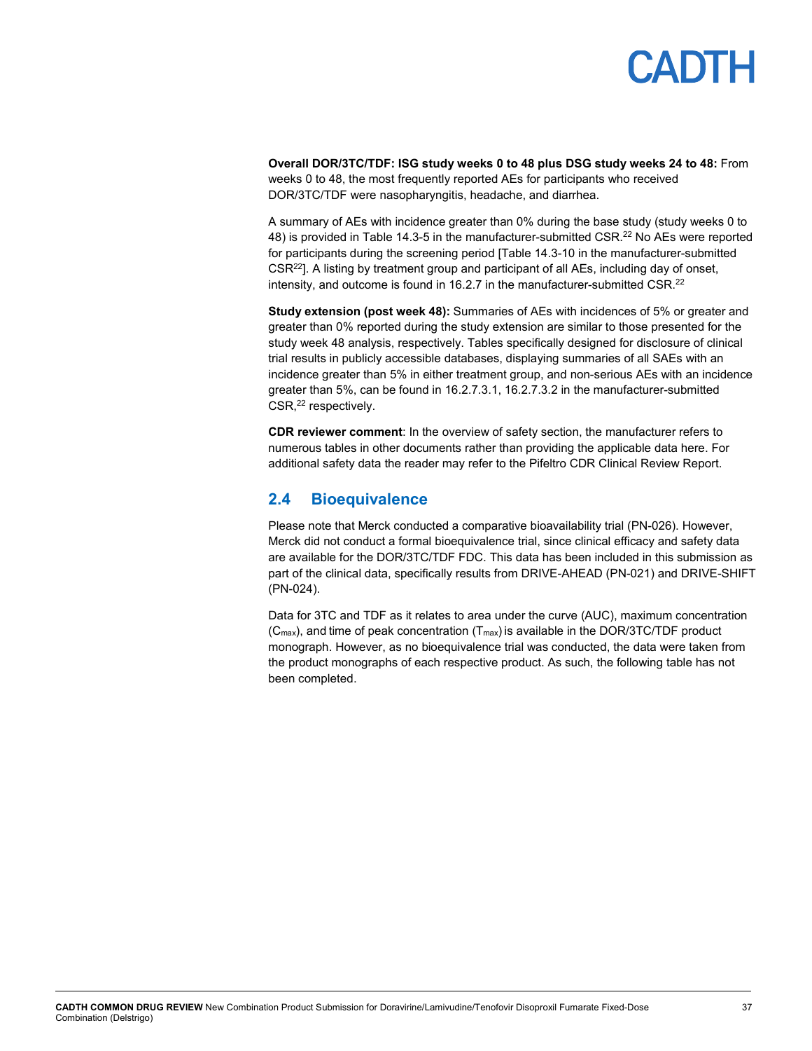**Overall DOR/3TC/TDF: ISG study weeks 0 to 48 plus DSG study weeks 24 to 48:** From weeks 0 to 48, the most frequently reported AEs for participants who received DOR/3TC/TDF were nasopharyngitis, headache, and diarrhea.

A summary of AEs with incidence greater than 0% during the base study (study weeks 0 to 48) is provided in Table 14.3-5 in the manufacturer-submitted CSR.[22] No AEs were reported for participants during the screening period [Table 14.3-10 in the manufacturer-submitted CSR[22]]. A listing by treatment group and participant of all AEs, including day of onset, intensity, and outcome is found in 16.2.7 in the manufacturer-submitted CSR.[22]

**Study extension (post week 48):** Summaries of AEs with incidences of 5% or greater and greater than 0% reported during the study extension are similar to those presented for the study week 48 analysis, respectively. Tables specifically designed for disclosure of clinical trial results in publicly accessible databases, displaying summaries of all SAEs with an incidence greater than 5% in either treatment group, and non-serious AEs with an incidence greater than 5%, can be found in 16.2.7.3.1, 16.2.7.3.2 in the manufacturer-submitted CSR,[22] respectively.

**CDR reviewer comment**: In the overview of safety section, the manufacturer refers to numerous tables in other documents rather than providing the applicable data here. For additional safety data the reader may refer to the Pifeltro CDR Clinical Review Report.

## 2.4 Bioequivalence

Please note that Merck conducted a comparative bioavailability trial (PN-026). However, Merck did not conduct a formal bioequivalence trial, since clinical efficacy and safety data are available for the DOR/3TC/TDF FDC. This data has been included in this submission as part of the clinical data, specifically results from DRIVE-AHEAD (PN-021) and DRIVE-SHIFT (PN-024).

Data for 3TC and TDF as it relates to area under the curve (AUC), maximum concentration ($C_{max}$), and time of peak concentration ($T_{max}$) is available in the DOR/3TC/TDF product monograph. However, as no bioequivalence trial was conducted, the data were taken from the product monographs of each respective product. As such, the following table has not been completed.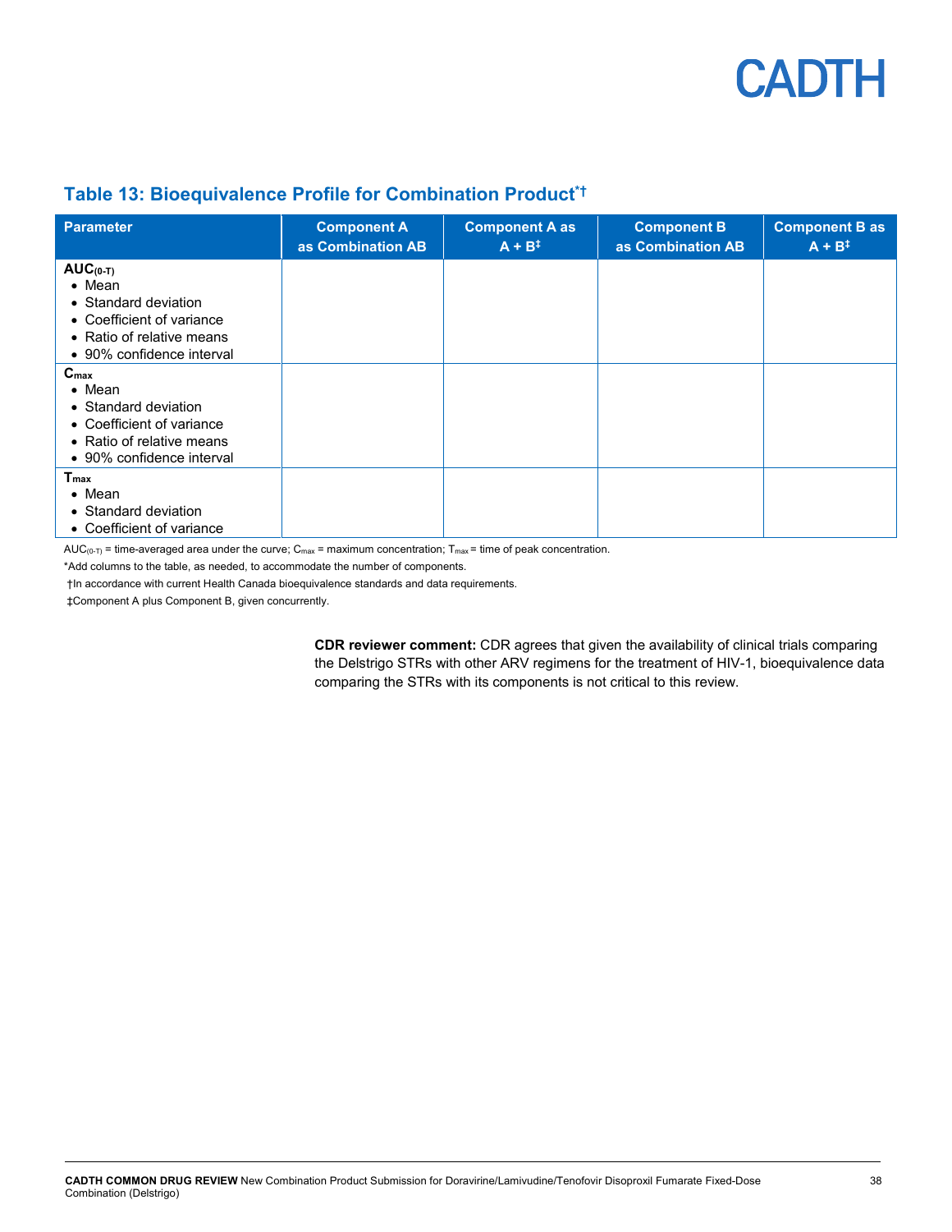### Table 13: Bioequivalence Profile for Combination Product*†

| Parameter | Component A as Combination AB | Component A as A + B‡ | Component B as Combination AB | Component B as A + B‡ |
|---|---|---|---|---|
| **$AUC_{(0\text{-}T)}$**<br>• Mean<br>• Standard deviation<br>• Coefficient of variance<br>• Ratio of relative means<br>• 90% confidence interval | | | | |
| **$C_{max}$**<br>• Mean<br>• Standard deviation<br>• Coefficient of variance<br>• Ratio of relative means<br>• 90% confidence interval | | | | |
| **$T_{max}$**<br>• Mean<br>• Standard deviation<br>• Coefficient of variance | | | | |

$AUC_{(0\text{-}T)}$ = time-averaged area under the curve; $C_{max}$ = maximum concentration; $T_{max}$ = time of peak concentration.

*Add columns to the table, as needed, to accommodate the number of components.

†In accordance with current Health Canada bioequivalence standards and data requirements.

‡Component A plus Component B, given concurrently.

**CDR reviewer comment:** CDR agrees that given the availability of clinical trials comparing the Delstrigo STRs with other ARV regimens for the treatment of HIV-1, bioequivalence data comparing the STRs with its components is not critical to this review.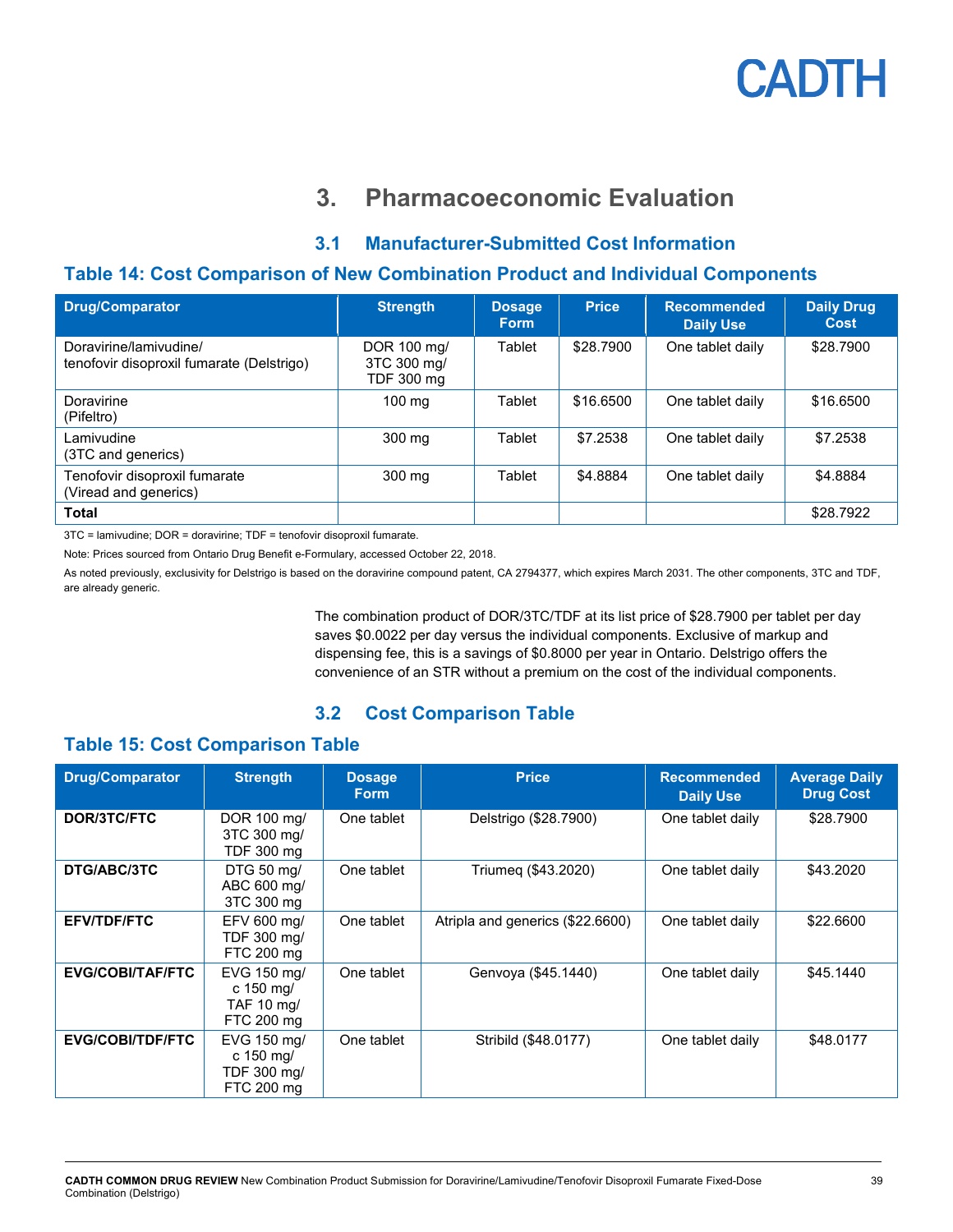## 3. Pharmacoeconomic Evaluation

### 3.1 Manufacturer-Submitted Cost Information

### Table 14: Cost Comparison of New Combination Product and Individual Components

| Drug/Comparator | Strength | Dosage Form | Price | Recommended Daily Use | Daily Drug Cost |
|---|---|---|---|---|---|
| Doravirine/lamivudine/ tenofovir disoproxil fumarate (Delstrigo) | DOR 100 mg/ 3TC 300 mg/ TDF 300 mg | Tablet | $28.7900 | One tablet daily | $28.7900 |
| Doravirine (Pifeltro) | 100 mg | Tablet | $16.6500 | One tablet daily | $16.6500 |
| Lamivudine (3TC and generics) | 300 mg | Tablet | $7.2538 | One tablet daily | $7.2538 |
| Tenofovir disoproxil fumarate (Viread and generics) | 300 mg | Tablet | $4.8884 | One tablet daily | $4.8884 |
| **Total** | | | | | $28.7922 |

3TC = lamivudine; DOR = doravirine; TDF = tenofovir disoproxil fumarate.

Note: Prices sourced from Ontario Drug Benefit e-Formulary, accessed October 22, 2018.

As noted previously, exclusivity for Delstrigo is based on the doravirine compound patent, CA 2794377, which expires March 2031. The other components, 3TC and TDF, are already generic.

The combination product of DOR/3TC/TDF at its list price of $28.7900 per tablet per day saves $0.0022 per day versus the individual components. Exclusive of markup and dispensing fee, this is a savings of $0.8000 per year in Ontario. Delstrigo offers the convenience of an STR without a premium on the cost of the individual components.

### 3.2 Cost Comparison Table

### Table 15: Cost Comparison Table

| Drug/Comparator | Strength | Dosage Form | Price | Recommended Daily Use | Average Daily Drug Cost |
|---|---|---|---|---|---|
| **DOR/3TC/FTC** | DOR 100 mg/ 3TC 300 mg/ TDF 300 mg | One tablet | Delstrigo ($28.7900) | One tablet daily | $28.7900 |
| **DTG/ABC/3TC** | DTG 50 mg/ ABC 600 mg/ 3TC 300 mg | One tablet | Triumeq ($43.2020) | One tablet daily | $43.2020 |
| **EFV/TDF/FTC** | EFV 600 mg/ TDF 300 mg/ FTC 200 mg | One tablet | Atripla and generics ($22.6600) | One tablet daily | $22.6600 |
| **EVG/COBI/TAF/FTC** | EVG 150 mg/ c 150 mg/ TAF 10 mg/ FTC 200 mg | One tablet | Genvoya ($45.1440) | One tablet daily | $45.1440 |
| **EVG/COBI/TDF/FTC** | EVG 150 mg/ c 150 mg/ TDF 300 mg/ FTC 200 mg | One tablet | Stribild ($48.0177) | One tablet daily | $48.0177 |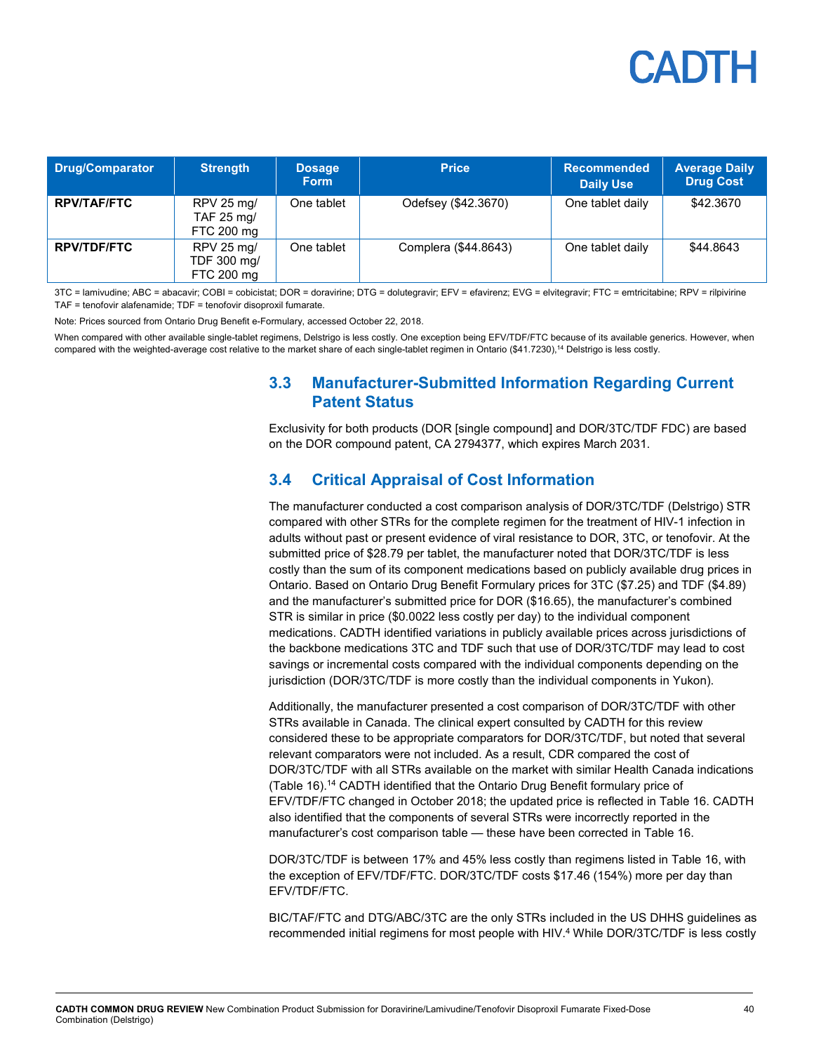| Drug/Comparator | Strength | Dosage Form | Price | Recommended Daily Use | Average Daily Drug Cost |
|---|---|---|---|---|---|
| **RPV/TAF/FTC** | RPV 25 mg/ TAF 25 mg/ FTC 200 mg | One tablet | Odefsey ($42.3670) | One tablet daily | $42.3670 |
| **RPV/TDF/FTC** | RPV 25 mg/ TDF 300 mg/ FTC 200 mg | One tablet | Complera ($44.8643) | One tablet daily | $44.8643 |

3TC = lamivudine; ABC = abacavir; COBI = cobicistat; DOR = doravirine; DTG = dolutegravir; EFV = efavirenz; EVG = elvitegravir; FTC = emtricitabine; RPV = rilpivirine TAF = tenofovir alafenamide; TDF = tenofovir disoproxil fumarate.

Note: Prices sourced from Ontario Drug Benefit e-Formulary, accessed October 22, 2018.

When compared with other available single-tablet regimens, Delstrigo is less costly. One exception being EFV/TDF/FTC because of its available generics. However, when compared with the weighted-average cost relative to the market share of each single-tablet regimen in Ontario ($41.7230),[14] Delstrigo is less costly.

## 3.3 Manufacturer-Submitted Information Regarding Current Patent Status

Exclusivity for both products (DOR [single compound] and DOR/3TC/TDF FDC) are based on the DOR compound patent, CA 2794377, which expires March 2031.

## 3.4 Critical Appraisal of Cost Information

The manufacturer conducted a cost comparison analysis of DOR/3TC/TDF (Delstrigo) STR compared with other STRs for the complete regimen for the treatment of HIV-1 infection in adults without past or present evidence of viral resistance to DOR, 3TC, or tenofovir. At the submitted price of $28.79 per tablet, the manufacturer noted that DOR/3TC/TDF is less costly than the sum of its component medications based on publicly available drug prices in Ontario. Based on Ontario Drug Benefit Formulary prices for 3TC ($7.25) and TDF ($4.89) and the manufacturer's submitted price for DOR ($16.65), the manufacturer's combined STR is similar in price ($0.0022 less costly per day) to the individual component medications. CADTH identified variations in publicly available prices across jurisdictions of the backbone medications 3TC and TDF such that use of DOR/3TC/TDF may lead to cost savings or incremental costs compared with the individual components depending on the jurisdiction (DOR/3TC/TDF is more costly than the individual components in Yukon).

Additionally, the manufacturer presented a cost comparison of DOR/3TC/TDF with other STRs available in Canada. The clinical expert consulted by CADTH for this review considered these to be appropriate comparators for DOR/3TC/TDF, but noted that several relevant comparators were not included. As a result, CDR compared the cost of DOR/3TC/TDF with all STRs available on the market with similar Health Canada indications (Table 16).[14] CADTH identified that the Ontario Drug Benefit formulary price of EFV/TDF/FTC changed in October 2018; the updated price is reflected in Table 16. CADTH also identified that the components of several STRs were incorrectly reported in the manufacturer's cost comparison table — these have been corrected in Table 16.

DOR/3TC/TDF is between 17% and 45% less costly than regimens listed in Table 16, with the exception of EFV/TDF/FTC. DOR/3TC/TDF costs $17.46 (154%) more per day than EFV/TDF/FTC.

BIC/TAF/FTC and DTG/ABC/3TC are the only STRs included in the US DHHS guidelines as recommended initial regimens for most people with HIV.[4] While DOR/3TC/TDF is less costly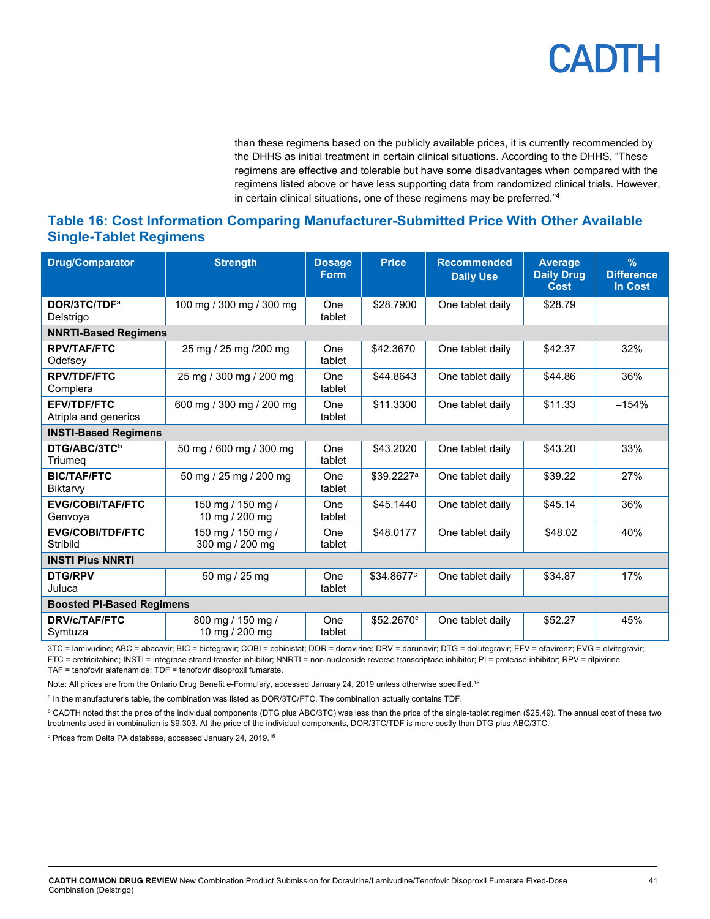than these regimens based on the publicly available prices, it is currently recommended by the DHHS as initial treatment in certain clinical situations. According to the DHHS, "These regimens are effective and tolerable but have some disadvantages when compared with the regimens listed above or have less supporting data from randomized clinical trials. However, in certain clinical situations, one of these regimens may be preferred."[4]

## Table 16: Cost Information Comparing Manufacturer-Submitted Price With Other Available Single-Tablet Regimens

| Drug/Comparator | Strength | Dosage Form | Price | Recommended Daily Use | Average Daily Drug Cost | % Difference in Cost |
|---|---|---|---|---|---|---|
| **DOR/3TC/TDF**[a] Delstrigo | 100 mg / 300 mg / 300 mg | One tablet | $28.7900 | One tablet daily | $28.79 | |
| **NNRTI-Based Regimens** | | | | | | |
| **RPV/TAF/FTC** Odefsey | 25 mg / 25 mg /200 mg | One tablet | $42.3670 | One tablet daily | $42.37 | 32% |
| **RPV/TDF/FTC** Complera | 25 mg / 300 mg / 200 mg | One tablet | $44.8643 | One tablet daily | $44.86 | 36% |
| **EFV/TDF/FTC** Atripla and generics | 600 mg / 300 mg / 200 mg | One tablet | $11.3300 | One tablet daily | $11.33 | –154% |
| **INSTI-Based Regimens** | | | | | | |
| **DTG/ABC/3TC**[b] Triumeq | 50 mg / 600 mg / 300 mg | One tablet | $43.2020 | One tablet daily | $43.20 | 33% |
| **BIC/TAF/FTC** Biktarvy | 50 mg / 25 mg / 200 mg | One tablet | $39.2227[a] | One tablet daily | $39.22 | 27% |
| **EVG/COBI/TAF/FTC** Genvoya | 150 mg / 150 mg / 10 mg / 200 mg | One tablet | $45.1440 | One tablet daily | $45.14 | 36% |
| **EVG/COBI/TDF/FTC** Stribild | 150 mg / 150 mg / 300 mg / 200 mg | One tablet | $48.0177 | One tablet daily | $48.02 | 40% |
| **INSTI Plus NNRTI** | | | | | | |
| **DTG/RPV** Juluca | 50 mg / 25 mg | One tablet | $34.8677[c] | One tablet daily | $34.87 | 17% |
| **Boosted PI-Based Regimens** | | | | | | |
| **DRV/c/TAF/FTC** Symtuza | 800 mg / 150 mg / 10 mg / 200 mg | One tablet | $52.2670[c] | One tablet daily | $52.27 | 45% |

3TC = lamivudine; ABC = abacavir; BIC = bictegravir; COBI = cobicistat; DOR = doravirine; DRV = darunavir; DTG = dolutegravir; EFV = efavirenz; EVG = elvitegravir; FTC = emtricitabine; INSTI = integrase strand transfer inhibitor; NNRTI = non-nucleoside reverse transcriptase inhibitor; PI = protease inhibitor; RPV = rilpivirine TAF = tenofovir alafenamide; TDF = tenofovir disoproxil fumarate.

Note: All prices are from the Ontario Drug Benefit e-Formulary, accessed January 24, 2019 unless otherwise specified.[15]

[a] In the manufacturer's table, the combination was listed as DOR/3TC/FTC. The combination actually contains TDF.

[b] CADTH noted that the price of the individual components (DTG plus ABC/3TC) was less than the price of the single-tablet regimen ($25.49). The annual cost of these two treatments used in combination is $9,303. At the price of the individual components, DOR/3TC/TDF is more costly than DTG plus ABC/3TC.

[c] Prices from Delta PA database, accessed January 24, 2019.[16]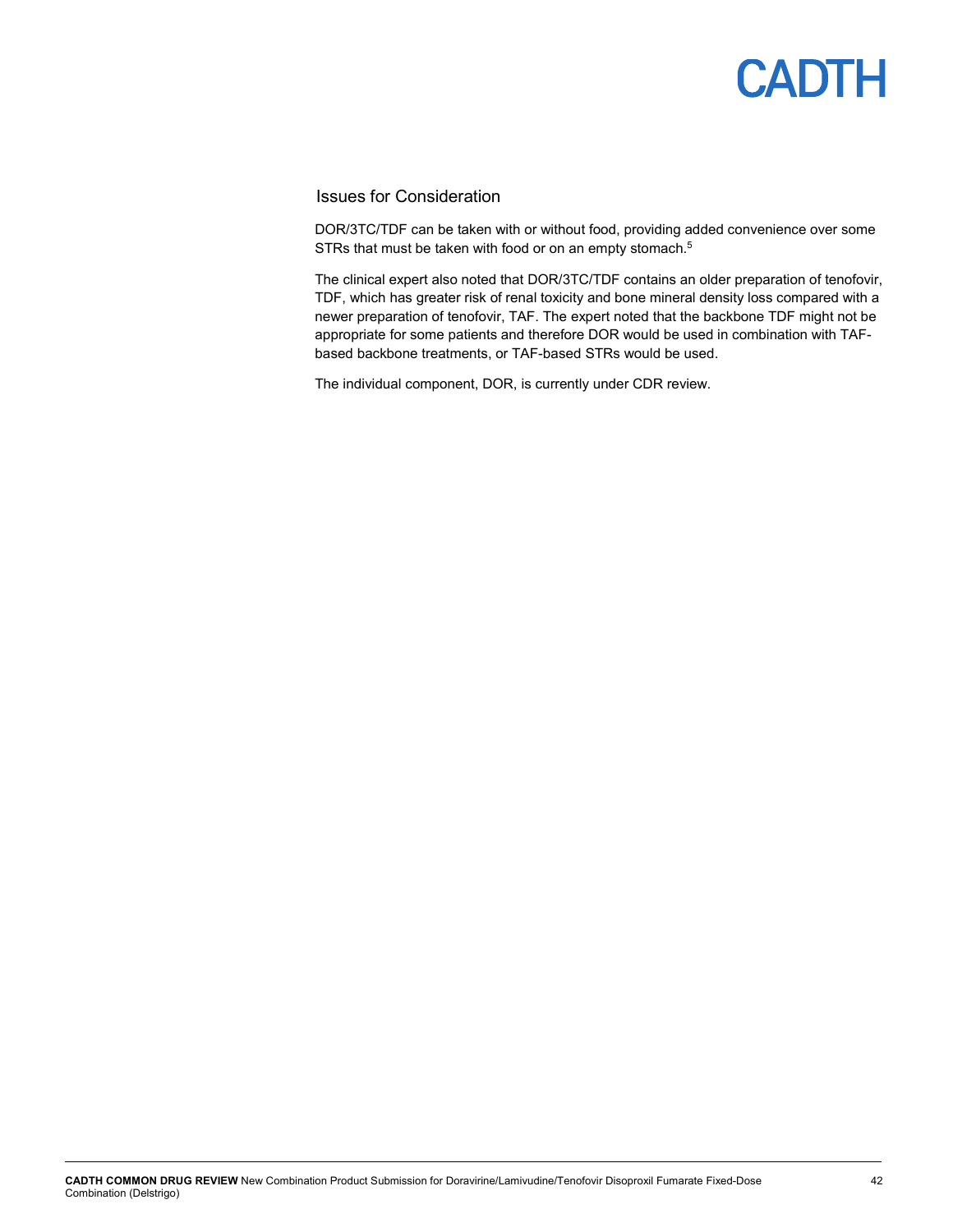## Issues for Consideration

DOR/3TC/TDF can be taken with or without food, providing added convenience over some STRs that must be taken with food or on an empty stomach.[5]

The clinical expert also noted that DOR/3TC/TDF contains an older preparation of tenofovir, TDF, which has greater risk of renal toxicity and bone mineral density loss compared with a newer preparation of tenofovir, TAF. The expert noted that the backbone TDF might not be appropriate for some patients and therefore DOR would be used in combination with TAF-based backbone treatments, or TAF-based STRs would be used.

The individual component, DOR, is currently under CDR review.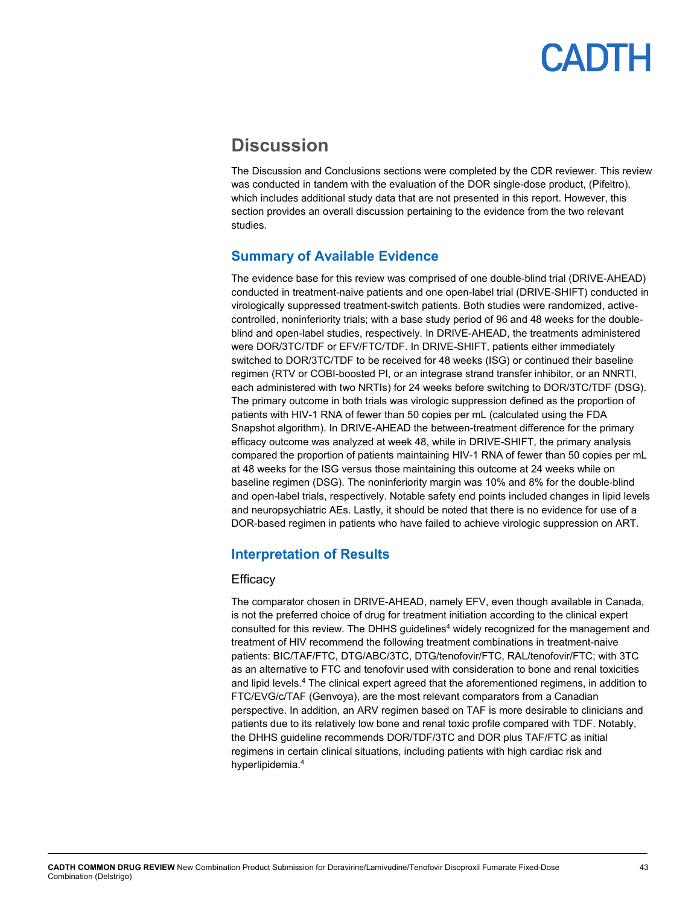# Discussion

The Discussion and Conclusions sections were completed by the CDR reviewer. This review was conducted in tandem with the evaluation of the DOR single-dose product, (Pifeltro), which includes additional study data that are not presented in this report. However, this section provides an overall discussion pertaining to the evidence from the two relevant studies.

## Summary of Available Evidence

The evidence base for this review was comprised of one double-blind trial (DRIVE-AHEAD) conducted in treatment-naive patients and one open-label trial (DRIVE-SHIFT) conducted in virologically suppressed treatment-switch patients. Both studies were randomized, active-controlled, noninferiority trials; with a base study period of 96 and 48 weeks for the double-blind and open-label studies, respectively. In DRIVE-AHEAD, the treatments administered were DOR/3TC/TDF or EFV/FTC/TDF. In DRIVE-SHIFT, patients either immediately switched to DOR/3TC/TDF to be received for 48 weeks (ISG) or continued their baseline regimen (RTV or COBI-boosted PI, or an integrase strand transfer inhibitor, or an NNRTI, each administered with two NRTIs) for 24 weeks before switching to DOR/3TC/TDF (DSG). The primary outcome in both trials was virologic suppression defined as the proportion of patients with HIV-1 RNA of fewer than 50 copies per mL (calculated using the FDA Snapshot algorithm). In DRIVE-AHEAD the between-treatment difference for the primary efficacy outcome was analyzed at week 48, while in DRIVE-SHIFT, the primary analysis compared the proportion of patients maintaining HIV-1 RNA of fewer than 50 copies per mL at 48 weeks for the ISG versus those maintaining this outcome at 24 weeks while on baseline regimen (DSG). The noninferiority margin was 10% and 8% for the double-blind and open-label trials, respectively. Notable safety end points included changes in lipid levels and neuropsychiatric AEs. Lastly, it should be noted that there is no evidence for use of a DOR-based regimen in patients who have failed to achieve virologic suppression on ART.

## Interpretation of Results

### Efficacy

The comparator chosen in DRIVE-AHEAD, namely EFV, even though available in Canada, is not the preferred choice of drug for treatment initiation according to the clinical expert consulted for this review. The DHHS guidelines[4] widely recognized for the management and treatment of HIV recommend the following treatment combinations in treatment-naive patients: BIC/TAF/FTC, DTG/ABC/3TC, DTG/tenofovir/FTC, RAL/tenofovir/FTC; with 3TC as an alternative to FTC and tenofovir used with consideration to bone and renal toxicities and lipid levels.[4] The clinical expert agreed that the aforementioned regimens, in addition to FTC/EVG/c/TAF (Genvoya), are the most relevant comparators from a Canadian perspective. In addition, an ARV regimen based on TAF is more desirable to clinicians and patients due to its relatively low bone and renal toxic profile compared with TDF. Notably, the DHHS guideline recommends DOR/TDF/3TC and DOR plus TAF/FTC as initial regimens in certain clinical situations, including patients with high cardiac risk and hyperlipidemia.[4]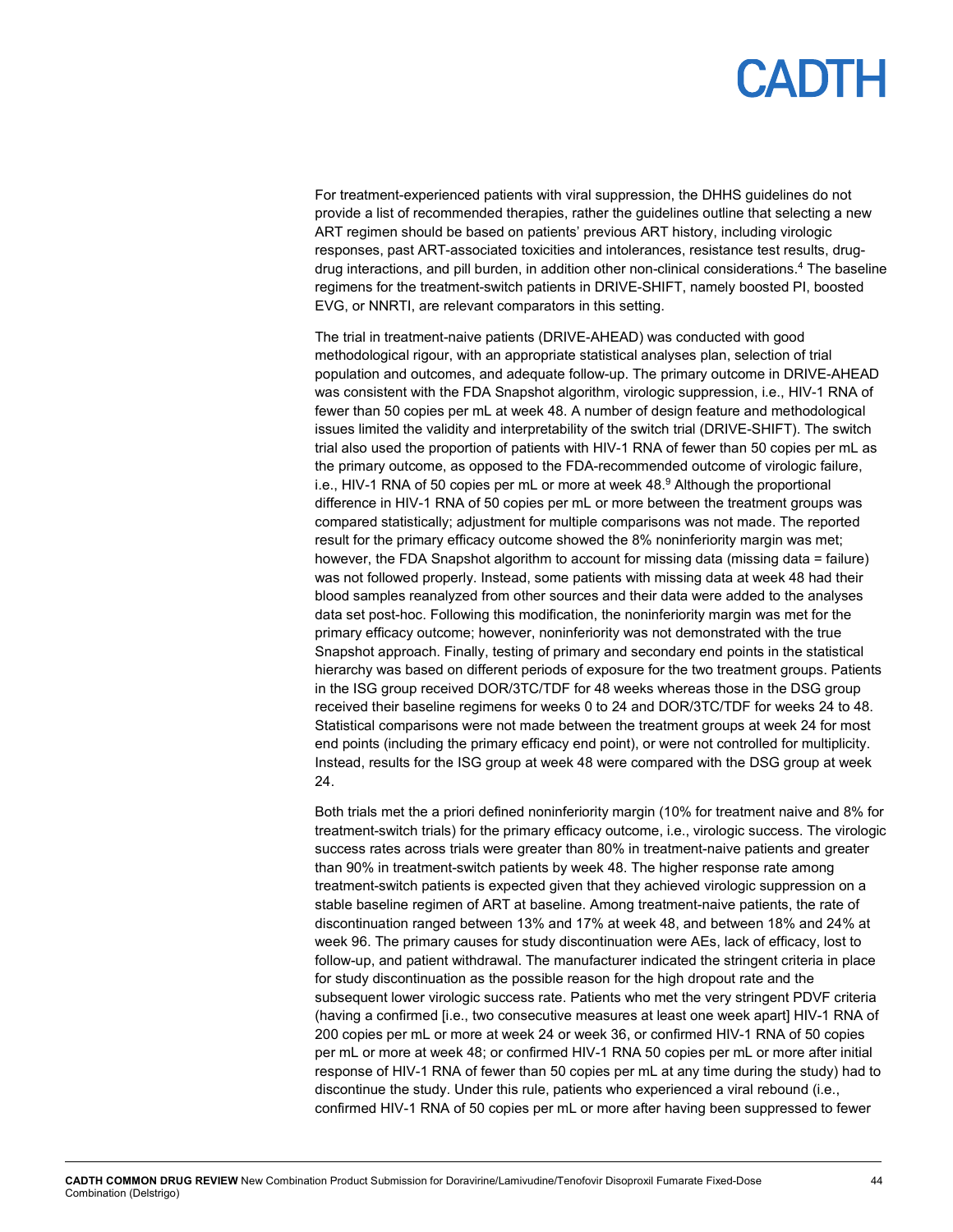For treatment-experienced patients with viral suppression, the DHHS guidelines do not provide a list of recommended therapies, rather the guidelines outline that selecting a new ART regimen should be based on patients' previous ART history, including virologic responses, past ART-associated toxicities and intolerances, resistance test results, drug-drug interactions, and pill burden, in addition other non-clinical considerations.[4] The baseline regimens for the treatment-switch patients in DRIVE-SHIFT, namely boosted PI, boosted EVG, or NNRTI, are relevant comparators in this setting.

The trial in treatment-naive patients (DRIVE-AHEAD) was conducted with good methodological rigour, with an appropriate statistical analyses plan, selection of trial population and outcomes, and adequate follow-up. The primary outcome in DRIVE-AHEAD was consistent with the FDA Snapshot algorithm, virologic suppression, i.e., HIV-1 RNA of fewer than 50 copies per mL at week 48. A number of design feature and methodological issues limited the validity and interpretability of the switch trial (DRIVE-SHIFT). The switch trial also used the proportion of patients with HIV-1 RNA of fewer than 50 copies per mL as the primary outcome, as opposed to the FDA-recommended outcome of virologic failure, i.e., HIV-1 RNA of 50 copies per mL or more at week 48.[9] Although the proportional difference in HIV-1 RNA of 50 copies per mL or more between the treatment groups was compared statistically; adjustment for multiple comparisons was not made. The reported result for the primary efficacy outcome showed the 8% noninferiority margin was met; however, the FDA Snapshot algorithm to account for missing data (missing data = failure) was not followed properly. Instead, some patients with missing data at week 48 had their blood samples reanalyzed from other sources and their data were added to the analyses data set post-hoc. Following this modification, the noninferiority margin was met for the primary efficacy outcome; however, noninferiority was not demonstrated with the true Snapshot approach. Finally, testing of primary and secondary end points in the statistical hierarchy was based on different periods of exposure for the two treatment groups. Patients in the ISG group received DOR/3TC/TDF for 48 weeks whereas those in the DSG group received their baseline regimens for weeks 0 to 24 and DOR/3TC/TDF for weeks 24 to 48. Statistical comparisons were not made between the treatment groups at week 24 for most end points (including the primary efficacy end point), or were not controlled for multiplicity. Instead, results for the ISG group at week 48 were compared with the DSG group at week 24.

Both trials met the a priori defined noninferiority margin (10% for treatment naive and 8% for treatment-switch trials) for the primary efficacy outcome, i.e., virologic success. The virologic success rates across trials were greater than 80% in treatment-naive patients and greater than 90% in treatment-switch patients by week 48. The higher response rate among treatment-switch patients is expected given that they achieved virologic suppression on a stable baseline regimen of ART at baseline. Among treatment-naive patients, the rate of discontinuation ranged between 13% and 17% at week 48, and between 18% and 24% at week 96. The primary causes for study discontinuation were AEs, lack of efficacy, lost to follow-up, and patient withdrawal. The manufacturer indicated the stringent criteria in place for study discontinuation as the possible reason for the high dropout rate and the subsequent lower virologic success rate. Patients who met the very stringent PDVF criteria (having a confirmed [i.e., two consecutive measures at least one week apart] HIV-1 RNA of 200 copies per mL or more at week 24 or week 36, or confirmed HIV-1 RNA of 50 copies per mL or more at week 48; or confirmed HIV-1 RNA 50 copies per mL or more after initial response of HIV-1 RNA of fewer than 50 copies per mL at any time during the study) had to discontinue the study. Under this rule, patients who experienced a viral rebound (i.e., confirmed HIV-1 RNA of 50 copies per mL or more after having been suppressed to fewer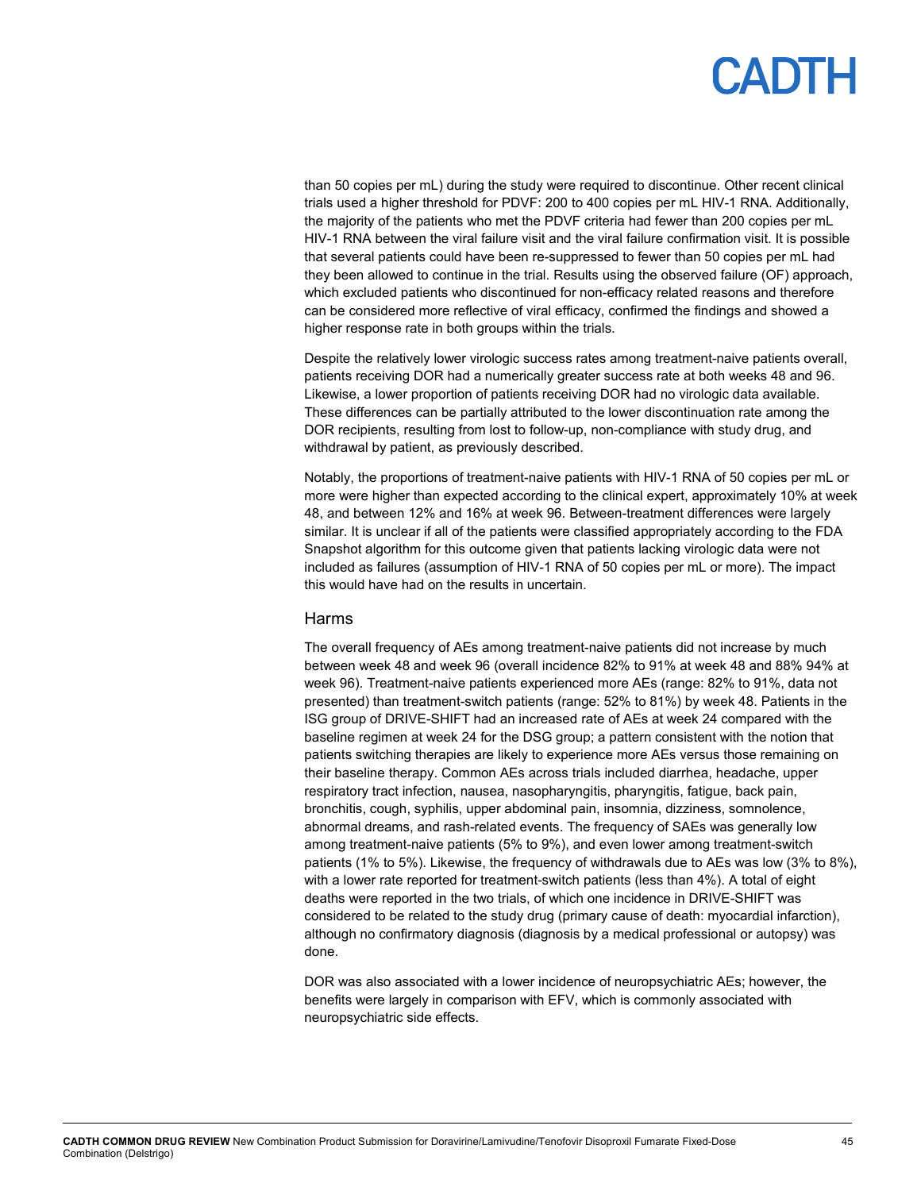than 50 copies per mL) during the study were required to discontinue. Other recent clinical trials used a higher threshold for PDVF: 200 to 400 copies per mL HIV-1 RNA. Additionally, the majority of the patients who met the PDVF criteria had fewer than 200 copies per mL HIV-1 RNA between the viral failure visit and the viral failure confirmation visit. It is possible that several patients could have been re-suppressed to fewer than 50 copies per mL had they been allowed to continue in the trial. Results using the observed failure (OF) approach, which excluded patients who discontinued for non-efficacy related reasons and therefore can be considered more reflective of viral efficacy, confirmed the findings and showed a higher response rate in both groups within the trials.

Despite the relatively lower virologic success rates among treatment-naive patients overall, patients receiving DOR had a numerically greater success rate at both weeks 48 and 96. Likewise, a lower proportion of patients receiving DOR had no virologic data available. These differences can be partially attributed to the lower discontinuation rate among the DOR recipients, resulting from lost to follow-up, non-compliance with study drug, and withdrawal by patient, as previously described.

Notably, the proportions of treatment-naive patients with HIV-1 RNA of 50 copies per mL or more were higher than expected according to the clinical expert, approximately 10% at week 48, and between 12% and 16% at week 96. Between-treatment differences were largely similar. It is unclear if all of the patients were classified appropriately according to the FDA Snapshot algorithm for this outcome given that patients lacking virologic data were not included as failures (assumption of HIV-1 RNA of 50 copies per mL or more). The impact this would have had on the results in uncertain.

### Harms

The overall frequency of AEs among treatment-naive patients did not increase by much between week 48 and week 96 (overall incidence 82% to 91% at week 48 and 88% 94% at week 96). Treatment-naive patients experienced more AEs (range: 82% to 91%, data not presented) than treatment-switch patients (range: 52% to 81%) by week 48. Patients in the ISG group of DRIVE-SHIFT had an increased rate of AEs at week 24 compared with the baseline regimen at week 24 for the DSG group; a pattern consistent with the notion that patients switching therapies are likely to experience more AEs versus those remaining on their baseline therapy. Common AEs across trials included diarrhea, headache, upper respiratory tract infection, nausea, nasopharyngitis, pharyngitis, fatigue, back pain, bronchitis, cough, syphilis, upper abdominal pain, insomnia, dizziness, somnolence, abnormal dreams, and rash-related events. The frequency of SAEs was generally low among treatment-naive patients (5% to 9%), and even lower among treatment-switch patients (1% to 5%). Likewise, the frequency of withdrawals due to AEs was low (3% to 8%), with a lower rate reported for treatment-switch patients (less than 4%). A total of eight deaths were reported in the two trials, of which one incidence in DRIVE-SHIFT was considered to be related to the study drug (primary cause of death: myocardial infarction), although no confirmatory diagnosis (diagnosis by a medical professional or autopsy) was done.

DOR was also associated with a lower incidence of neuropsychiatric AEs; however, the benefits were largely in comparison with EFV, which is commonly associated with neuropsychiatric side effects.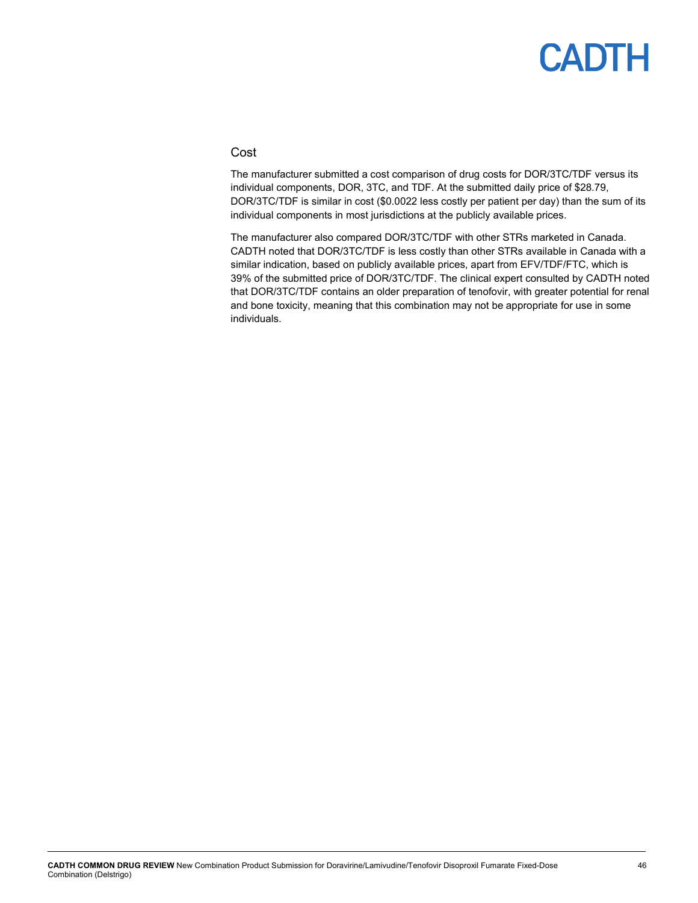## Cost

The manufacturer submitted a cost comparison of drug costs for DOR/3TC/TDF versus its individual components, DOR, 3TC, and TDF. At the submitted daily price of $28.79, DOR/3TC/TDF is similar in cost ($0.0022 less costly per patient per day) than the sum of its individual components in most jurisdictions at the publicly available prices.

The manufacturer also compared DOR/3TC/TDF with other STRs marketed in Canada. CADTH noted that DOR/3TC/TDF is less costly than other STRs available in Canada with a similar indication, based on publicly available prices, apart from EFV/TDF/FTC, which is 39% of the submitted price of DOR/3TC/TDF. The clinical expert consulted by CADTH noted that DOR/3TC/TDF contains an older preparation of tenofovir, with greater potential for renal and bone toxicity, meaning that this combination may not be appropriate for use in some individuals.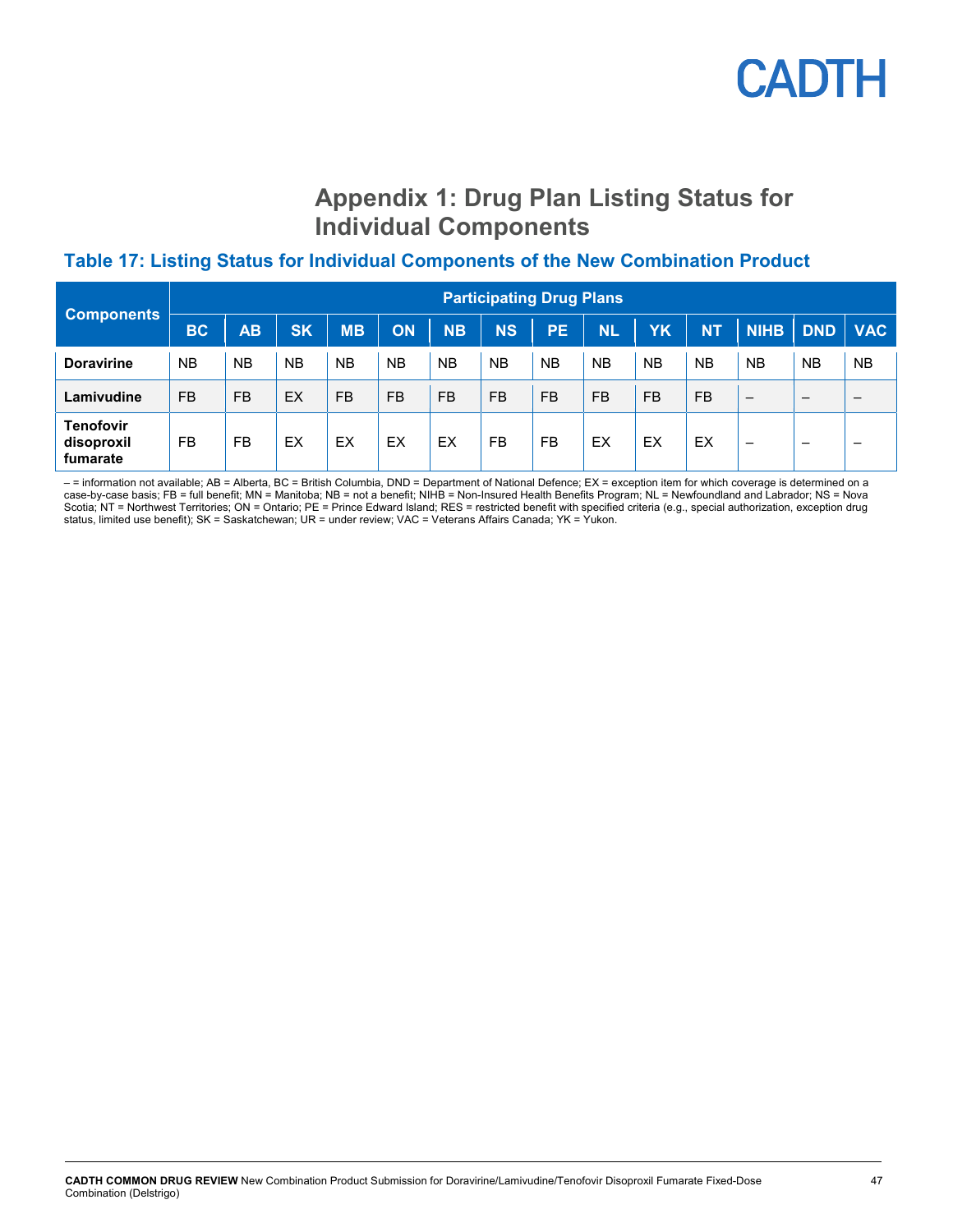# Appendix 1: Drug Plan Listing Status for Individual Components

### Table 17: Listing Status for Individual Components of the New Combination Product

| Components | Participating Drug Plans | | | | | | | | | | | | | |
|---|---|---|---|---|---|---|---|---|---|---|---|---|---|---|
| | BC | AB | SK | MB | ON | NB | NS | PE | NL | YK | NT | NIHB | DND | VAC |
| **Doravirine** | NB | NB | NB | NB | NB | NB | NB | NB | NB | NB | NB | NB | NB | NB |
| **Lamivudine** | FB | FB | EX | FB | FB | FB | FB | FB | FB | FB | FB | – | – | – |
| **Tenofovir disoproxil fumarate** | FB | FB | EX | EX | EX | EX | FB | FB | EX | EX | EX | – | – | – |

– = information not available; AB = Alberta, BC = British Columbia, DND = Department of National Defence; EX = exception item for which coverage is determined on a case-by-case basis; FB = full benefit; MN = Manitoba; NB = not a benefit; NIHB = Non-Insured Health Benefits Program; NL = Newfoundland and Labrador; NS = Nova Scotia; NT = Northwest Territories; ON = Ontario; PE = Prince Edward Island; RES = restricted benefit with specified criteria (e.g., special authorization, exception drug status, limited use benefit); SK = Saskatchewan; UR = under review; VAC = Veterans Affairs Canada; YK = Yukon.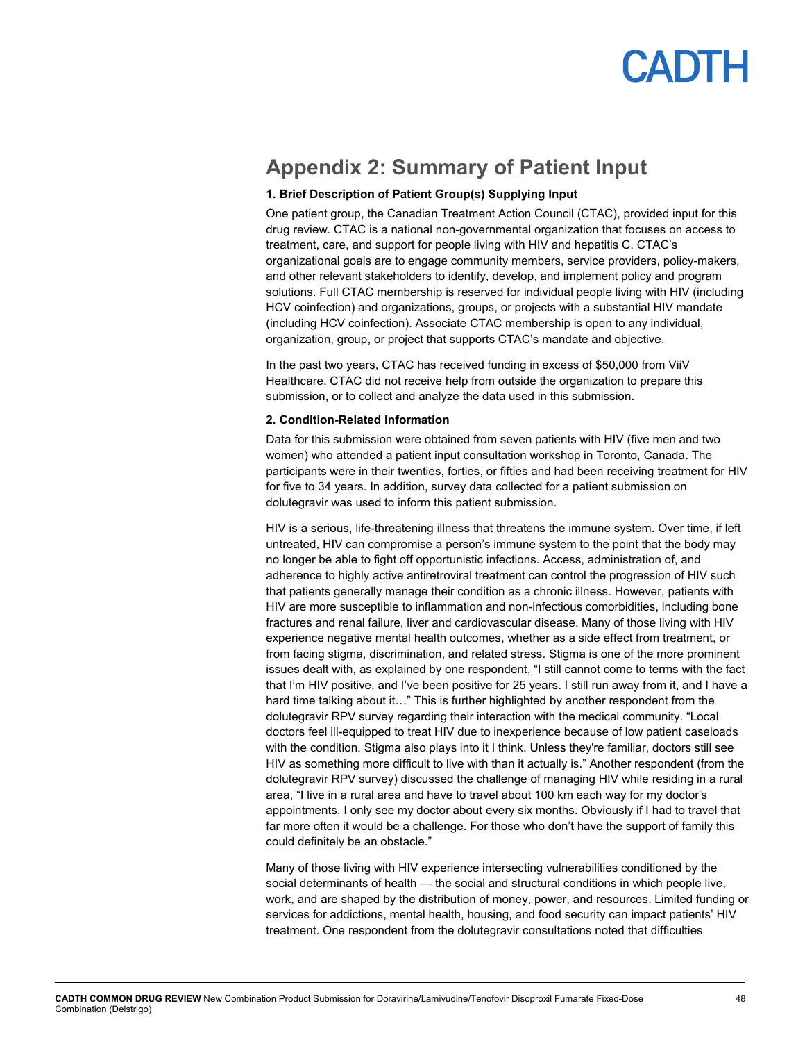## Appendix 2: Summary of Patient Input

**1. Brief Description of Patient Group(s) Supplying Input**

One patient group, the Canadian Treatment Action Council (CTAC), provided input for this drug review. CTAC is a national non-governmental organization that focuses on access to treatment, care, and support for people living with HIV and hepatitis C. CTAC's organizational goals are to engage community members, service providers, policy-makers, and other relevant stakeholders to identify, develop, and implement policy and program solutions. Full CTAC membership is reserved for individual people living with HIV (including HCV coinfection) and organizations, groups, or projects with a substantial HIV mandate (including HCV coinfection). Associate CTAC membership is open to any individual, organization, group, or project that supports CTAC's mandate and objective.

In the past two years, CTAC has received funding in excess of $50,000 from ViiV Healthcare. CTAC did not receive help from outside the organization to prepare this submission, or to collect and analyze the data used in this submission.

**2. Condition-Related Information**

Data for this submission were obtained from seven patients with HIV (five men and two women) who attended a patient input consultation workshop in Toronto, Canada. The participants were in their twenties, forties, or fifties and had been receiving treatment for HIV for five to 34 years. In addition, survey data collected for a patient submission on dolutegravir was used to inform this patient submission.

HIV is a serious, life-threatening illness that threatens the immune system. Over time, if left untreated, HIV can compromise a person's immune system to the point that the body may no longer be able to fight off opportunistic infections. Access, administration of, and adherence to highly active antiretroviral treatment can control the progression of HIV such that patients generally manage their condition as a chronic illness. However, patients with HIV are more susceptible to inflammation and non-infectious comorbidities, including bone fractures and renal failure, liver and cardiovascular disease. Many of those living with HIV experience negative mental health outcomes, whether as a side effect from treatment, or from facing stigma, discrimination, and related stress. Stigma is one of the more prominent issues dealt with, as explained by one respondent, "I still cannot come to terms with the fact that I'm HIV positive, and I've been positive for 25 years. I still run away from it, and I have a hard time talking about it…" This is further highlighted by another respondent from the dolutegravir RPV survey regarding their interaction with the medical community. "Local doctors feel ill-equipped to treat HIV due to inexperience because of low patient caseloads with the condition. Stigma also plays into it I think. Unless they're familiar, doctors still see HIV as something more difficult to live with than it actually is." Another respondent (from the dolutegravir RPV survey) discussed the challenge of managing HIV while residing in a rural area, "I live in a rural area and have to travel about 100 km each way for my doctor's appointments. I only see my doctor about every six months. Obviously if I had to travel that far more often it would be a challenge. For those who don't have the support of family this could definitely be an obstacle."

Many of those living with HIV experience intersecting vulnerabilities conditioned by the social determinants of health — the social and structural conditions in which people live, work, and are shaped by the distribution of money, power, and resources. Limited funding or services for addictions, mental health, housing, and food security can impact patients' HIV treatment. One respondent from the dolutegravir consultations noted that difficulties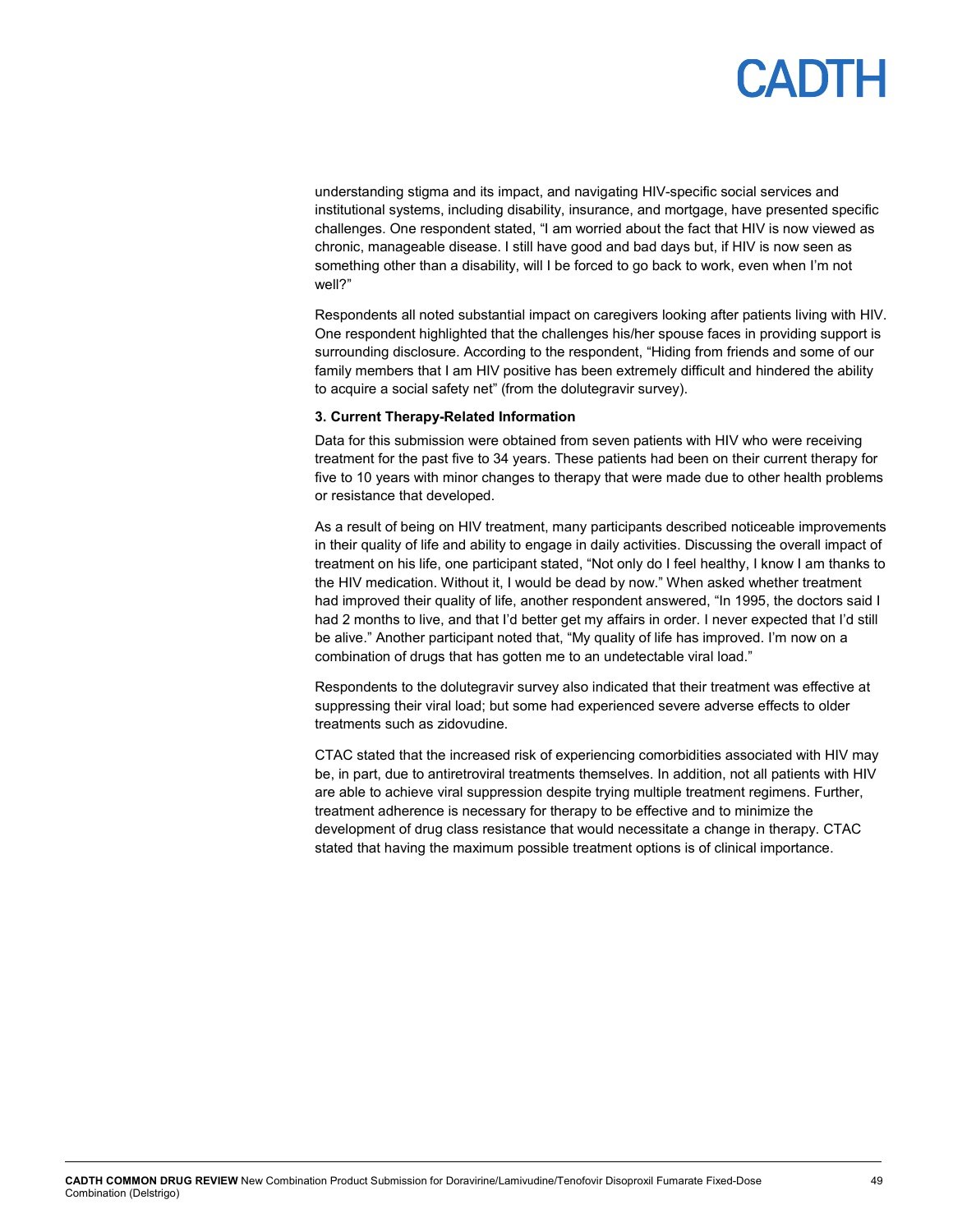understanding stigma and its impact, and navigating HIV-specific social services and institutional systems, including disability, insurance, and mortgage, have presented specific challenges. One respondent stated, "I am worried about the fact that HIV is now viewed as chronic, manageable disease. I still have good and bad days but, if HIV is now seen as something other than a disability, will I be forced to go back to work, even when I'm not well?"

Respondents all noted substantial impact on caregivers looking after patients living with HIV. One respondent highlighted that the challenges his/her spouse faces in providing support is surrounding disclosure. According to the respondent, "Hiding from friends and some of our family members that I am HIV positive has been extremely difficult and hindered the ability to acquire a social safety net" (from the dolutegravir survey).

**3. Current Therapy-Related Information**

Data for this submission were obtained from seven patients with HIV who were receiving treatment for the past five to 34 years. These patients had been on their current therapy for five to 10 years with minor changes to therapy that were made due to other health problems or resistance that developed.

As a result of being on HIV treatment, many participants described noticeable improvements in their quality of life and ability to engage in daily activities. Discussing the overall impact of treatment on his life, one participant stated, "Not only do I feel healthy, I know I am thanks to the HIV medication. Without it, I would be dead by now." When asked whether treatment had improved their quality of life, another respondent answered, "In 1995, the doctors said I had 2 months to live, and that I'd better get my affairs in order. I never expected that I'd still be alive." Another participant noted that, "My quality of life has improved. I'm now on a combination of drugs that has gotten me to an undetectable viral load."

Respondents to the dolutegravir survey also indicated that their treatment was effective at suppressing their viral load; but some had experienced severe adverse effects to older treatments such as zidovudine.

CTAC stated that the increased risk of experiencing comorbidities associated with HIV may be, in part, due to antiretroviral treatments themselves. In addition, not all patients with HIV are able to achieve viral suppression despite trying multiple treatment regimens. Further, treatment adherence is necessary for therapy to be effective and to minimize the development of drug class resistance that would necessitate a change in therapy. CTAC stated that having the maximum possible treatment options is of clinical importance.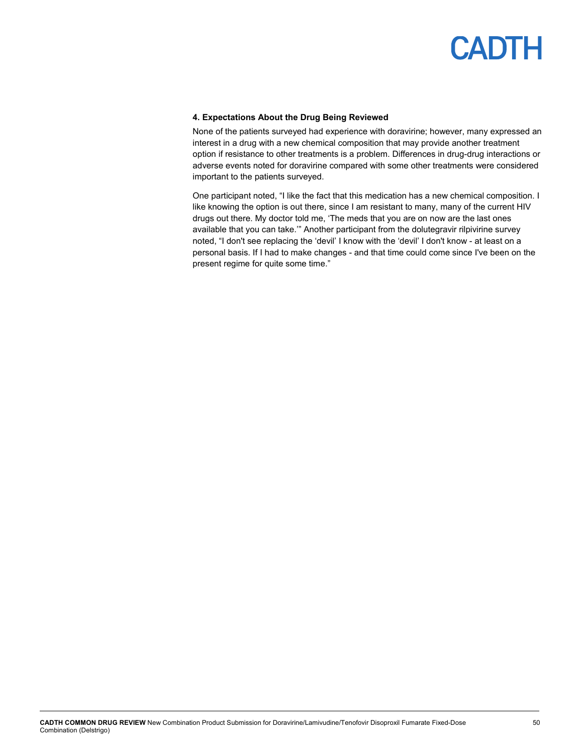#### 4. Expectations About the Drug Being Reviewed

None of the patients surveyed had experience with doravirine; however, many expressed an interest in a drug with a new chemical composition that may provide another treatment option if resistance to other treatments is a problem. Differences in drug-drug interactions or adverse events noted for doravirine compared with some other treatments were considered important to the patients surveyed.

One participant noted, "I like the fact that this medication has a new chemical composition. I like knowing the option is out there, since I am resistant to many, many of the current HIV drugs out there. My doctor told me, 'The meds that you are on now are the last ones available that you can take.'" Another participant from the dolutegravir rilpivirine survey noted, "I don't see replacing the 'devil' I know with the 'devil' I don't know - at least on a personal basis. If I had to make changes - and that time could come since I've been on the present regime for quite some time."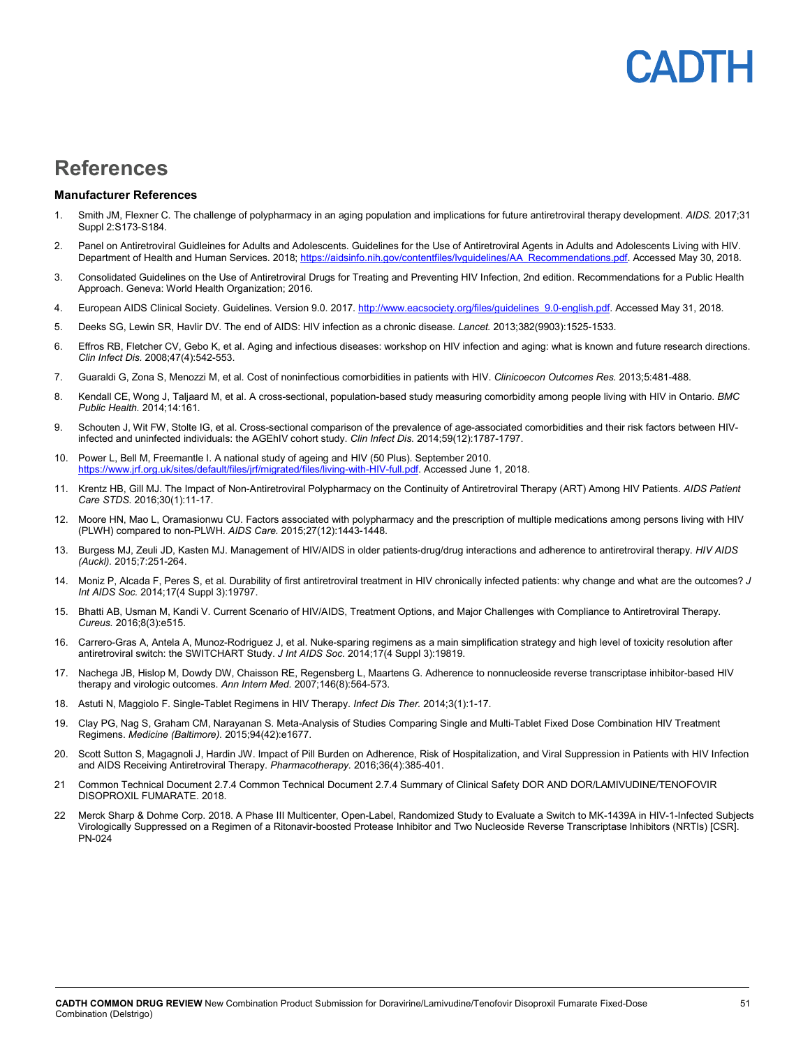# References

### Manufacturer References

1. Smith JM, Flexner C. The challenge of polypharmacy in an aging population and implications for future antiretroviral therapy development. *AIDS.* 2017;31 Suppl 2:S173-S184.
2. Panel on Antiretroviral Guidleines for Adults and Adolescents. Guidelines for the Use of Antiretroviral Agents in Adults and Adolescents Living with HIV. Department of Health and Human Services. 2018; https://aidsinfo.nih.gov/contentfiles/lvguidelines/AA_Recommendations.pdf. Accessed May 30, 2018.
3. Consolidated Guidelines on the Use of Antiretroviral Drugs for Treating and Preventing HIV Infection, 2nd edition. Recommendations for a Public Health Approach. Geneva: World Health Organization; 2016.
4. European AIDS Clinical Society. Guidelines. Version 9.0. 2017. http://www.eacsociety.org/files/guidelines_9.0-english.pdf. Accessed May 31, 2018.
5. Deeks SG, Lewin SR, Havlir DV. The end of AIDS: HIV infection as a chronic disease. *Lancet.* 2013;382(9903):1525-1533.
6. Effros RB, Fletcher CV, Gebo K, et al. Aging and infectious diseases: workshop on HIV infection and aging: what is known and future research directions. *Clin Infect Dis.* 2008;47(4):542-553.
7. Guaraldi G, Zona S, Menozzi M, et al. Cost of noninfectious comorbidities in patients with HIV. *Clinicoecon Outcomes Res.* 2013;5:481-488.
8. Kendall CE, Wong J, Taljaard M, et al. A cross-sectional, population-based study measuring comorbidity among people living with HIV in Ontario. *BMC Public Health.* 2014;14:161.
9. Schouten J, Wit FW, Stolte IG, et al. Cross-sectional comparison of the prevalence of age-associated comorbidities and their risk factors between HIV-infected and uninfected individuals: the AGEhIV cohort study. *Clin Infect Dis.* 2014;59(12):1787-1797.
10. Power L, Bell M, Freemantle I. A national study of ageing and HIV (50 Plus). September 2010. https://www.jrf.org.uk/sites/default/files/jrf/migrated/files/living-with-HIV-full.pdf. Accessed June 1, 2018.
11. Krentz HB, Gill MJ. The Impact of Non-Antiretroviral Polypharmacy on the Continuity of Antiretroviral Therapy (ART) Among HIV Patients. *AIDS Patient Care STDS.* 2016;30(1):11-17.
12. Moore HN, Mao L, Oramasionwu CU. Factors associated with polypharmacy and the prescription of multiple medications among persons living with HIV (PLWH) compared to non-PLWH. *AIDS Care.* 2015;27(12):1443-1448.
13. Burgess MJ, Zeuli JD, Kasten MJ. Management of HIV/AIDS in older patients-drug/drug interactions and adherence to antiretroviral therapy. *HIV AIDS (Auckl).* 2015;7:251-264.
14. Moniz P, Alcada F, Peres S, et al. Durability of first antiretroviral treatment in HIV chronically infected patients: why change and what are the outcomes? *J Int AIDS Soc.* 2014;17(4 Suppl 3):19797.
15. Bhatti AB, Usman M, Kandi V. Current Scenario of HIV/AIDS, Treatment Options, and Major Challenges with Compliance to Antiretroviral Therapy. *Cureus.* 2016;8(3):e515.
16. Carrero-Gras A, Antela A, Munoz-Rodriguez J, et al. Nuke-sparing regimens as a main simplification strategy and high level of toxicity resolution after antiretroviral switch: the SWITCHART Study. *J Int AIDS Soc.* 2014;17(4 Suppl 3):19819.
17. Nachega JB, Hislop M, Dowdy DW, Chaisson RE, Regensberg L, Maartens G. Adherence to nonnucleoside reverse transcriptase inhibitor-based HIV therapy and virologic outcomes. *Ann Intern Med.* 2007;146(8):564-573.
18. Astuti N, Maggiolo F. Single-Tablet Regimens in HIV Therapy. *Infect Dis Ther.* 2014;3(1):1-17.
19. Clay PG, Nag S, Graham CM, Narayanan S. Meta-Analysis of Studies Comparing Single and Multi-Tablet Fixed Dose Combination HIV Treatment Regimens. *Medicine (Baltimore).* 2015;94(42):e1677.
20. Scott Sutton S, Magagnoli J, Hardin JW. Impact of Pill Burden on Adherence, Risk of Hospitalization, and Viral Suppression in Patients with HIV Infection and AIDS Receiving Antiretroviral Therapy. *Pharmacotherapy.* 2016;36(4):385-401.
21. Common Technical Document 2.7.4 Common Technical Document 2.7.4 Summary of Clinical Safety DOR AND DOR/LAMIVUDINE/TENOFOVIR DISOPROXIL FUMARATE. 2018.
22. Merck Sharp & Dohme Corp. 2018. A Phase III Multicenter, Open-Label, Randomized Study to Evaluate a Switch to MK-1439A in HIV-1-Infected Subjects Virologically Suppressed on a Regimen of a Ritonavir-boosted Protease Inhibitor and Two Nucleoside Reverse Transcriptase Inhibitors (NRTIs) [CSR]. PN-024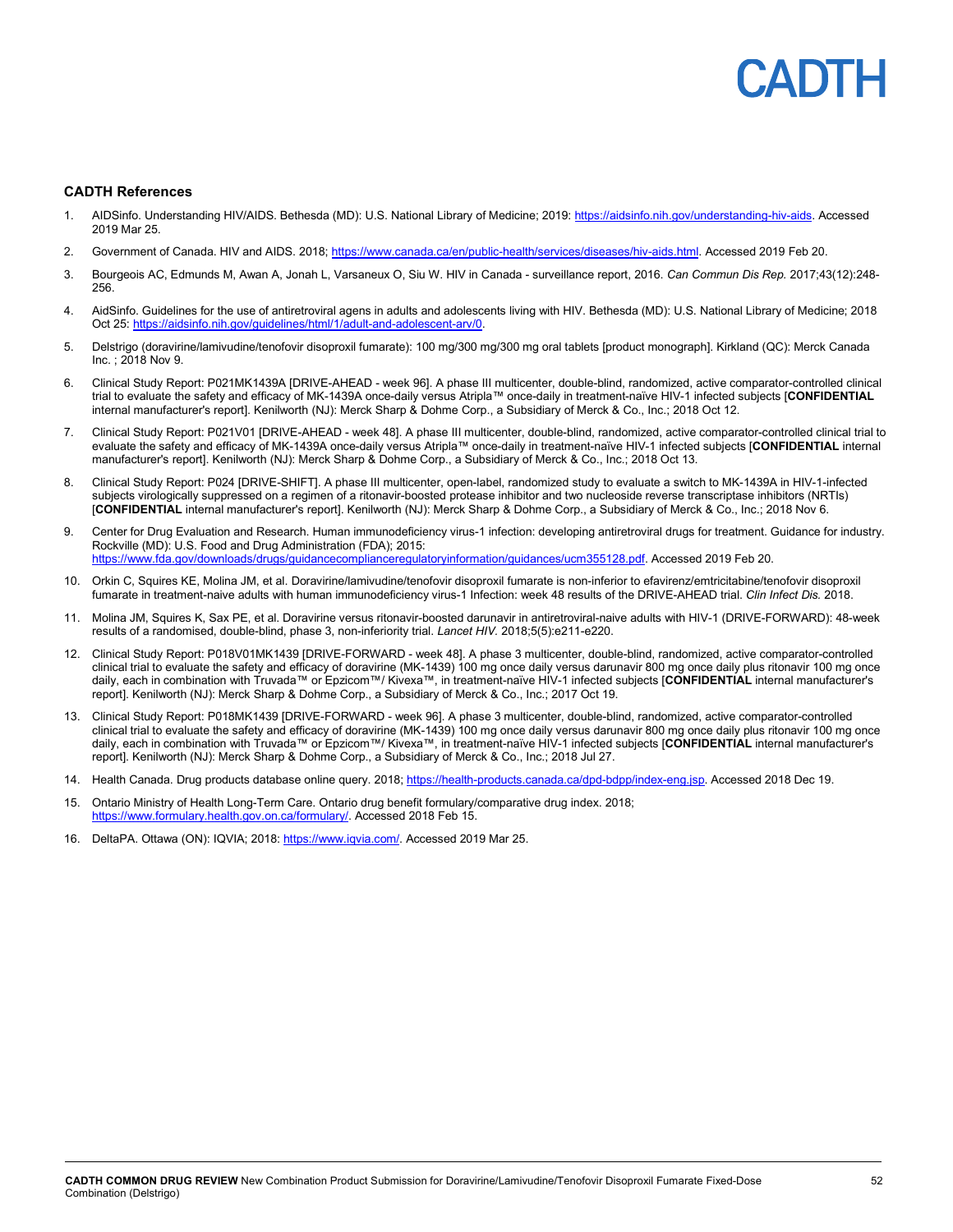### CADTH References

1. AIDSinfo. Understanding HIV/AIDS. Bethesda (MD): U.S. National Library of Medicine; 2019: https://aidsinfo.nih.gov/understanding-hiv-aids. Accessed 2019 Mar 25.
2. Government of Canada. HIV and AIDS. 2018; https://www.canada.ca/en/public-health/services/diseases/hiv-aids.html. Accessed 2019 Feb 20.
3. Bourgeois AC, Edmunds M, Awan A, Jonah L, Varsaneux O, Siu W. HIV in Canada - surveillance report, 2016. *Can Commun Dis Rep.* 2017;43(12):248-256.
4. AidSinfo. Guidelines for the use of antiretroviral agents in adults and adolescents living with HIV. Bethesda (MD): U.S. National Library of Medicine; 2018 Oct 25: https://aidsinfo.nih.gov/guidelines/html/1/adult-and-adolescent-arv/0.
5. Delstrigo (doravirine/lamivudine/tenofovir disoproxil fumarate): 100 mg/300 mg/300 mg oral tablets [product monograph]. Kirkland (QC): Merck Canada Inc. ; 2018 Nov 9.
6. Clinical Study Report: P021MK1439A [DRIVE-AHEAD - week 96]. A phase III multicenter, double-blind, randomized, active comparator-controlled clinical trial to evaluate the safety and efficacy of MK-1439A once-daily versus Atripla™ once-daily in treatment-naïve HIV-1 infected subjects [**CONFIDENTIAL** internal manufacturer's report]. Kenilworth (NJ): Merck Sharp & Dohme Corp., a Subsidiary of Merck & Co., Inc.; 2018 Oct 12.
7. Clinical Study Report: P021V01 [DRIVE-AHEAD - week 48]. A phase III multicenter, double-blind, randomized, active comparator-controlled clinical trial to evaluate the safety and efficacy of MK-1439A once-daily versus Atripla™ once-daily in treatment-naïve HIV-1 infected subjects [**CONFIDENTIAL** internal manufacturer's report]. Kenilworth (NJ): Merck Sharp & Dohme Corp., a Subsidiary of Merck & Co., Inc.; 2018 Oct 13.
8. Clinical Study Report: P024 [DRIVE-SHIFT]. A phase III multicenter, open-label, randomized study to evaluate a switch to MK-1439A in HIV-1-infected subjects virologically suppressed on a regimen of a ritonavir-boosted protease inhibitor and two nucleoside reverse transcriptase inhibitors (NRTIs) [**CONFIDENTIAL** internal manufacturer's report]. Kenilworth (NJ): Merck Sharp & Dohme Corp., a Subsidiary of Merck & Co., Inc.; 2018 Nov 6.
9. Center for Drug Evaluation and Research. Human immunodeficiency virus-1 infection: developing antiretroviral drugs for treatment. Guidance for industry. Rockville (MD): U.S. Food and Drug Administration (FDA); 2015: https://www.fda.gov/downloads/drugs/guidancecomplianceregulatoryinformation/guidances/ucm355128.pdf. Accessed 2019 Feb 20.
10. Orkin C, Squires KE, Molina JM, et al. Doravirine/lamivudine/tenofovir disoproxil fumarate is non-inferior to efavirenz/emtricitabine/tenofovir disoproxil fumarate in treatment-naive adults with human immunodeficiency virus-1 Infection: week 48 results of the DRIVE-AHEAD trial. *Clin Infect Dis.* 2018.
11. Molina JM, Squires K, Sax PE, et al. Doravirine versus ritonavir-boosted darunavir in antiretroviral-naive adults with HIV-1 (DRIVE-FORWARD): 48-week results of a randomised, double-blind, phase 3, non-inferiority trial. *Lancet HIV.* 2018;5(5):e211-e220.
12. Clinical Study Report: P018V01MK1439 [DRIVE-FORWARD - week 48]. A phase 3 multicenter, double-blind, randomized, active comparator-controlled clinical trial to evaluate the safety and efficacy of doravirine (MK-1439) 100 mg once daily versus darunavir 800 mg once daily plus ritonavir 100 mg once daily, each in combination with Truvada™ or Epzicom™/ Kivexa™, in treatment-naïve HIV-1 infected subjects [**CONFIDENTIAL** internal manufacturer's report]. Kenilworth (NJ): Merck Sharp & Dohme Corp., a Subsidiary of Merck & Co., Inc.; 2017 Oct 19.
13. Clinical Study Report: P018MK1439 [DRIVE-FORWARD - week 96]. A phase 3 multicenter, double-blind, randomized, active comparator-controlled clinical trial to evaluate the safety and efficacy of doravirine (MK-1439) 100 mg once daily versus darunavir 800 mg once daily plus ritonavir 100 mg once daily, each in combination with Truvada™ or Epzicom™/ Kivexa™, in treatment-naïve HIV-1 infected subjects [**CONFIDENTIAL** internal manufacturer's report]. Kenilworth (NJ): Merck Sharp & Dohme Corp., a Subsidiary of Merck & Co., Inc.; 2018 Jul 27.
14. Health Canada. Drug products database online query. 2018; https://health-products.canada.ca/dpd-bdpp/index-eng.jsp. Accessed 2018 Dec 19.
15. Ontario Ministry of Health Long-Term Care. Ontario drug benefit formulary/comparative drug index. 2018; https://www.formulary.health.gov.on.ca/formulary/. Accessed 2018 Feb 15.
16. DeltaPA. Ottawa (ON): IQVIA; 2018: https://www.iqvia.com/. Accessed 2019 Mar 25.